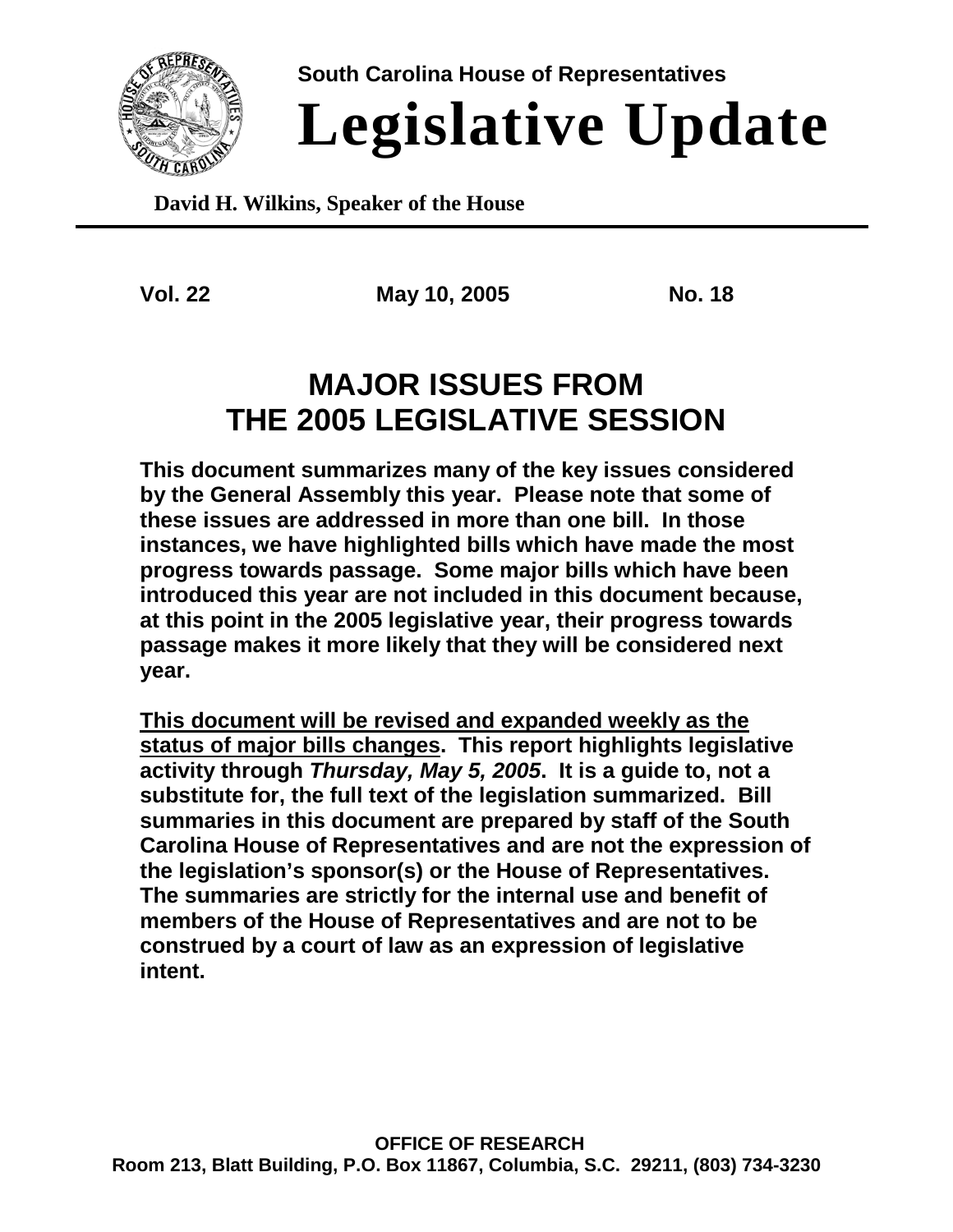South Carolina House of Representatives

# Legislative Update

**David H. Wilkins, Speaker of the House**

---

**Vol. 22** **May 10, 2005** **No. 18**

## MAJOR ISSUES FROM THE 2005 LEGISLATIVE SESSION

**This document summarizes many of the key issues considered by the General Assembly this year. Please note that some of these issues are addressed in more than one bill. In those instances, we have highlighted bills which have made the most progress towards passage. Some major bills which have been introduced this year are not included in this document because, at this point in the 2005 legislative year, their progress towards passage makes it more likely that they will be considered next year.**

**<u>This document will be revised and expanded weekly as the status of major bills changes</u>. This report highlights legislative activity through *Thursday, May 5, 2005*. It is a guide to, not a substitute for, the full text of the legislation summarized. Bill summaries in this document are prepared by staff of the South Carolina House of Representatives and are not the expression of the legislation's sponsor(s) or the House of Representatives. The summaries are strictly for the internal use and benefit of members of the House of Representatives and are not to be construed by a court of law as an expression of legislative intent.**

**OFFICE OF RESEARCH**
**Room 213, Blatt Building, P.O. Box 11867, Columbia, S.C. 29211, (803) 734-3230**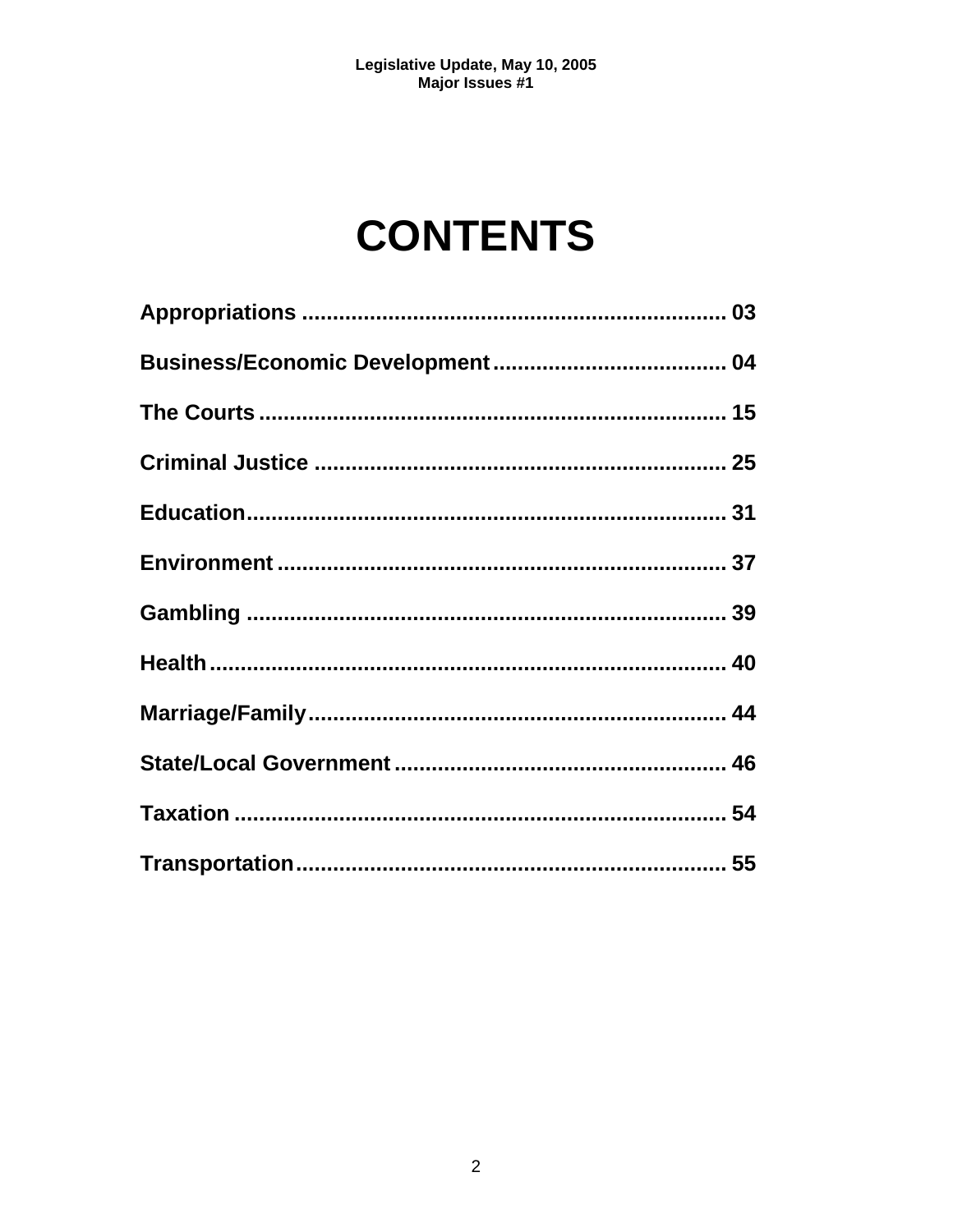# CONTENTS

**Appropriations** .................................................................... 03

**Business/Economic Development** ...................................... 04

**The Courts** ........................................................................... 15

**Criminal Justice** ................................................................... 25

**Education** ............................................................................. 31

**Environment** ......................................................................... 37

**Gambling** .............................................................................. 39

**Health** .................................................................................... 40

**Marriage/Family** .................................................................... 44

**State/Local Government** ...................................................... 46

**Taxation** ................................................................................ 54

**Transportation** ...................................................................... 55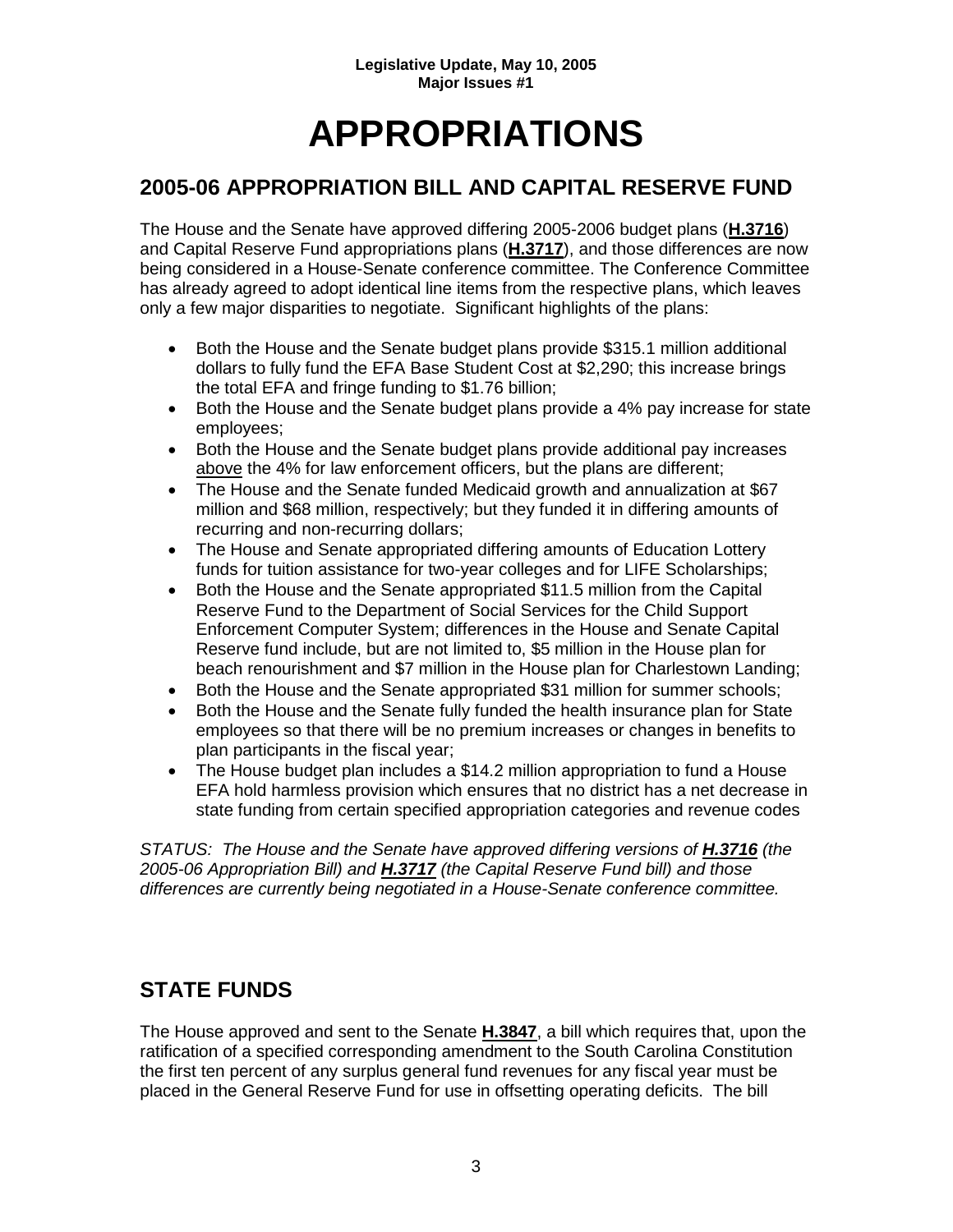# APPROPRIATIONS

## 2005-06 APPROPRIATION BILL AND CAPITAL RESERVE FUND

The House and the Senate have approved differing 2005-2006 budget plans (**H.3716**) and Capital Reserve Fund appropriations plans (**H.3717**), and those differences are now being considered in a House-Senate conference committee. The Conference Committee has already agreed to adopt identical line items from the respective plans, which leaves only a few major disparities to negotiate. Significant highlights of the plans:

- Both the House and the Senate budget plans provide $315.1 million additional dollars to fully fund the EFA Base Student Cost at $2,290; this increase brings the total EFA and fringe funding to $1.76 billion;
- Both the House and the Senate budget plans provide a 4% pay increase for state employees;
- Both the House and the Senate budget plans provide additional pay increases above the 4% for law enforcement officers, but the plans are different;
- The House and the Senate funded Medicaid growth and annualization at $67 million and $68 million, respectively; but they funded it in differing amounts of recurring and non-recurring dollars;
- The House and Senate appropriated differing amounts of Education Lottery funds for tuition assistance for two-year colleges and for LIFE Scholarships;
- Both the House and the Senate appropriated $11.5 million from the Capital Reserve Fund to the Department of Social Services for the Child Support Enforcement Computer System; differences in the House and Senate Capital Reserve fund include, but are not limited to, $5 million in the House plan for beach renourishment and $7 million in the House plan for Charlestown Landing;
- Both the House and the Senate appropriated $31 million for summer schools;
- Both the House and the Senate fully funded the health insurance plan for State employees so that there will be no premium increases or changes in benefits to plan participants in the fiscal year;
- The House budget plan includes a $14.2 million appropriation to fund a House EFA hold harmless provision which ensures that no district has a net decrease in state funding from certain specified appropriation categories and revenue codes

*STATUS: The House and the Senate have approved differing versions of* ***H.3716*** *(the 2005-06 Appropriation Bill) and* ***H.3717*** *(the Capital Reserve Fund bill) and those differences are currently being negotiated in a House-Senate conference committee.*

## STATE FUNDS

The House approved and sent to the Senate **H.3847**, a bill which requires that, upon the ratification of a specified corresponding amendment to the South Carolina Constitution the first ten percent of any surplus general fund revenues for any fiscal year must be placed in the General Reserve Fund for use in offsetting operating deficits. The bill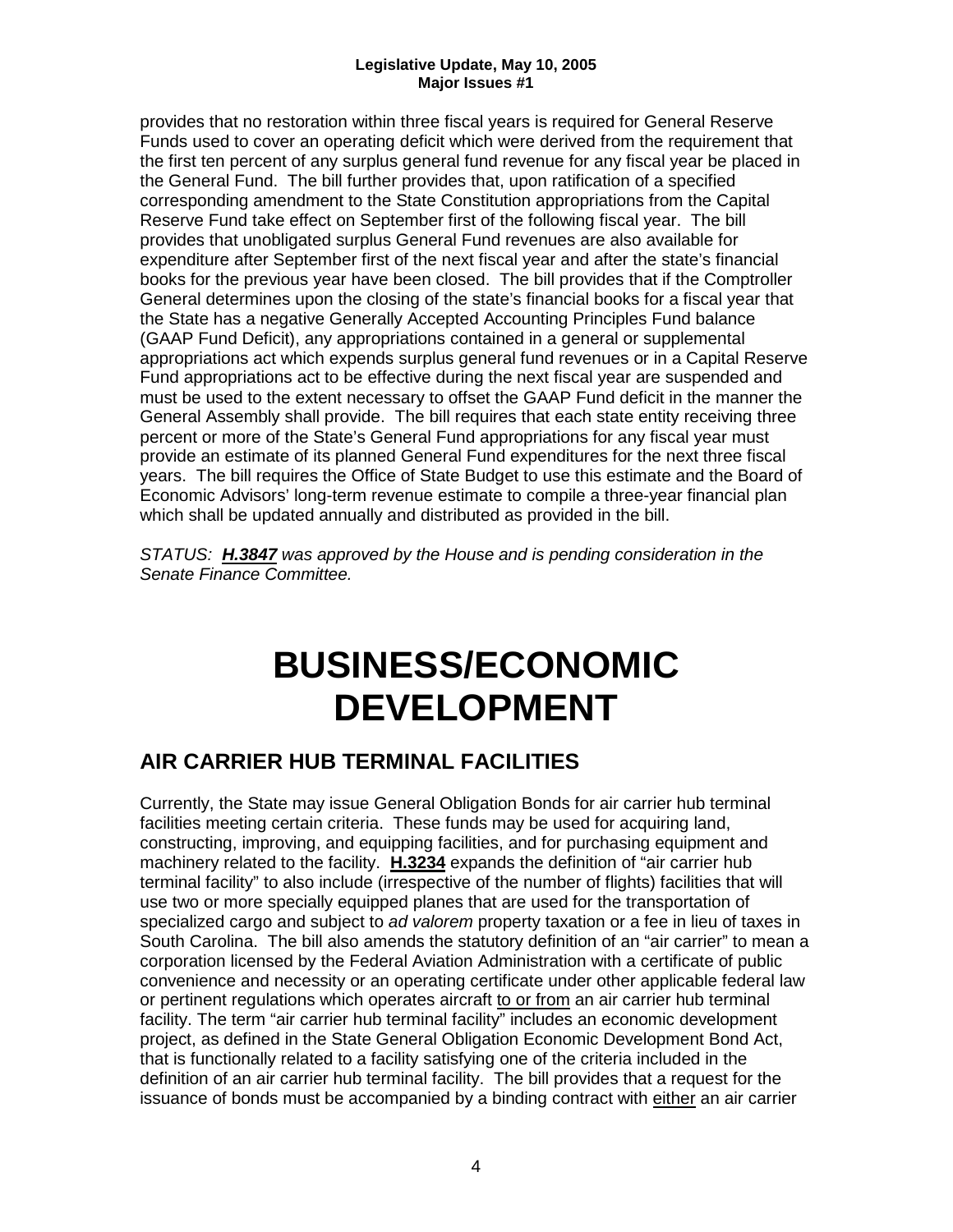provides that no restoration within three fiscal years is required for General Reserve Funds used to cover an operating deficit which were derived from the requirement that the first ten percent of any surplus general fund revenue for any fiscal year be placed in the General Fund. The bill further provides that, upon ratification of a specified corresponding amendment to the State Constitution appropriations from the Capital Reserve Fund take effect on September first of the following fiscal year. The bill provides that unobligated surplus General Fund revenues are also available for expenditure after September first of the next fiscal year and after the state's financial books for the previous year have been closed. The bill provides that if the Comptroller General determines upon the closing of the state's financial books for a fiscal year that the State has a negative Generally Accepted Accounting Principles Fund balance (GAAP Fund Deficit), any appropriations contained in a general or supplemental appropriations act which expends surplus general fund revenues or in a Capital Reserve Fund appropriations act to be effective during the next fiscal year are suspended and must be used to the extent necessary to offset the GAAP Fund deficit in the manner the General Assembly shall provide. The bill requires that each state entity receiving three percent or more of the State's General Fund appropriations for any fiscal year must provide an estimate of its planned General Fund expenditures for the next three fiscal years. The bill requires the Office of State Budget to use this estimate and the Board of Economic Advisors' long-term revenue estimate to compile a three-year financial plan which shall be updated annually and distributed as provided in the bill.

*STATUS: **H.3847** was approved by the House and is pending consideration in the Senate Finance Committee.*

# BUSINESS/ECONOMIC DEVELOPMENT

## AIR CARRIER HUB TERMINAL FACILITIES

Currently, the State may issue General Obligation Bonds for air carrier hub terminal facilities meeting certain criteria. These funds may be used for acquiring land, constructing, improving, and equipping facilities, and for purchasing equipment and machinery related to the facility. **H.3234** expands the definition of "air carrier hub terminal facility" to also include (irrespective of the number of flights) facilities that will use two or more specially equipped planes that are used for the transportation of specialized cargo and subject to *ad valorem* property taxation or a fee in lieu of taxes in South Carolina. The bill also amends the statutory definition of an "air carrier" to mean a corporation licensed by the Federal Aviation Administration with a certificate of public convenience and necessity or an operating certificate under other applicable federal law or pertinent regulations which operates aircraft to or from an air carrier hub terminal facility. The term "air carrier hub terminal facility" includes an economic development project, as defined in the State General Obligation Economic Development Bond Act, that is functionally related to a facility satisfying one of the criteria included in the definition of an air carrier hub terminal facility. The bill provides that a request for the issuance of bonds must be accompanied by a binding contract with either an air carrier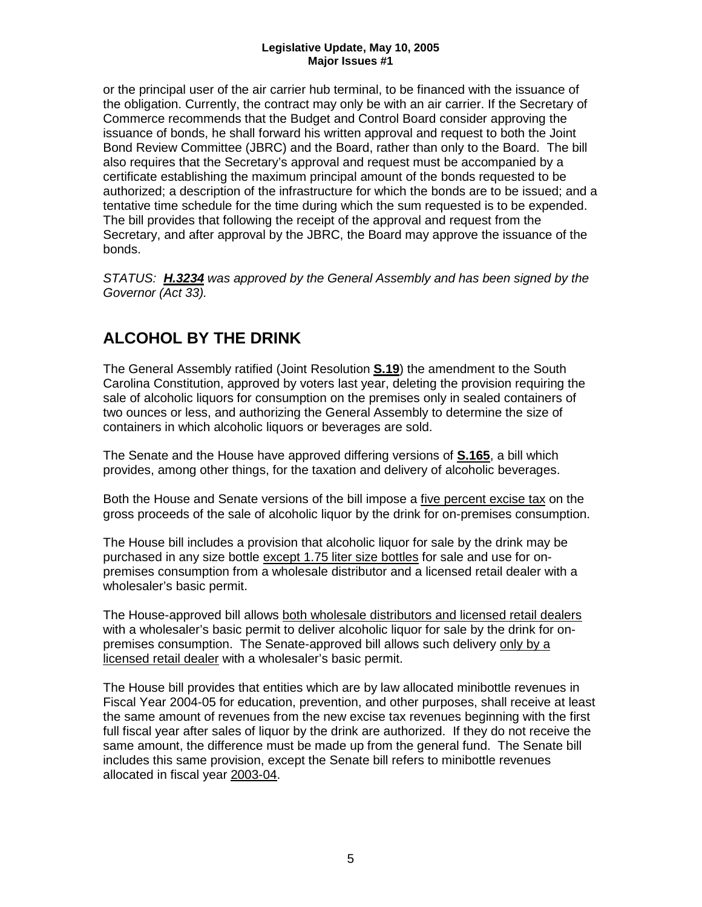or the principal user of the air carrier hub terminal, to be financed with the issuance of the obligation. Currently, the contract may only be with an air carrier. If the Secretary of Commerce recommends that the Budget and Control Board consider approving the issuance of bonds, he shall forward his written approval and request to both the Joint Bond Review Committee (JBRC) and the Board, rather than only to the Board. The bill also requires that the Secretary's approval and request must be accompanied by a certificate establishing the maximum principal amount of the bonds requested to be authorized; a description of the infrastructure for which the bonds are to be issued; and a tentative time schedule for the time during which the sum requested is to be expended. The bill provides that following the receipt of the approval and request from the Secretary, and after approval by the JBRC, the Board may approve the issuance of the bonds.

*STATUS: **H.3234** was approved by the General Assembly and has been signed by the Governor (Act 33).*

## ALCOHOL BY THE DRINK

The General Assembly ratified (Joint Resolution **S.19**) the amendment to the South Carolina Constitution, approved by voters last year, deleting the provision requiring the sale of alcoholic liquors for consumption on the premises only in sealed containers of two ounces or less, and authorizing the General Assembly to determine the size of containers in which alcoholic liquors or beverages are sold.

The Senate and the House have approved differing versions of **S.165**, a bill which provides, among other things, for the taxation and delivery of alcoholic beverages.

Both the House and Senate versions of the bill impose a five percent excise tax on the gross proceeds of the sale of alcoholic liquor by the drink for on-premises consumption.

The House bill includes a provision that alcoholic liquor for sale by the drink may be purchased in any size bottle except 1.75 liter size bottles for sale and use for on-premises consumption from a wholesale distributor and a licensed retail dealer with a wholesaler's basic permit.

The House-approved bill allows both wholesale distributors and licensed retail dealers with a wholesaler's basic permit to deliver alcoholic liquor for sale by the drink for on-premises consumption. The Senate-approved bill allows such delivery only by a licensed retail dealer with a wholesaler's basic permit.

The House bill provides that entities which are by law allocated minibottle revenues in Fiscal Year 2004-05 for education, prevention, and other purposes, shall receive at least the same amount of revenues from the new excise tax revenues beginning with the first full fiscal year after sales of liquor by the drink are authorized. If they do not receive the same amount, the difference must be made up from the general fund. The Senate bill includes this same provision, except the Senate bill refers to minibottle revenues allocated in fiscal year 2003-04.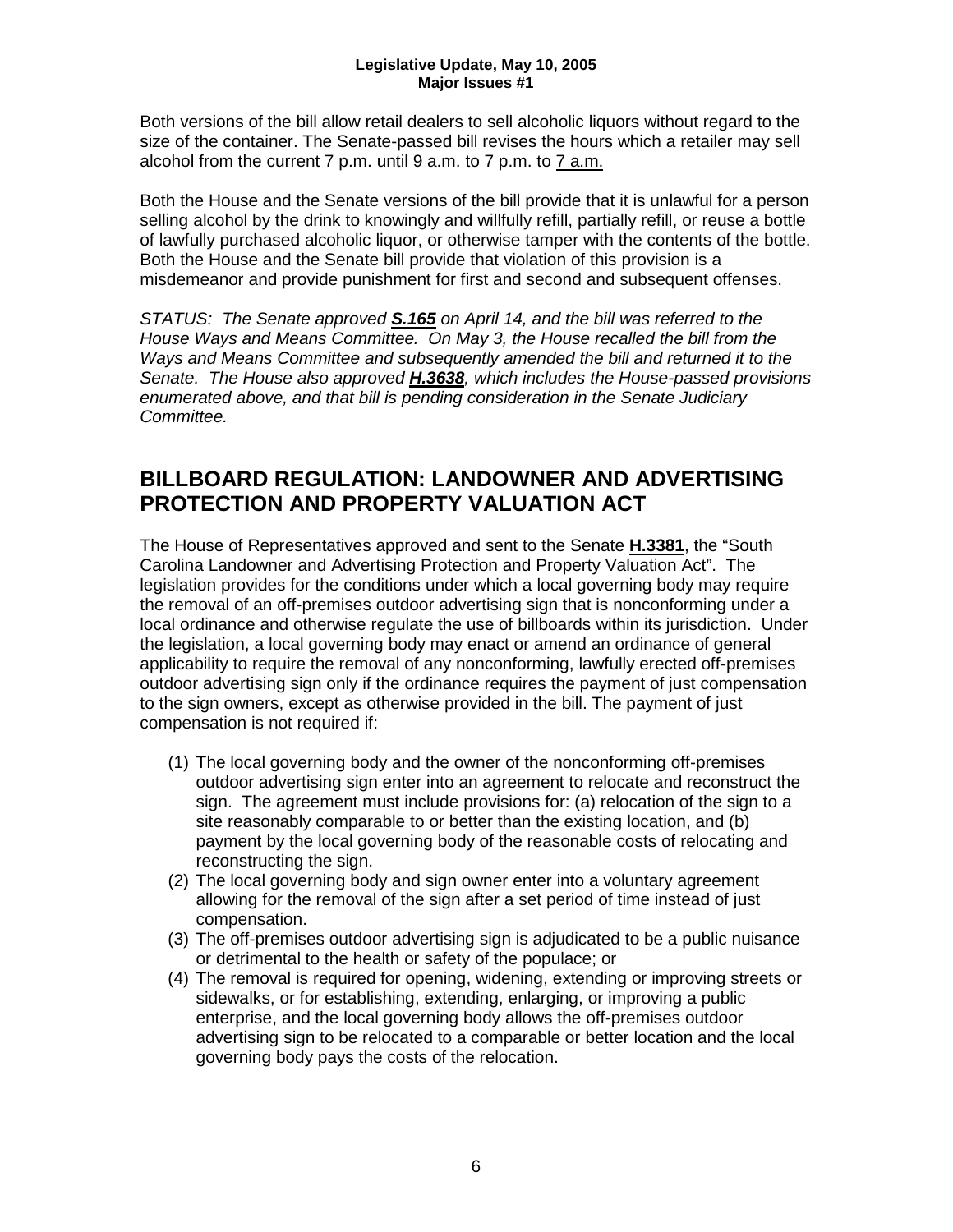Both versions of the bill allow retail dealers to sell alcoholic liquors without regard to the size of the container. The Senate-passed bill revises the hours which a retailer may sell alcohol from the current 7 p.m. until 9 a.m. to 7 p.m. to <u>7 a.m.</u>

Both the House and the Senate versions of the bill provide that it is unlawful for a person selling alcohol by the drink to knowingly and willfully refill, partially refill, or reuse a bottle of lawfully purchased alcoholic liquor, or otherwise tamper with the contents of the bottle. Both the House and the Senate bill provide that violation of this provision is a misdemeanor and provide punishment for first and second and subsequent offenses.

*STATUS: The Senate approved* ***S.165*** *on April 14, and the bill was referred to the House Ways and Means Committee. On May 3, the House recalled the bill from the Ways and Means Committee and subsequently amended the bill and returned it to the Senate. The House also approved* ***H.3638****, which includes the House-passed provisions enumerated above, and that bill is pending consideration in the Senate Judiciary Committee.*

## BILLBOARD REGULATION: LANDOWNER AND ADVERTISING PROTECTION AND PROPERTY VALUATION ACT

The House of Representatives approved and sent to the Senate **H.3381**, the "South Carolina Landowner and Advertising Protection and Property Valuation Act". The legislation provides for the conditions under which a local governing body may require the removal of an off-premises outdoor advertising sign that is nonconforming under a local ordinance and otherwise regulate the use of billboards within its jurisdiction. Under the legislation, a local governing body may enact or amend an ordinance of general applicability to require the removal of any nonconforming, lawfully erected off-premises outdoor advertising sign only if the ordinance requires the payment of just compensation to the sign owners, except as otherwise provided in the bill. The payment of just compensation is not required if:

1. The local governing body and the owner of the nonconforming off-premises outdoor advertising sign enter into an agreement to relocate and reconstruct the sign. The agreement must include provisions for: (a) relocation of the sign to a site reasonably comparable to or better than the existing location, and (b) payment by the local governing body of the reasonable costs of relocating and reconstructing the sign.
2. The local governing body and sign owner enter into a voluntary agreement allowing for the removal of the sign after a set period of time instead of just compensation.
3. The off-premises outdoor advertising sign is adjudicated to be a public nuisance or detrimental to the health or safety of the populace; or
4. The removal is required for opening, widening, extending or improving streets or sidewalks, or for establishing, extending, enlarging, or improving a public enterprise, and the local governing body allows the off-premises outdoor advertising sign to be relocated to a comparable or better location and the local governing body pays the costs of the relocation.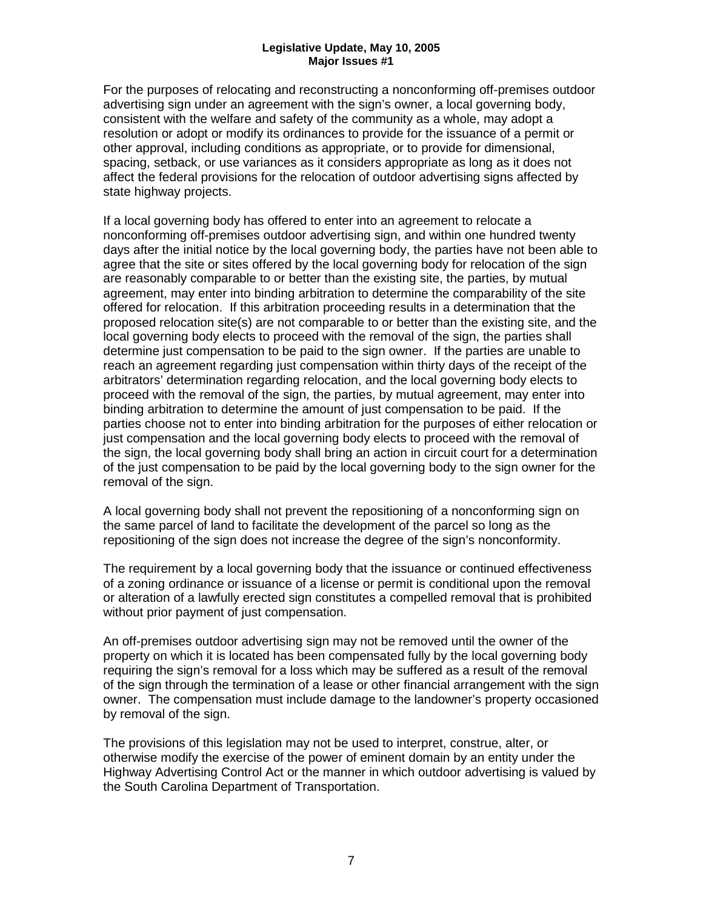For the purposes of relocating and reconstructing a nonconforming off-premises outdoor advertising sign under an agreement with the sign's owner, a local governing body, consistent with the welfare and safety of the community as a whole, may adopt a resolution or adopt or modify its ordinances to provide for the issuance of a permit or other approval, including conditions as appropriate, or to provide for dimensional, spacing, setback, or use variances as it considers appropriate as long as it does not affect the federal provisions for the relocation of outdoor advertising signs affected by state highway projects.

If a local governing body has offered to enter into an agreement to relocate a nonconforming off-premises outdoor advertising sign, and within one hundred twenty days after the initial notice by the local governing body, the parties have not been able to agree that the site or sites offered by the local governing body for relocation of the sign are reasonably comparable to or better than the existing site, the parties, by mutual agreement, may enter into binding arbitration to determine the comparability of the site offered for relocation. If this arbitration proceeding results in a determination that the proposed relocation site(s) are not comparable to or better than the existing site, and the local governing body elects to proceed with the removal of the sign, the parties shall determine just compensation to be paid to the sign owner. If the parties are unable to reach an agreement regarding just compensation within thirty days of the receipt of the arbitrators' determination regarding relocation, and the local governing body elects to proceed with the removal of the sign, the parties, by mutual agreement, may enter into binding arbitration to determine the amount of just compensation to be paid. If the parties choose not to enter into binding arbitration for the purposes of either relocation or just compensation and the local governing body elects to proceed with the removal of the sign, the local governing body shall bring an action in circuit court for a determination of the just compensation to be paid by the local governing body to the sign owner for the removal of the sign.

A local governing body shall not prevent the repositioning of a nonconforming sign on the same parcel of land to facilitate the development of the parcel so long as the repositioning of the sign does not increase the degree of the sign's nonconformity.

The requirement by a local governing body that the issuance or continued effectiveness of a zoning ordinance or issuance of a license or permit is conditional upon the removal or alteration of a lawfully erected sign constitutes a compelled removal that is prohibited without prior payment of just compensation.

An off-premises outdoor advertising sign may not be removed until the owner of the property on which it is located has been compensated fully by the local governing body requiring the sign's removal for a loss which may be suffered as a result of the removal of the sign through the termination of a lease or other financial arrangement with the sign owner. The compensation must include damage to the landowner's property occasioned by removal of the sign.

The provisions of this legislation may not be used to interpret, construe, alter, or otherwise modify the exercise of the power of eminent domain by an entity under the Highway Advertising Control Act or the manner in which outdoor advertising is valued by the South Carolina Department of Transportation.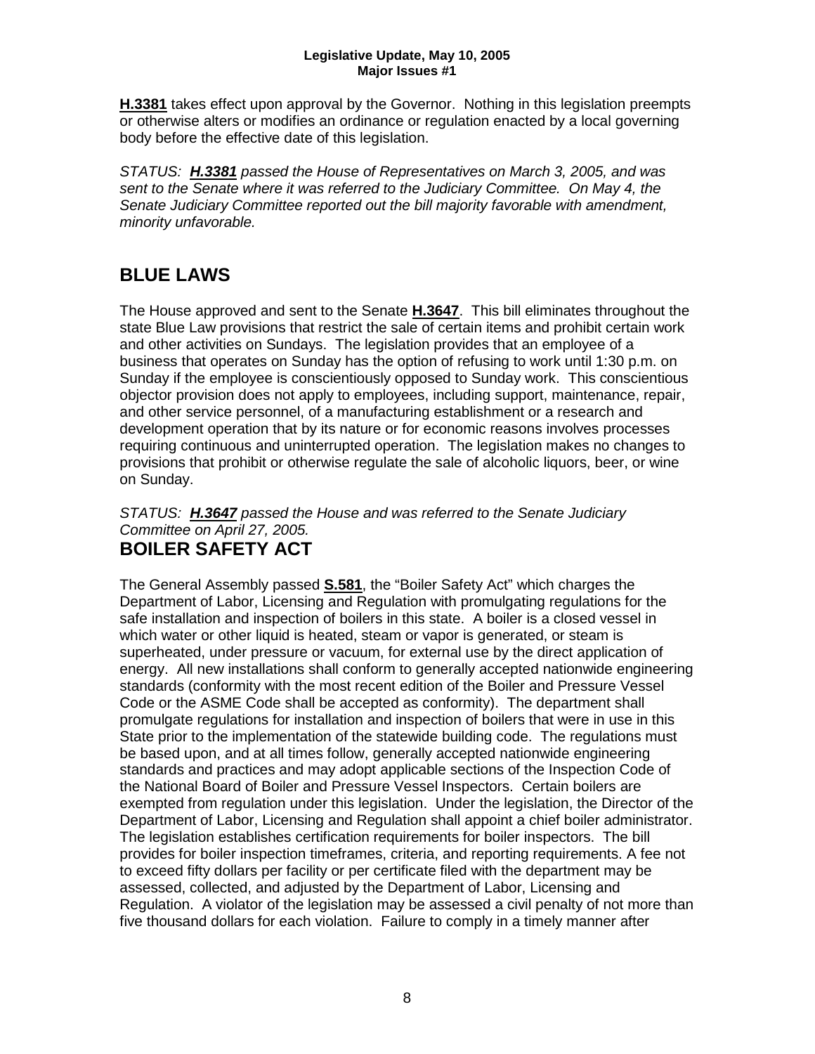**H.3381** takes effect upon approval by the Governor. Nothing in this legislation preempts or otherwise alters or modifies an ordinance or regulation enacted by a local governing body before the effective date of this legislation.

*STATUS: **H.3381** passed the House of Representatives on March 3, 2005, and was sent to the Senate where it was referred to the Judiciary Committee. On May 4, the Senate Judiciary Committee reported out the bill majority favorable with amendment, minority unfavorable.*

## BLUE LAWS

The House approved and sent to the Senate **H.3647**. This bill eliminates throughout the state Blue Law provisions that restrict the sale of certain items and prohibit certain work and other activities on Sundays. The legislation provides that an employee of a business that operates on Sunday has the option of refusing to work until 1:30 p.m. on Sunday if the employee is conscientiously opposed to Sunday work. This conscientious objector provision does not apply to employees, including support, maintenance, repair, and other service personnel, of a manufacturing establishment or a research and development operation that by its nature or for economic reasons involves processes requiring continuous and uninterrupted operation. The legislation makes no changes to provisions that prohibit or otherwise regulate the sale of alcoholic liquors, beer, or wine on Sunday.

*STATUS: **H.3647** passed the House and was referred to the Senate Judiciary Committee on April 27, 2005.*

## BOILER SAFETY ACT

The General Assembly passed **S.581**, the "Boiler Safety Act" which charges the Department of Labor, Licensing and Regulation with promulgating regulations for the safe installation and inspection of boilers in this state. A boiler is a closed vessel in which water or other liquid is heated, steam or vapor is generated, or steam is superheated, under pressure or vacuum, for external use by the direct application of energy. All new installations shall conform to generally accepted nationwide engineering standards (conformity with the most recent edition of the Boiler and Pressure Vessel Code or the ASME Code shall be accepted as conformity). The department shall promulgate regulations for installation and inspection of boilers that were in use in this State prior to the implementation of the statewide building code. The regulations must be based upon, and at all times follow, generally accepted nationwide engineering standards and practices and may adopt applicable sections of the Inspection Code of the National Board of Boiler and Pressure Vessel Inspectors. Certain boilers are exempted from regulation under this legislation. Under the legislation, the Director of the Department of Labor, Licensing and Regulation shall appoint a chief boiler administrator. The legislation establishes certification requirements for boiler inspectors. The bill provides for boiler inspection timeframes, criteria, and reporting requirements. A fee not to exceed fifty dollars per facility or per certificate filed with the department may be assessed, collected, and adjusted by the Department of Labor, Licensing and Regulation. A violator of the legislation may be assessed a civil penalty of not more than five thousand dollars for each violation. Failure to comply in a timely manner after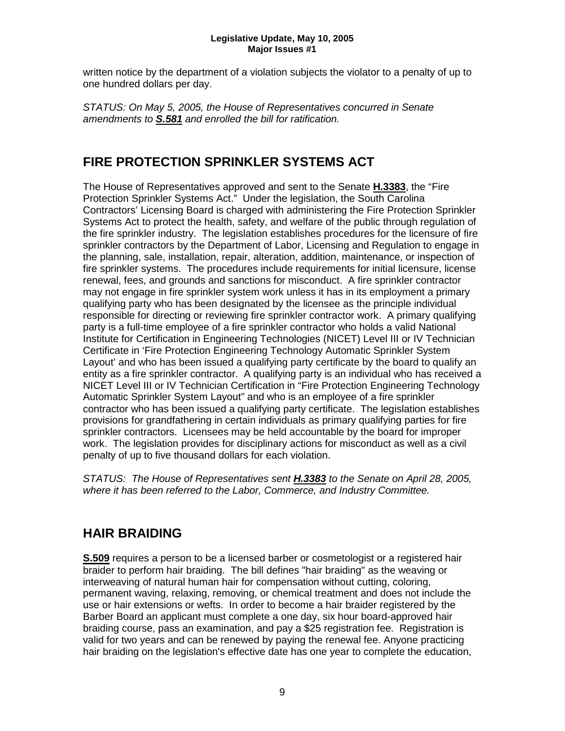written notice by the department of a violation subjects the violator to a penalty of up to one hundred dollars per day.

*STATUS: On May 5, 2005, the House of Representatives concurred in Senate amendments to **S.581** and enrolled the bill for ratification.*

## FIRE PROTECTION SPRINKLER SYSTEMS ACT

The House of Representatives approved and sent to the Senate **H.3383**, the "Fire Protection Sprinkler Systems Act." Under the legislation, the South Carolina Contractors' Licensing Board is charged with administering the Fire Protection Sprinkler Systems Act to protect the health, safety, and welfare of the public through regulation of the fire sprinkler industry. The legislation establishes procedures for the licensure of fire sprinkler contractors by the Department of Labor, Licensing and Regulation to engage in the planning, sale, installation, repair, alteration, addition, maintenance, or inspection of fire sprinkler systems. The procedures include requirements for initial licensure, license renewal, fees, and grounds and sanctions for misconduct. A fire sprinkler contractor may not engage in fire sprinkler system work unless it has in its employment a primary qualifying party who has been designated by the licensee as the principle individual responsible for directing or reviewing fire sprinkler contractor work. A primary qualifying party is a full-time employee of a fire sprinkler contractor who holds a valid National Institute for Certification in Engineering Technologies (NICET) Level III or IV Technician Certificate in 'Fire Protection Engineering Technology Automatic Sprinkler System Layout' and who has been issued a qualifying party certificate by the board to qualify an entity as a fire sprinkler contractor. A qualifying party is an individual who has received a NICET Level III or IV Technician Certification in "Fire Protection Engineering Technology Automatic Sprinkler System Layout" and who is an employee of a fire sprinkler contractor who has been issued a qualifying party certificate. The legislation establishes provisions for grandfathering in certain individuals as primary qualifying parties for fire sprinkler contractors. Licensees may be held accountable by the board for improper work. The legislation provides for disciplinary actions for misconduct as well as a civil penalty of up to five thousand dollars for each violation.

*STATUS: The House of Representatives sent **H.3383** to the Senate on April 28, 2005, where it has been referred to the Labor, Commerce, and Industry Committee.*

## HAIR BRAIDING

**S.509** requires a person to be a licensed barber or cosmetologist or a registered hair braider to perform hair braiding. The bill defines "hair braiding" as the weaving or interweaving of natural human hair for compensation without cutting, coloring, permanent waving, relaxing, removing, or chemical treatment and does not include the use or hair extensions or wefts. In order to become a hair braider registered by the Barber Board an applicant must complete a one day, six hour board-approved hair braiding course, pass an examination, and pay a $25 registration fee. Registration is valid for two years and can be renewed by paying the renewal fee. Anyone practicing hair braiding on the legislation's effective date has one year to complete the education,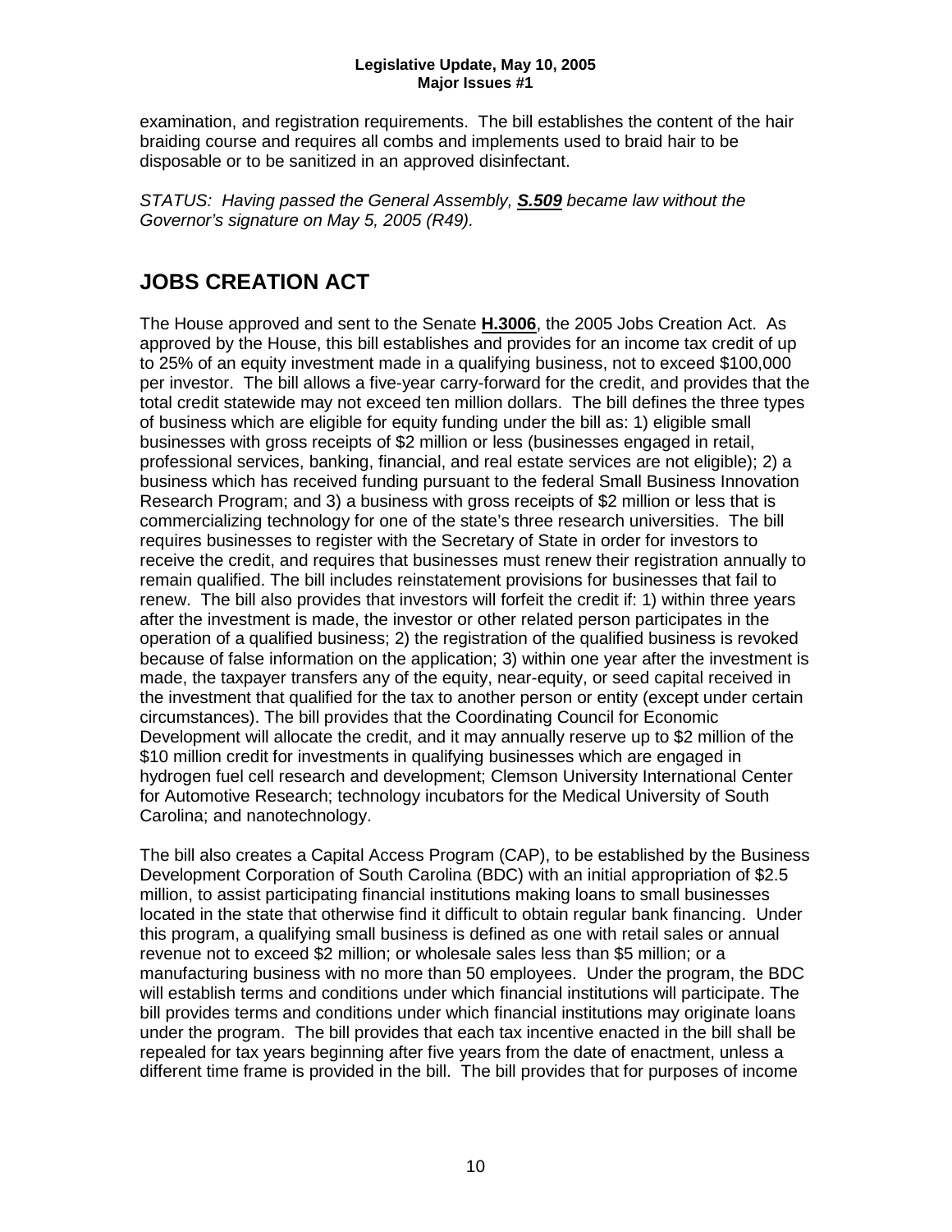examination, and registration requirements. The bill establishes the content of the hair braiding course and requires all combs and implements used to braid hair to be disposable or to be sanitized in an approved disinfectant.

*STATUS: Having passed the General Assembly, **S.509** became law without the Governor's signature on May 5, 2005 (R49).*

## JOBS CREATION ACT

The House approved and sent to the Senate **H.3006**, the 2005 Jobs Creation Act. As approved by the House, this bill establishes and provides for an income tax credit of up to 25% of an equity investment made in a qualifying business, not to exceed $100,000 per investor. The bill allows a five-year carry-forward for the credit, and provides that the total credit statewide may not exceed ten million dollars. The bill defines the three types of business which are eligible for equity funding under the bill as: 1) eligible small businesses with gross receipts of $2 million or less (businesses engaged in retail, professional services, banking, financial, and real estate services are not eligible); 2) a business which has received funding pursuant to the federal Small Business Innovation Research Program; and 3) a business with gross receipts of $2 million or less that is commercializing technology for one of the state's three research universities. The bill requires businesses to register with the Secretary of State in order for investors to receive the credit, and requires that businesses must renew their registration annually to remain qualified. The bill includes reinstatement provisions for businesses that fail to renew. The bill also provides that investors will forfeit the credit if: 1) within three years after the investment is made, the investor or other related person participates in the operation of a qualified business; 2) the registration of the qualified business is revoked because of false information on the application; 3) within one year after the investment is made, the taxpayer transfers any of the equity, near-equity, or seed capital received in the investment that qualified for the tax to another person or entity (except under certain circumstances). The bill provides that the Coordinating Council for Economic Development will allocate the credit, and it may annually reserve up to $2 million of the $10 million credit for investments in qualifying businesses which are engaged in hydrogen fuel cell research and development; Clemson University International Center for Automotive Research; technology incubators for the Medical University of South Carolina; and nanotechnology.

The bill also creates a Capital Access Program (CAP), to be established by the Business Development Corporation of South Carolina (BDC) with an initial appropriation of $2.5 million, to assist participating financial institutions making loans to small businesses located in the state that otherwise find it difficult to obtain regular bank financing. Under this program, a qualifying small business is defined as one with retail sales or annual revenue not to exceed $2 million; or wholesale sales less than $5 million; or a manufacturing business with no more than 50 employees. Under the program, the BDC will establish terms and conditions under which financial institutions will participate. The bill provides terms and conditions under which financial institutions may originate loans under the program. The bill provides that each tax incentive enacted in the bill shall be repealed for tax years beginning after five years from the date of enactment, unless a different time frame is provided in the bill. The bill provides that for purposes of income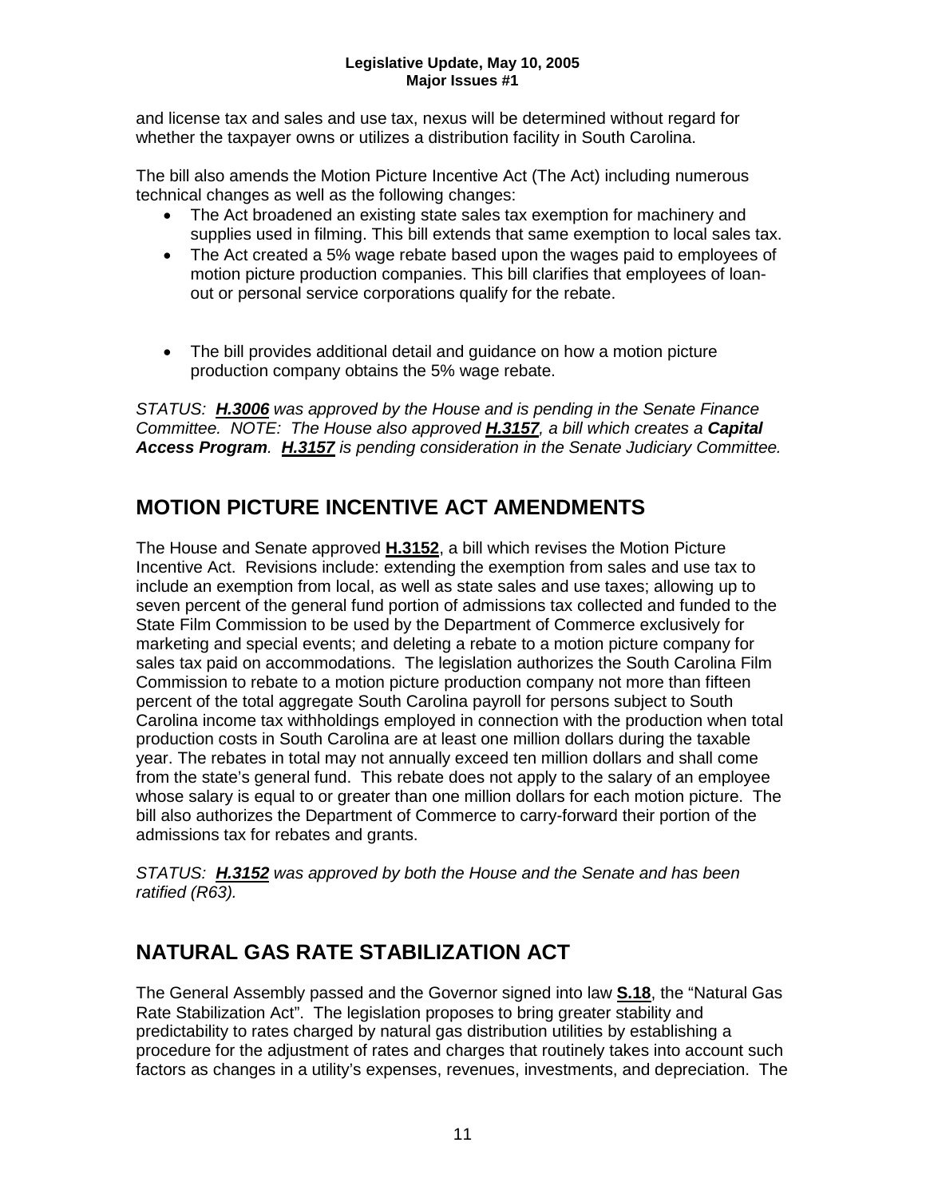and license tax and sales and use tax, nexus will be determined without regard for whether the taxpayer owns or utilizes a distribution facility in South Carolina.

The bill also amends the Motion Picture Incentive Act (The Act) including numerous technical changes as well as the following changes:

- The Act broadened an existing state sales tax exemption for machinery and supplies used in filming. This bill extends that same exemption to local sales tax.
- The Act created a 5% wage rebate based upon the wages paid to employees of motion picture production companies. This bill clarifies that employees of loan-out or personal service corporations qualify for the rebate.
- The bill provides additional detail and guidance on how a motion picture production company obtains the 5% wage rebate.

*STATUS: **H.3006** was approved by the House and is pending in the Senate Finance Committee. NOTE: The House also approved **H.3157**, a bill which creates a **Capital Access Program**. **H.3157** is pending consideration in the Senate Judiciary Committee.*

## MOTION PICTURE INCENTIVE ACT AMENDMENTS

The House and Senate approved **H.3152**, a bill which revises the Motion Picture Incentive Act. Revisions include: extending the exemption from sales and use tax to include an exemption from local, as well as state sales and use taxes; allowing up to seven percent of the general fund portion of admissions tax collected and funded to the State Film Commission to be used by the Department of Commerce exclusively for marketing and special events; and deleting a rebate to a motion picture company for sales tax paid on accommodations. The legislation authorizes the South Carolina Film Commission to rebate to a motion picture production company not more than fifteen percent of the total aggregate South Carolina payroll for persons subject to South Carolina income tax withholdings employed in connection with the production when total production costs in South Carolina are at least one million dollars during the taxable year. The rebates in total may not annually exceed ten million dollars and shall come from the state's general fund. This rebate does not apply to the salary of an employee whose salary is equal to or greater than one million dollars for each motion picture. The bill also authorizes the Department of Commerce to carry-forward their portion of the admissions tax for rebates and grants.

*STATUS: **H.3152** was approved by both the House and the Senate and has been ratified (R63).*

## NATURAL GAS RATE STABILIZATION ACT

The General Assembly passed and the Governor signed into law **S.18**, the "Natural Gas Rate Stabilization Act". The legislation proposes to bring greater stability and predictability to rates charged by natural gas distribution utilities by establishing a procedure for the adjustment of rates and charges that routinely takes into account such factors as changes in a utility's expenses, revenues, investments, and depreciation. The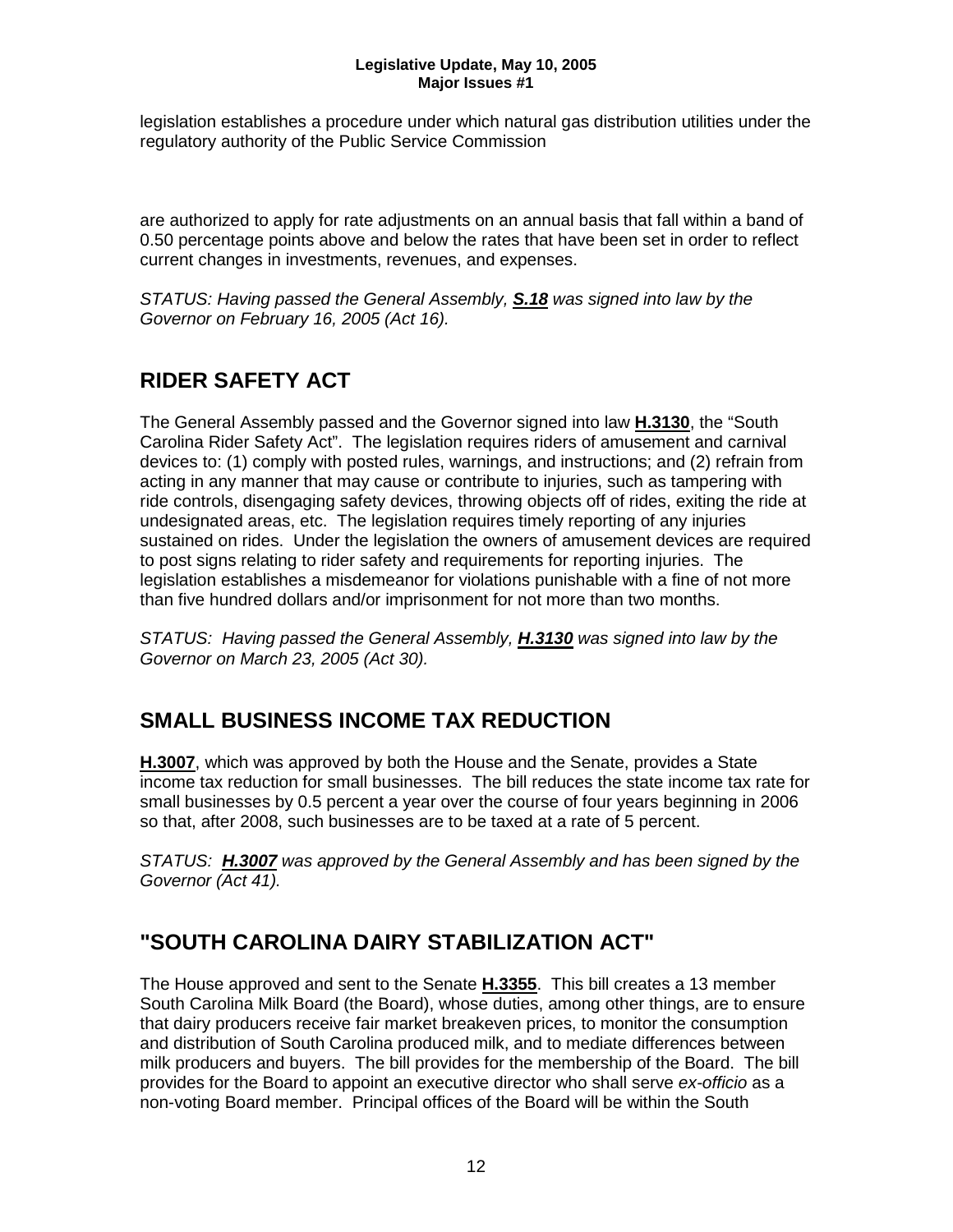legislation establishes a procedure under which natural gas distribution utilities under the regulatory authority of the Public Service Commission

are authorized to apply for rate adjustments on an annual basis that fall within a band of 0.50 percentage points above and below the rates that have been set in order to reflect current changes in investments, revenues, and expenses.

*STATUS: Having passed the General Assembly, **S.18** was signed into law by the Governor on February 16, 2005 (Act 16).*

## RIDER SAFETY ACT

The General Assembly passed and the Governor signed into law **H.3130**, the "South Carolina Rider Safety Act". The legislation requires riders of amusement and carnival devices to: (1) comply with posted rules, warnings, and instructions; and (2) refrain from acting in any manner that may cause or contribute to injuries, such as tampering with ride controls, disengaging safety devices, throwing objects off of rides, exiting the ride at undesignated areas, etc. The legislation requires timely reporting of any injuries sustained on rides. Under the legislation the owners of amusement devices are required to post signs relating to rider safety and requirements for reporting injuries. The legislation establishes a misdemeanor for violations punishable with a fine of not more than five hundred dollars and/or imprisonment for not more than two months.

*STATUS: Having passed the General Assembly, **H.3130** was signed into law by the Governor on March 23, 2005 (Act 30).*

## SMALL BUSINESS INCOME TAX REDUCTION

**H.3007**, which was approved by both the House and the Senate, provides a State income tax reduction for small businesses. The bill reduces the state income tax rate for small businesses by 0.5 percent a year over the course of four years beginning in 2006 so that, after 2008, such businesses are to be taxed at a rate of 5 percent.

*STATUS: **H.3007** was approved by the General Assembly and has been signed by the Governor (Act 41).*

## "SOUTH CAROLINA DAIRY STABILIZATION ACT"

The House approved and sent to the Senate **H.3355**. This bill creates a 13 member South Carolina Milk Board (the Board), whose duties, among other things, are to ensure that dairy producers receive fair market breakeven prices, to monitor the consumption and distribution of South Carolina produced milk, and to mediate differences between milk producers and buyers. The bill provides for the membership of the Board. The bill provides for the Board to appoint an executive director who shall serve *ex-officio* as a non-voting Board member. Principal offices of the Board will be within the South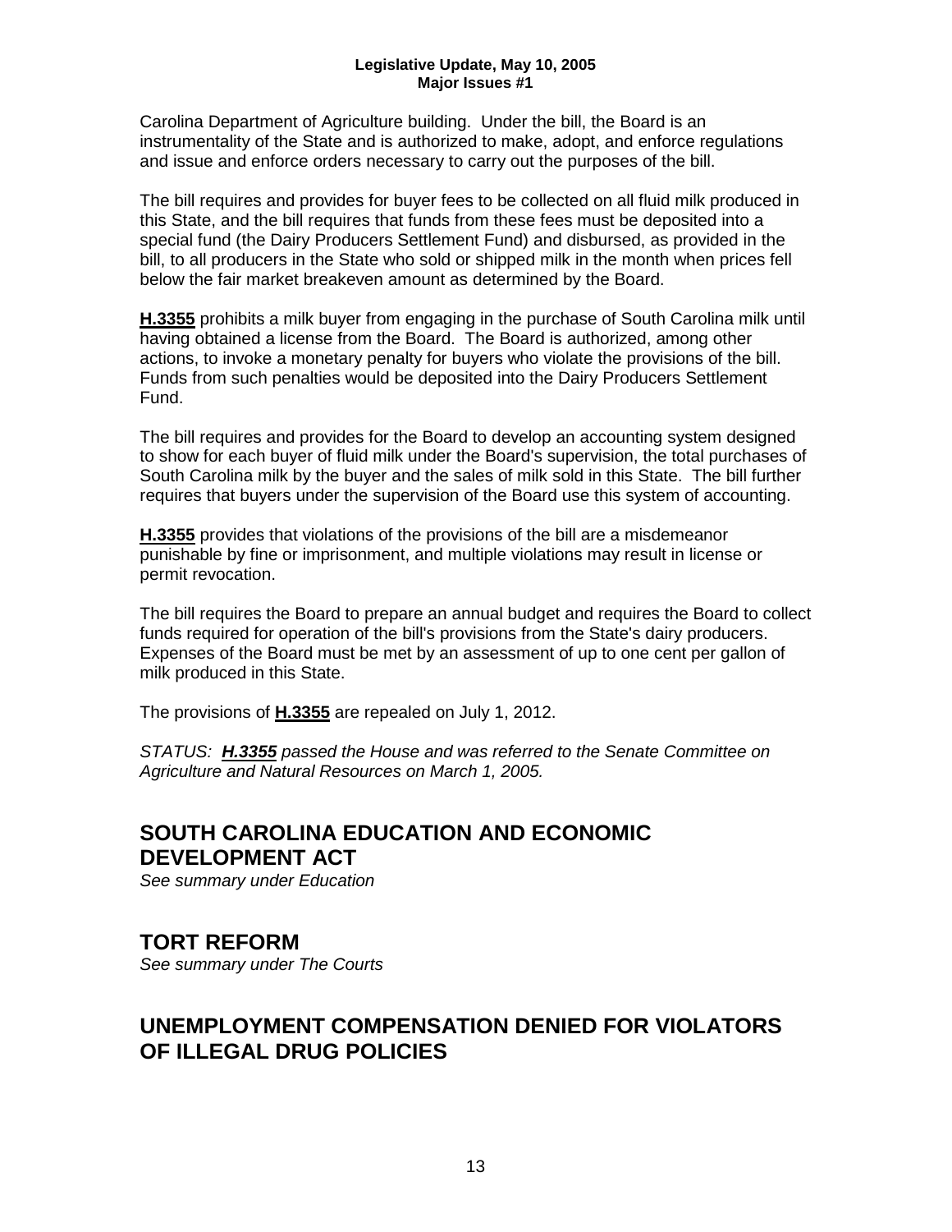Carolina Department of Agriculture building. Under the bill, the Board is an instrumentality of the State and is authorized to make, adopt, and enforce regulations and issue and enforce orders necessary to carry out the purposes of the bill.

The bill requires and provides for buyer fees to be collected on all fluid milk produced in this State, and the bill requires that funds from these fees must be deposited into a special fund (the Dairy Producers Settlement Fund) and disbursed, as provided in the bill, to all producers in the State who sold or shipped milk in the month when prices fell below the fair market breakeven amount as determined by the Board.

**H.3355** prohibits a milk buyer from engaging in the purchase of South Carolina milk until having obtained a license from the Board. The Board is authorized, among other actions, to invoke a monetary penalty for buyers who violate the provisions of the bill. Funds from such penalties would be deposited into the Dairy Producers Settlement Fund.

The bill requires and provides for the Board to develop an accounting system designed to show for each buyer of fluid milk under the Board's supervision, the total purchases of South Carolina milk by the buyer and the sales of milk sold in this State. The bill further requires that buyers under the supervision of the Board use this system of accounting.

**H.3355** provides that violations of the provisions of the bill are a misdemeanor punishable by fine or imprisonment, and multiple violations may result in license or permit revocation.

The bill requires the Board to prepare an annual budget and requires the Board to collect funds required for operation of the bill's provisions from the State's dairy producers. Expenses of the Board must be met by an assessment of up to one cent per gallon of milk produced in this State.

The provisions of **H.3355** are repealed on July 1, 2012.

*STATUS: **H.3355** passed the House and was referred to the Senate Committee on Agriculture and Natural Resources on March 1, 2005.*

## SOUTH CAROLINA EDUCATION AND ECONOMIC DEVELOPMENT ACT

*See summary under Education*

## TORT REFORM

*See summary under The Courts*

## UNEMPLOYMENT COMPENSATION DENIED FOR VIOLATORS OF ILLEGAL DRUG POLICIES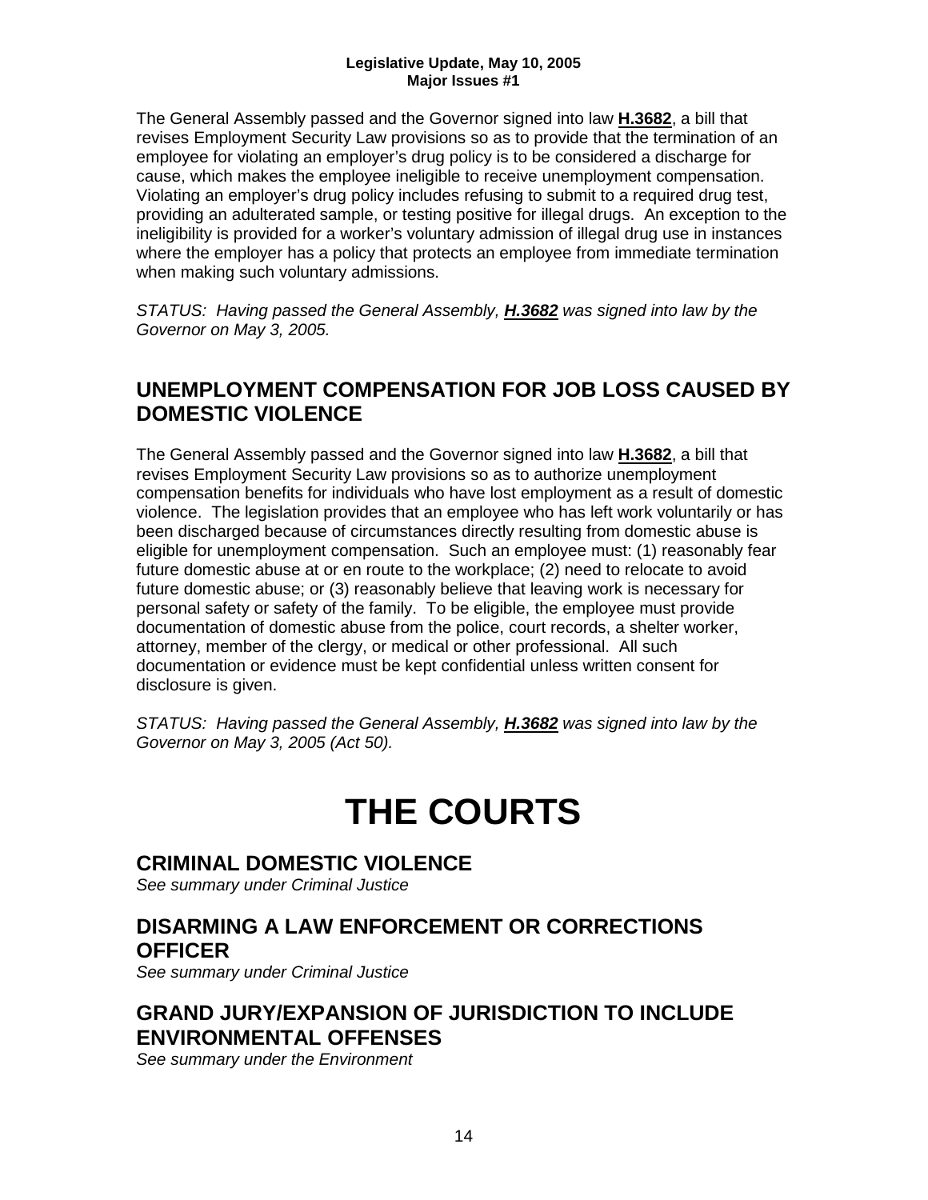The General Assembly passed and the Governor signed into law **H.3682**, a bill that revises Employment Security Law provisions so as to provide that the termination of an employee for violating an employer's drug policy is to be considered a discharge for cause, which makes the employee ineligible to receive unemployment compensation. Violating an employer's drug policy includes refusing to submit to a required drug test, providing an adulterated sample, or testing positive for illegal drugs. An exception to the ineligibility is provided for a worker's voluntary admission of illegal drug use in instances where the employer has a policy that protects an employee from immediate termination when making such voluntary admissions.

*STATUS: Having passed the General Assembly, **H.3682** was signed into law by the Governor on May 3, 2005.*

## UNEMPLOYMENT COMPENSATION FOR JOB LOSS CAUSED BY DOMESTIC VIOLENCE

The General Assembly passed and the Governor signed into law **H.3682**, a bill that revises Employment Security Law provisions so as to authorize unemployment compensation benefits for individuals who have lost employment as a result of domestic violence. The legislation provides that an employee who has left work voluntarily or has been discharged because of circumstances directly resulting from domestic abuse is eligible for unemployment compensation. Such an employee must: (1) reasonably fear future domestic abuse at or en route to the workplace; (2) need to relocate to avoid future domestic abuse; or (3) reasonably believe that leaving work is necessary for personal safety or safety of the family. To be eligible, the employee must provide documentation of domestic abuse from the police, court records, a shelter worker, attorney, member of the clergy, or medical or other professional. All such documentation or evidence must be kept confidential unless written consent for disclosure is given.

*STATUS: Having passed the General Assembly, **H.3682** was signed into law by the Governor on May 3, 2005 (Act 50).*

# THE COURTS

## CRIMINAL DOMESTIC VIOLENCE

*See summary under Criminal Justice*

## DISARMING A LAW ENFORCEMENT OR CORRECTIONS OFFICER

*See summary under Criminal Justice*

## GRAND JURY/EXPANSION OF JURISDICTION TO INCLUDE ENVIRONMENTAL OFFENSES

*See summary under the Environment*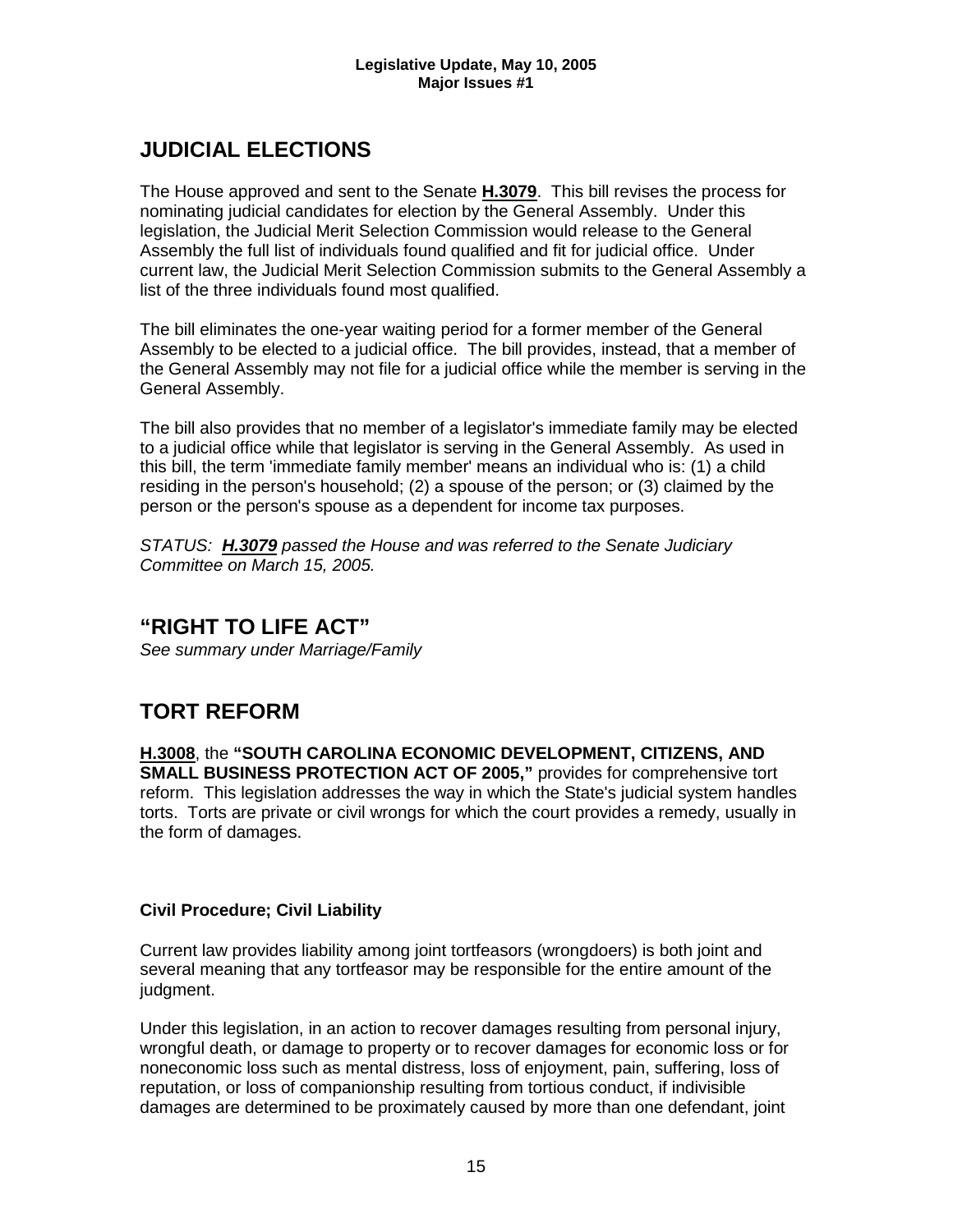## JUDICIAL ELECTIONS

The House approved and sent to the Senate **H.3079**. This bill revises the process for nominating judicial candidates for election by the General Assembly. Under this legislation, the Judicial Merit Selection Commission would release to the General Assembly the full list of individuals found qualified and fit for judicial office. Under current law, the Judicial Merit Selection Commission submits to the General Assembly a list of the three individuals found most qualified.

The bill eliminates the one-year waiting period for a former member of the General Assembly to be elected to a judicial office. The bill provides, instead, that a member of the General Assembly may not file for a judicial office while the member is serving in the General Assembly.

The bill also provides that no member of a legislator's immediate family may be elected to a judicial office while that legislator is serving in the General Assembly. As used in this bill, the term 'immediate family member' means an individual who is: (1) a child residing in the person's household; (2) a spouse of the person; or (3) claimed by the person or the person's spouse as a dependent for income tax purposes.

*STATUS: **H.3079** passed the House and was referred to the Senate Judiciary Committee on March 15, 2005.*

## "RIGHT TO LIFE ACT"

*See summary under Marriage/Family*

## TORT REFORM

**H.3008**, the **"SOUTH CAROLINA ECONOMIC DEVELOPMENT, CITIZENS, AND SMALL BUSINESS PROTECTION ACT OF 2005,"** provides for comprehensive tort reform. This legislation addresses the way in which the State's judicial system handles torts. Torts are private or civil wrongs for which the court provides a remedy, usually in the form of damages.

### Civil Procedure; Civil Liability

Current law provides liability among joint tortfeasors (wrongdoers) is both joint and several meaning that any tortfeasor may be responsible for the entire amount of the judgment.

Under this legislation, in an action to recover damages resulting from personal injury, wrongful death, or damage to property or to recover damages for economic loss or for noneconomic loss such as mental distress, loss of enjoyment, pain, suffering, loss of reputation, or loss of companionship resulting from tortious conduct, if indivisible damages are determined to be proximately caused by more than one defendant, joint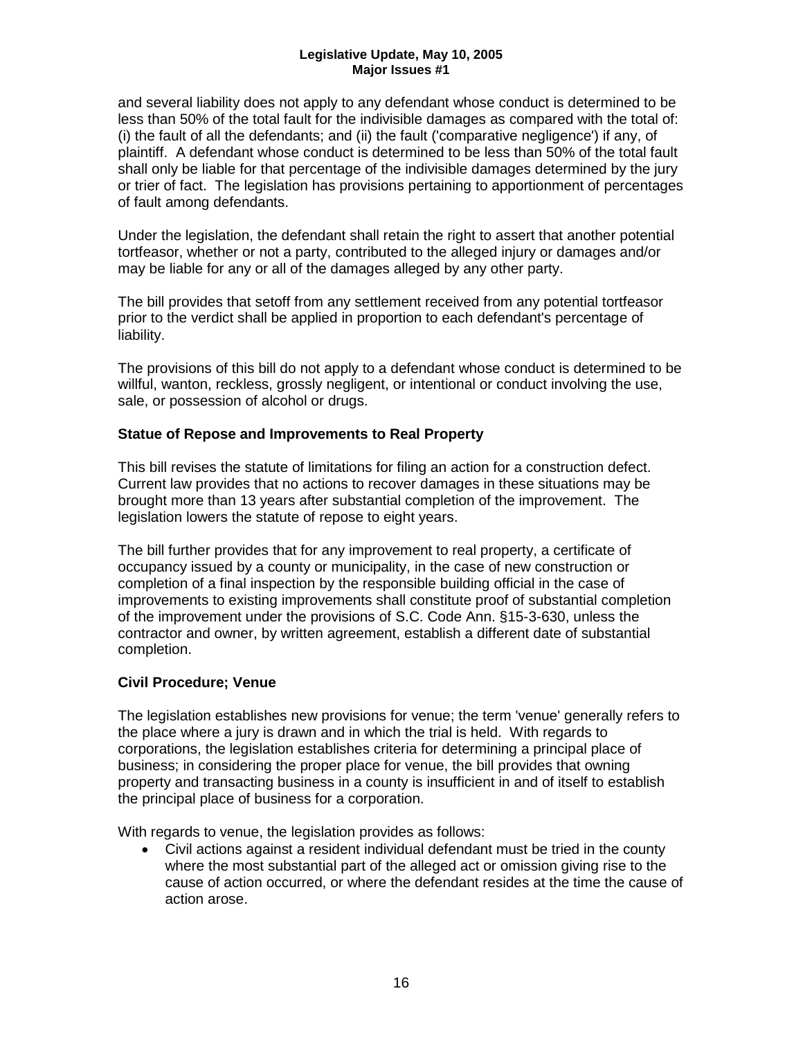and several liability does not apply to any defendant whose conduct is determined to be less than 50% of the total fault for the indivisible damages as compared with the total of: (i) the fault of all the defendants; and (ii) the fault ('comparative negligence') if any, of plaintiff. A defendant whose conduct is determined to be less than 50% of the total fault shall only be liable for that percentage of the indivisible damages determined by the jury or trier of fact. The legislation has provisions pertaining to apportionment of percentages of fault among defendants.

Under the legislation, the defendant shall retain the right to assert that another potential tortfeasor, whether or not a party, contributed to the alleged injury or damages and/or may be liable for any or all of the damages alleged by any other party.

The bill provides that setoff from any settlement received from any potential tortfeasor prior to the verdict shall be applied in proportion to each defendant's percentage of liability.

The provisions of this bill do not apply to a defendant whose conduct is determined to be willful, wanton, reckless, grossly negligent, or intentional or conduct involving the use, sale, or possession of alcohol or drugs.

### Statue of Repose and Improvements to Real Property

This bill revises the statute of limitations for filing an action for a construction defect. Current law provides that no actions to recover damages in these situations may be brought more than 13 years after substantial completion of the improvement. The legislation lowers the statute of repose to eight years.

The bill further provides that for any improvement to real property, a certificate of occupancy issued by a county or municipality, in the case of new construction or completion of a final inspection by the responsible building official in the case of improvements to existing improvements shall constitute proof of substantial completion of the improvement under the provisions of S.C. Code Ann. §15-3-630, unless the contractor and owner, by written agreement, establish a different date of substantial completion.

### Civil Procedure; Venue

The legislation establishes new provisions for venue; the term 'venue' generally refers to the place where a jury is drawn and in which the trial is held. With regards to corporations, the legislation establishes criteria for determining a principal place of business; in considering the proper place for venue, the bill provides that owning property and transacting business in a county is insufficient in and of itself to establish the principal place of business for a corporation.

With regards to venue, the legislation provides as follows:

- Civil actions against a resident individual defendant must be tried in the county where the most substantial part of the alleged act or omission giving rise to the cause of action occurred, or where the defendant resides at the time the cause of action arose.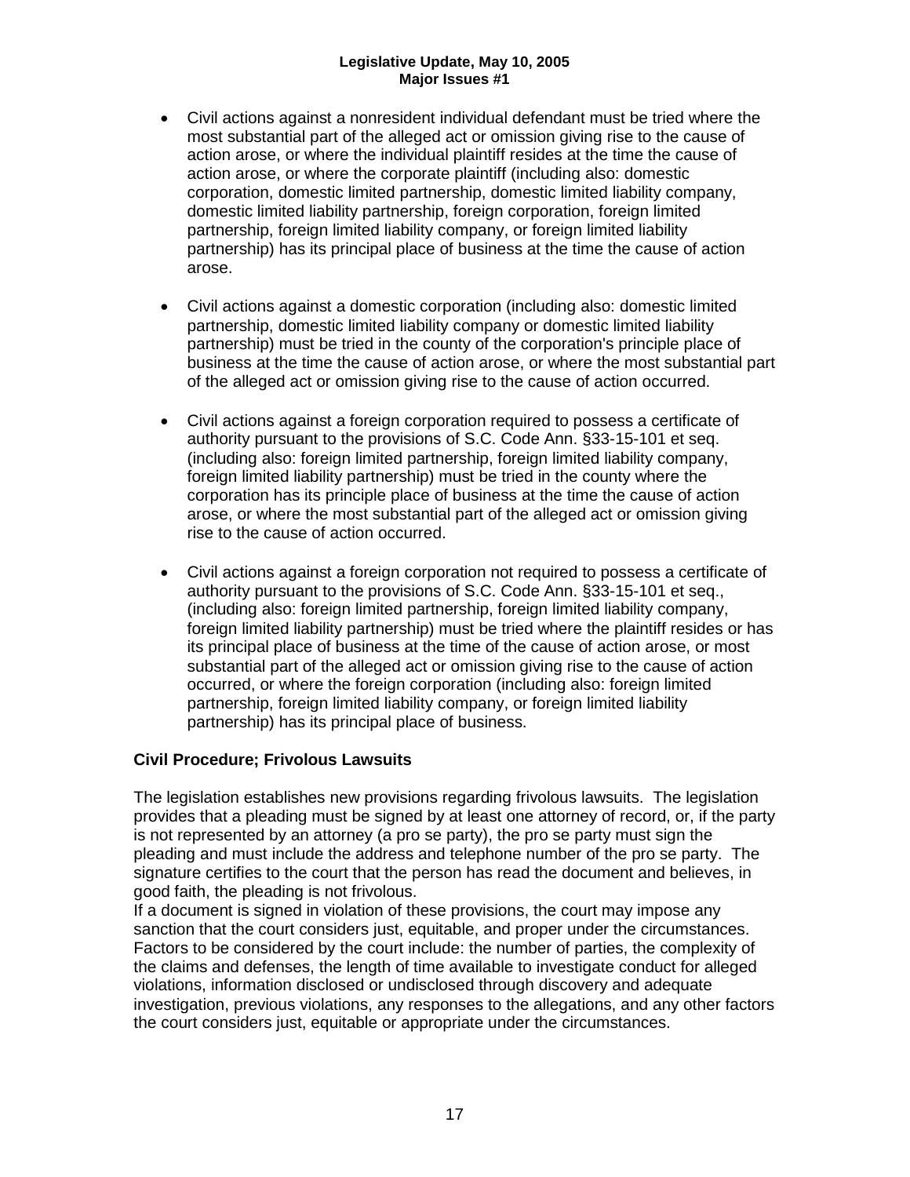- Civil actions against a nonresident individual defendant must be tried where the most substantial part of the alleged act or omission giving rise to the cause of action arose, or where the individual plaintiff resides at the time the cause of action arose, or where the corporate plaintiff (including also: domestic corporation, domestic limited partnership, domestic limited liability company, domestic limited liability partnership, foreign corporation, foreign limited partnership, foreign limited liability company, or foreign limited liability partnership) has its principal place of business at the time the cause of action arose.

- Civil actions against a domestic corporation (including also: domestic limited partnership, domestic limited liability company or domestic limited liability partnership) must be tried in the county of the corporation's principle place of business at the time the cause of action arose, or where the most substantial part of the alleged act or omission giving rise to the cause of action occurred.

- Civil actions against a foreign corporation required to possess a certificate of authority pursuant to the provisions of S.C. Code Ann. §33-15-101 et seq. (including also: foreign limited partnership, foreign limited liability company, foreign limited liability partnership) must be tried in the county where the corporation has its principle place of business at the time the cause of action arose, or where the most substantial part of the alleged act or omission giving rise to the cause of action occurred.

- Civil actions against a foreign corporation not required to possess a certificate of authority pursuant to the provisions of S.C. Code Ann. §33-15-101 et seq., (including also: foreign limited partnership, foreign limited liability company, foreign limited liability partnership) must be tried where the plaintiff resides or has its principal place of business at the time of the cause of action arose, or most substantial part of the alleged act or omission giving rise to the cause of action occurred, or where the foreign corporation (including also: foreign limited partnership, foreign limited liability company, or foreign limited liability partnership) has its principal place of business.

### Civil Procedure; Frivolous Lawsuits

The legislation establishes new provisions regarding frivolous lawsuits. The legislation provides that a pleading must be signed by at least one attorney of record, or, if the party is not represented by an attorney (a pro se party), the pro se party must sign the pleading and must include the address and telephone number of the pro se party. The signature certifies to the court that the person has read the document and believes, in good faith, the pleading is not frivolous.

If a document is signed in violation of these provisions, the court may impose any sanction that the court considers just, equitable, and proper under the circumstances. Factors to be considered by the court include: the number of parties, the complexity of the claims and defenses, the length of time available to investigate conduct for alleged violations, information disclosed or undisclosed through discovery and adequate investigation, previous violations, any responses to the allegations, and any other factors the court considers just, equitable or appropriate under the circumstances.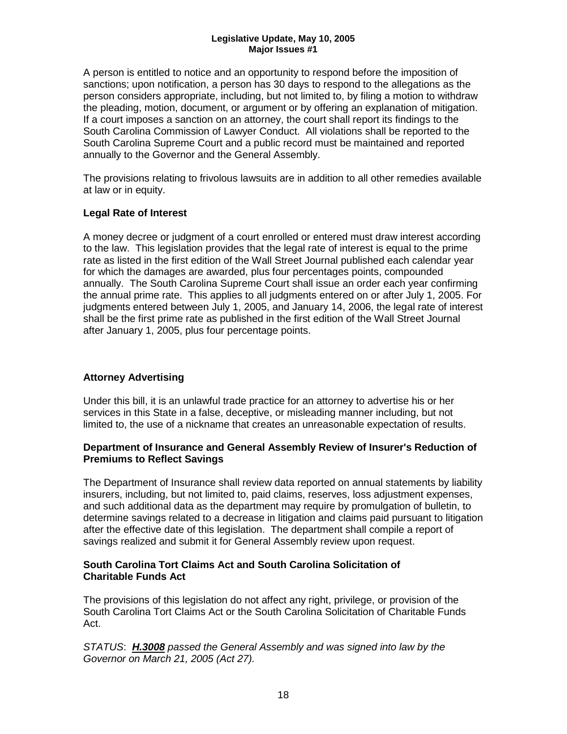A person is entitled to notice and an opportunity to respond before the imposition of sanctions; upon notification, a person has 30 days to respond to the allegations as the person considers appropriate, including, but not limited to, by filing a motion to withdraw the pleading, motion, document, or argument or by offering an explanation of mitigation. If a court imposes a sanction on an attorney, the court shall report its findings to the South Carolina Commission of Lawyer Conduct. All violations shall be reported to the South Carolina Supreme Court and a public record must be maintained and reported annually to the Governor and the General Assembly.

The provisions relating to frivolous lawsuits are in addition to all other remedies available at law or in equity.

**Legal Rate of Interest**

A money decree or judgment of a court enrolled or entered must draw interest according to the law. This legislation provides that the legal rate of interest is equal to the prime rate as listed in the first edition of the Wall Street Journal published each calendar year for which the damages are awarded, plus four percentages points, compounded annually. The South Carolina Supreme Court shall issue an order each year confirming the annual prime rate. This applies to all judgments entered on or after July 1, 2005. For judgments entered between July 1, 2005, and January 14, 2006, the legal rate of interest shall be the first prime rate as published in the first edition of the Wall Street Journal after January 1, 2005, plus four percentage points.

**Attorney Advertising**

Under this bill, it is an unlawful trade practice for an attorney to advertise his or her services in this State in a false, deceptive, or misleading manner including, but not limited to, the use of a nickname that creates an unreasonable expectation of results.

**Department of Insurance and General Assembly Review of Insurer's Reduction of Premiums to Reflect Savings**

The Department of Insurance shall review data reported on annual statements by liability insurers, including, but not limited to, paid claims, reserves, loss adjustment expenses, and such additional data as the department may require by promulgation of bulletin, to determine savings related to a decrease in litigation and claims paid pursuant to litigation after the effective date of this legislation. The department shall compile a report of savings realized and submit it for General Assembly review upon request.

**South Carolina Tort Claims Act and South Carolina Solicitation of Charitable Funds Act**

The provisions of this legislation do not affect any right, privilege, or provision of the South Carolina Tort Claims Act or the South Carolina Solicitation of Charitable Funds Act.

*STATUS*: ***H.3008*** *passed the General Assembly and was signed into law by the Governor on March 21, 2005 (Act 27).*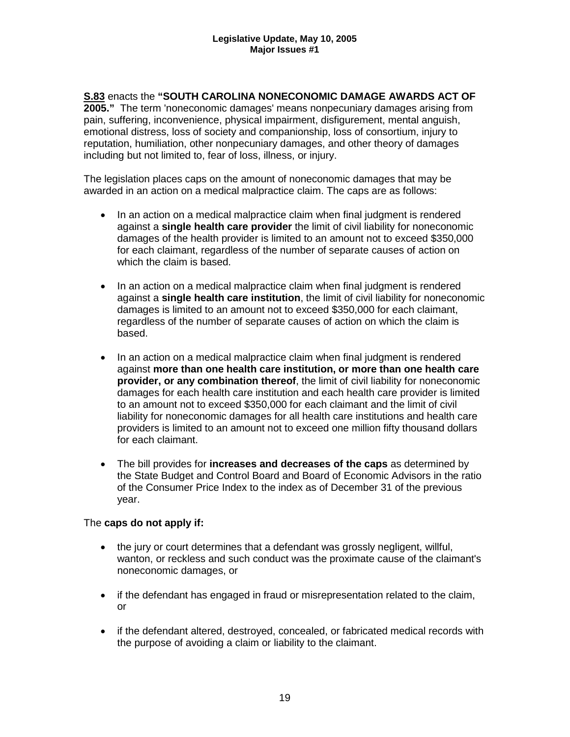**S.83** enacts the **"SOUTH CAROLINA NONECONOMIC DAMAGE AWARDS ACT OF 2005."** The term 'noneconomic damages' means nonpecuniary damages arising from pain, suffering, inconvenience, physical impairment, disfigurement, mental anguish, emotional distress, loss of society and companionship, loss of consortium, injury to reputation, humiliation, other nonpecuniary damages, and other theory of damages including but not limited to, fear of loss, illness, or injury.

The legislation places caps on the amount of noneconomic damages that may be awarded in an action on a medical malpractice claim. The caps are as follows:

- In an action on a medical malpractice claim when final judgment is rendered against a **single health care provider** the limit of civil liability for noneconomic damages of the health provider is limited to an amount not to exceed $350,000 for each claimant, regardless of the number of separate causes of action on which the claim is based.
- In an action on a medical malpractice claim when final judgment is rendered against a **single health care institution**, the limit of civil liability for noneconomic damages is limited to an amount not to exceed $350,000 for each claimant, regardless of the number of separate causes of action on which the claim is based.
- In an action on a medical malpractice claim when final judgment is rendered against **more than one health care institution, or more than one health care provider, or any combination thereof**, the limit of civil liability for noneconomic damages for each health care institution and each health care provider is limited to an amount not to exceed $350,000 for each claimant and the limit of civil liability for noneconomic damages for all health care institutions and health care providers is limited to an amount not to exceed one million fifty thousand dollars for each claimant.
- The bill provides for **increases and decreases of the caps** as determined by the State Budget and Control Board and Board of Economic Advisors in the ratio of the Consumer Price Index to the index as of December 31 of the previous year.

The **caps do not apply if:**

- the jury or court determines that a defendant was grossly negligent, willful, wanton, or reckless and such conduct was the proximate cause of the claimant's noneconomic damages, or
- if the defendant has engaged in fraud or misrepresentation related to the claim, or
- if the defendant altered, destroyed, concealed, or fabricated medical records with the purpose of avoiding a claim or liability to the claimant.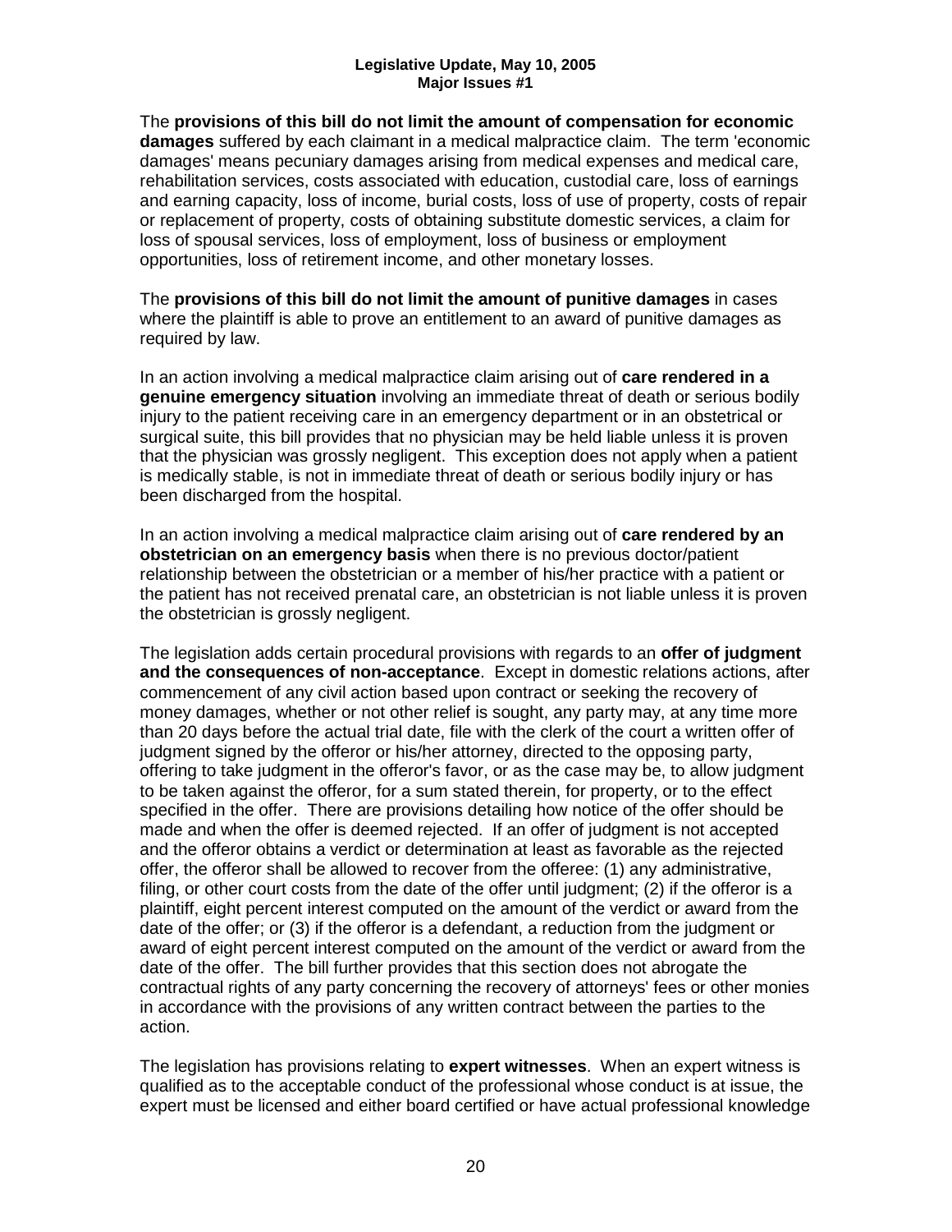The **provisions of this bill do not limit the amount of compensation for economic damages** suffered by each claimant in a medical malpractice claim. The term 'economic damages' means pecuniary damages arising from medical expenses and medical care, rehabilitation services, costs associated with education, custodial care, loss of earnings and earning capacity, loss of income, burial costs, loss of use of property, costs of repair or replacement of property, costs of obtaining substitute domestic services, a claim for loss of spousal services, loss of employment, loss of business or employment opportunities, loss of retirement income, and other monetary losses.

The **provisions of this bill do not limit the amount of punitive damages** in cases where the plaintiff is able to prove an entitlement to an award of punitive damages as required by law.

In an action involving a medical malpractice claim arising out of **care rendered in a genuine emergency situation** involving an immediate threat of death or serious bodily injury to the patient receiving care in an emergency department or in an obstetrical or surgical suite, this bill provides that no physician may be held liable unless it is proven that the physician was grossly negligent. This exception does not apply when a patient is medically stable, is not in immediate threat of death or serious bodily injury or has been discharged from the hospital.

In an action involving a medical malpractice claim arising out of **care rendered by an obstetrician on an emergency basis** when there is no previous doctor/patient relationship between the obstetrician or a member of his/her practice with a patient or the patient has not received prenatal care, an obstetrician is not liable unless it is proven the obstetrician is grossly negligent.

The legislation adds certain procedural provisions with regards to an **offer of judgment and the consequences of non-acceptance**. Except in domestic relations actions, after commencement of any civil action based upon contract or seeking the recovery of money damages, whether or not other relief is sought, any party may, at any time more than 20 days before the actual trial date, file with the clerk of the court a written offer of judgment signed by the offeror or his/her attorney, directed to the opposing party, offering to take judgment in the offeror's favor, or as the case may be, to allow judgment to be taken against the offeror, for a sum stated therein, for property, or to the effect specified in the offer. There are provisions detailing how notice of the offer should be made and when the offer is deemed rejected. If an offer of judgment is not accepted and the offeror obtains a verdict or determination at least as favorable as the rejected offer, the offeror shall be allowed to recover from the offeree: (1) any administrative, filing, or other court costs from the date of the offer until judgment; (2) if the offeror is a plaintiff, eight percent interest computed on the amount of the verdict or award from the date of the offer; or (3) if the offeror is a defendant, a reduction from the judgment or award of eight percent interest computed on the amount of the verdict or award from the date of the offer. The bill further provides that this section does not abrogate the contractual rights of any party concerning the recovery of attorneys' fees or other monies in accordance with the provisions of any written contract between the parties to the action.

The legislation has provisions relating to **expert witnesses**. When an expert witness is qualified as to the acceptable conduct of the professional whose conduct is at issue, the expert must be licensed and either board certified or have actual professional knowledge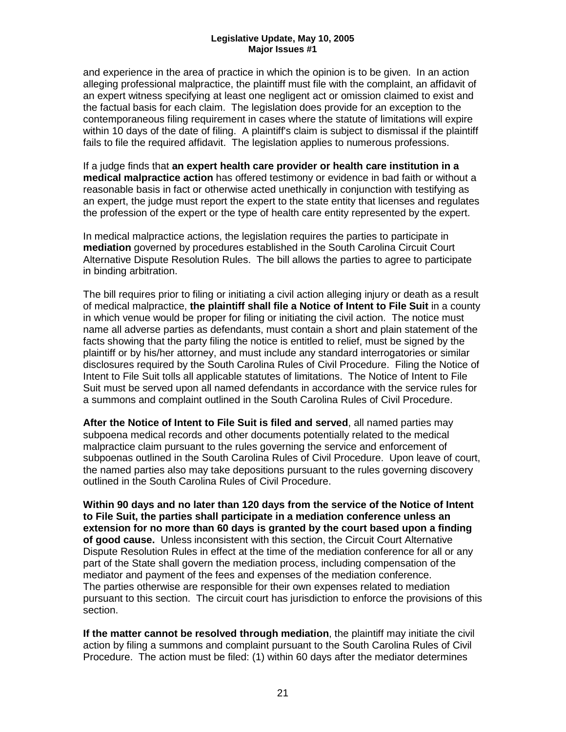and experience in the area of practice in which the opinion is to be given. In an action alleging professional malpractice, the plaintiff must file with the complaint, an affidavit of an expert witness specifying at least one negligent act or omission claimed to exist and the factual basis for each claim. The legislation does provide for an exception to the contemporaneous filing requirement in cases where the statute of limitations will expire within 10 days of the date of filing. A plaintiff's claim is subject to dismissal if the plaintiff fails to file the required affidavit. The legislation applies to numerous professions.

If a judge finds that **an expert health care provider or health care institution in a medical malpractice action** has offered testimony or evidence in bad faith or without a reasonable basis in fact or otherwise acted unethically in conjunction with testifying as an expert, the judge must report the expert to the state entity that licenses and regulates the profession of the expert or the type of health care entity represented by the expert.

In medical malpractice actions, the legislation requires the parties to participate in **mediation** governed by procedures established in the South Carolina Circuit Court Alternative Dispute Resolution Rules. The bill allows the parties to agree to participate in binding arbitration.

The bill requires prior to filing or initiating a civil action alleging injury or death as a result of medical malpractice, **the plaintiff shall file a Notice of Intent to File Suit** in a county in which venue would be proper for filing or initiating the civil action. The notice must name all adverse parties as defendants, must contain a short and plain statement of the facts showing that the party filing the notice is entitled to relief, must be signed by the plaintiff or by his/her attorney, and must include any standard interrogatories or similar disclosures required by the South Carolina Rules of Civil Procedure. Filing the Notice of Intent to File Suit tolls all applicable statutes of limitations. The Notice of Intent to File Suit must be served upon all named defendants in accordance with the service rules for a summons and complaint outlined in the South Carolina Rules of Civil Procedure.

**After the Notice of Intent to File Suit is filed and served**, all named parties may subpoena medical records and other documents potentially related to the medical malpractice claim pursuant to the rules governing the service and enforcement of subpoenas outlined in the South Carolina Rules of Civil Procedure. Upon leave of court, the named parties also may take depositions pursuant to the rules governing discovery outlined in the South Carolina Rules of Civil Procedure.

**Within 90 days and no later than 120 days from the service of the Notice of Intent to File Suit, the parties shall participate in a mediation conference unless an extension for no more than 60 days is granted by the court based upon a finding of good cause.** Unless inconsistent with this section, the Circuit Court Alternative Dispute Resolution Rules in effect at the time of the mediation conference for all or any part of the State shall govern the mediation process, including compensation of the mediator and payment of the fees and expenses of the mediation conference. The parties otherwise are responsible for their own expenses related to mediation pursuant to this section. The circuit court has jurisdiction to enforce the provisions of this section.

**If the matter cannot be resolved through mediation**, the plaintiff may initiate the civil action by filing a summons and complaint pursuant to the South Carolina Rules of Civil Procedure. The action must be filed: (1) within 60 days after the mediator determines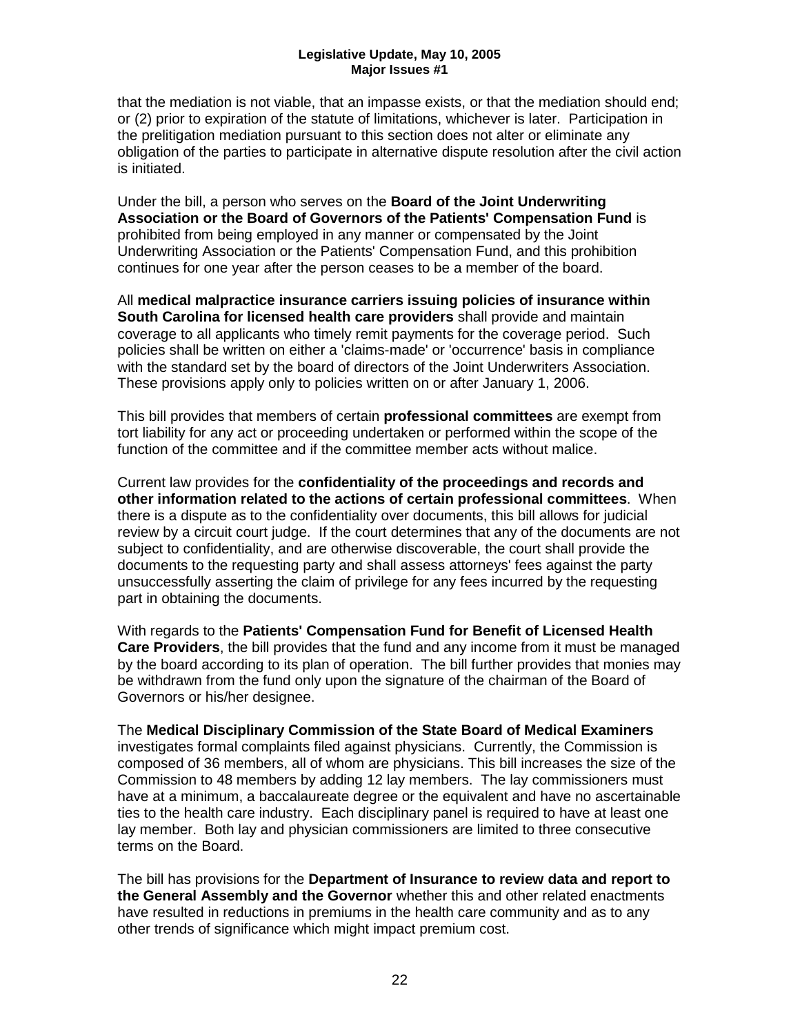that the mediation is not viable, that an impasse exists, or that the mediation should end; or (2) prior to expiration of the statute of limitations, whichever is later. Participation in the prelitigation mediation pursuant to this section does not alter or eliminate any obligation of the parties to participate in alternative dispute resolution after the civil action is initiated.

Under the bill, a person who serves on the **Board of the Joint Underwriting Association or the Board of Governors of the Patients' Compensation Fund** is prohibited from being employed in any manner or compensated by the Joint Underwriting Association or the Patients' Compensation Fund, and this prohibition continues for one year after the person ceases to be a member of the board.

All **medical malpractice insurance carriers issuing policies of insurance within South Carolina for licensed health care providers** shall provide and maintain coverage to all applicants who timely remit payments for the coverage period. Such policies shall be written on either a 'claims-made' or 'occurrence' basis in compliance with the standard set by the board of directors of the Joint Underwriters Association. These provisions apply only to policies written on or after January 1, 2006.

This bill provides that members of certain **professional committees** are exempt from tort liability for any act or proceeding undertaken or performed within the scope of the function of the committee and if the committee member acts without malice.

Current law provides for the **confidentiality of the proceedings and records and other information related to the actions of certain professional committees**. When there is a dispute as to the confidentiality over documents, this bill allows for judicial review by a circuit court judge. If the court determines that any of the documents are not subject to confidentiality, and are otherwise discoverable, the court shall provide the documents to the requesting party and shall assess attorneys' fees against the party unsuccessfully asserting the claim of privilege for any fees incurred by the requesting part in obtaining the documents.

With regards to the **Patients' Compensation Fund for Benefit of Licensed Health Care Providers**, the bill provides that the fund and any income from it must be managed by the board according to its plan of operation. The bill further provides that monies may be withdrawn from the fund only upon the signature of the chairman of the Board of Governors or his/her designee.

The **Medical Disciplinary Commission of the State Board of Medical Examiners** investigates formal complaints filed against physicians. Currently, the Commission is composed of 36 members, all of whom are physicians. This bill increases the size of the Commission to 48 members by adding 12 lay members. The lay commissioners must have at a minimum, a baccalaureate degree or the equivalent and have no ascertainable ties to the health care industry. Each disciplinary panel is required to have at least one lay member. Both lay and physician commissioners are limited to three consecutive terms on the Board.

The bill has provisions for the **Department of Insurance to review data and report to the General Assembly and the Governor** whether this and other related enactments have resulted in reductions in premiums in the health care community and as to any other trends of significance which might impact premium cost.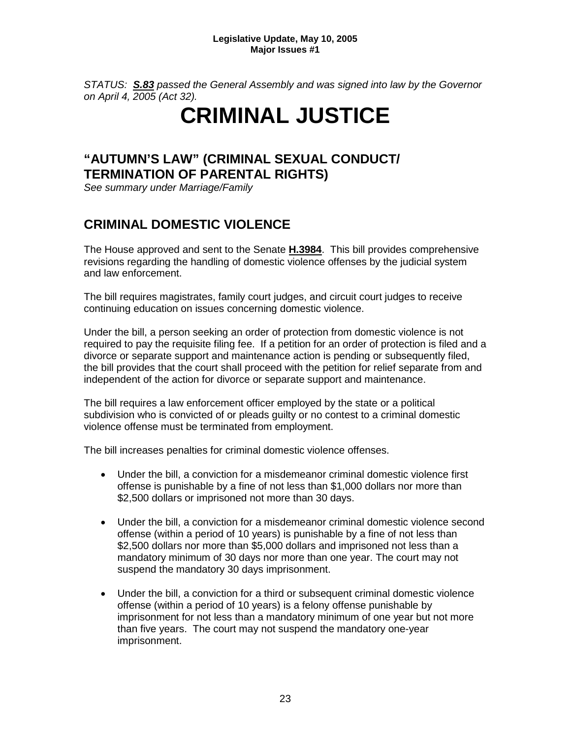*STATUS: **S.83** passed the General Assembly and was signed into law by the Governor on April 4, 2005 (Act 32).*

# CRIMINAL JUSTICE

## "AUTUMN'S LAW" (CRIMINAL SEXUAL CONDUCT/ TERMINATION OF PARENTAL RIGHTS)

*See summary under Marriage/Family*

## CRIMINAL DOMESTIC VIOLENCE

The House approved and sent to the Senate **H.3984**. This bill provides comprehensive revisions regarding the handling of domestic violence offenses by the judicial system and law enforcement.

The bill requires magistrates, family court judges, and circuit court judges to receive continuing education on issues concerning domestic violence.

Under the bill, a person seeking an order of protection from domestic violence is not required to pay the requisite filing fee. If a petition for an order of protection is filed and a divorce or separate support and maintenance action is pending or subsequently filed, the bill provides that the court shall proceed with the petition for relief separate from and independent of the action for divorce or separate support and maintenance.

The bill requires a law enforcement officer employed by the state or a political subdivision who is convicted of or pleads guilty or no contest to a criminal domestic violence offense must be terminated from employment.

The bill increases penalties for criminal domestic violence offenses.

- Under the bill, a conviction for a misdemeanor criminal domestic violence first offense is punishable by a fine of not less than $1,000 dollars nor more than $2,500 dollars or imprisoned not more than 30 days.
- Under the bill, a conviction for a misdemeanor criminal domestic violence second offense (within a period of 10 years) is punishable by a fine of not less than $2,500 dollars nor more than $5,000 dollars and imprisoned not less than a mandatory minimum of 30 days nor more than one year. The court may not suspend the mandatory 30 days imprisonment.
- Under the bill, a conviction for a third or subsequent criminal domestic violence offense (within a period of 10 years) is a felony offense punishable by imprisonment for not less than a mandatory minimum of one year but not more than five years. The court may not suspend the mandatory one-year imprisonment.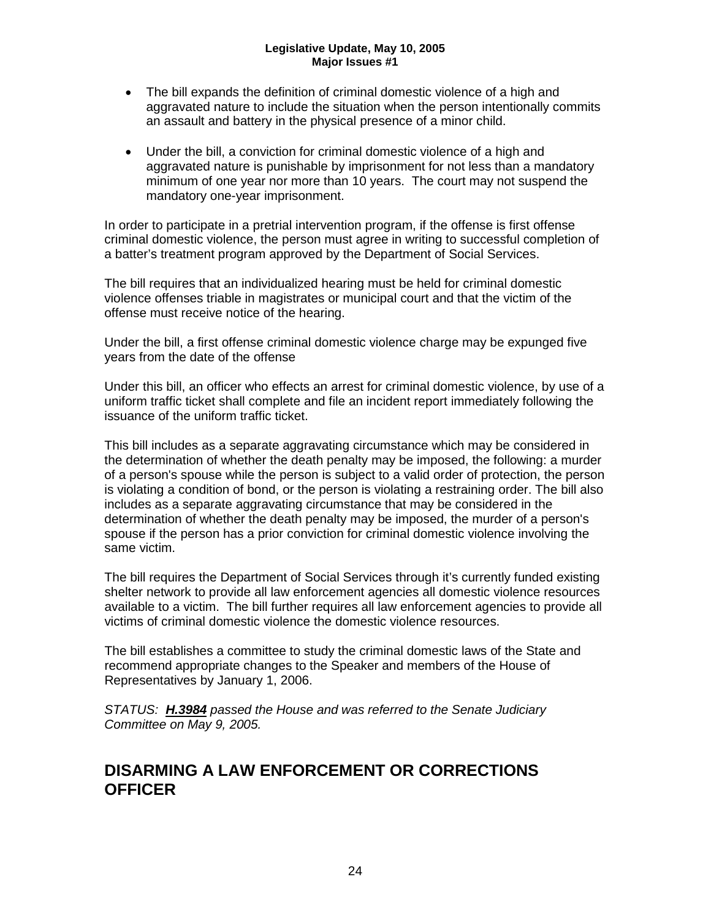- The bill expands the definition of criminal domestic violence of a high and aggravated nature to include the situation when the person intentionally commits an assault and battery in the physical presence of a minor child.
- Under the bill, a conviction for criminal domestic violence of a high and aggravated nature is punishable by imprisonment for not less than a mandatory minimum of one year nor more than 10 years. The court may not suspend the mandatory one-year imprisonment.

In order to participate in a pretrial intervention program, if the offense is first offense criminal domestic violence, the person must agree in writing to successful completion of a batter's treatment program approved by the Department of Social Services.

The bill requires that an individualized hearing must be held for criminal domestic violence offenses triable in magistrates or municipal court and that the victim of the offense must receive notice of the hearing.

Under the bill, a first offense criminal domestic violence charge may be expunged five years from the date of the offense

Under this bill, an officer who effects an arrest for criminal domestic violence, by use of a uniform traffic ticket shall complete and file an incident report immediately following the issuance of the uniform traffic ticket.

This bill includes as a separate aggravating circumstance which may be considered in the determination of whether the death penalty may be imposed, the following: a murder of a person's spouse while the person is subject to a valid order of protection, the person is violating a condition of bond, or the person is violating a restraining order. The bill also includes as a separate aggravating circumstance that may be considered in the determination of whether the death penalty may be imposed, the murder of a person's spouse if the person has a prior conviction for criminal domestic violence involving the same victim.

The bill requires the Department of Social Services through it's currently funded existing shelter network to provide all law enforcement agencies all domestic violence resources available to a victim. The bill further requires all law enforcement agencies to provide all victims of criminal domestic violence the domestic violence resources.

The bill establishes a committee to study the criminal domestic laws of the State and recommend appropriate changes to the Speaker and members of the House of Representatives by January 1, 2006.

*STATUS: **H.3984** passed the House and was referred to the Senate Judiciary Committee on May 9, 2005.*

## DISARMING A LAW ENFORCEMENT OR CORRECTIONS OFFICER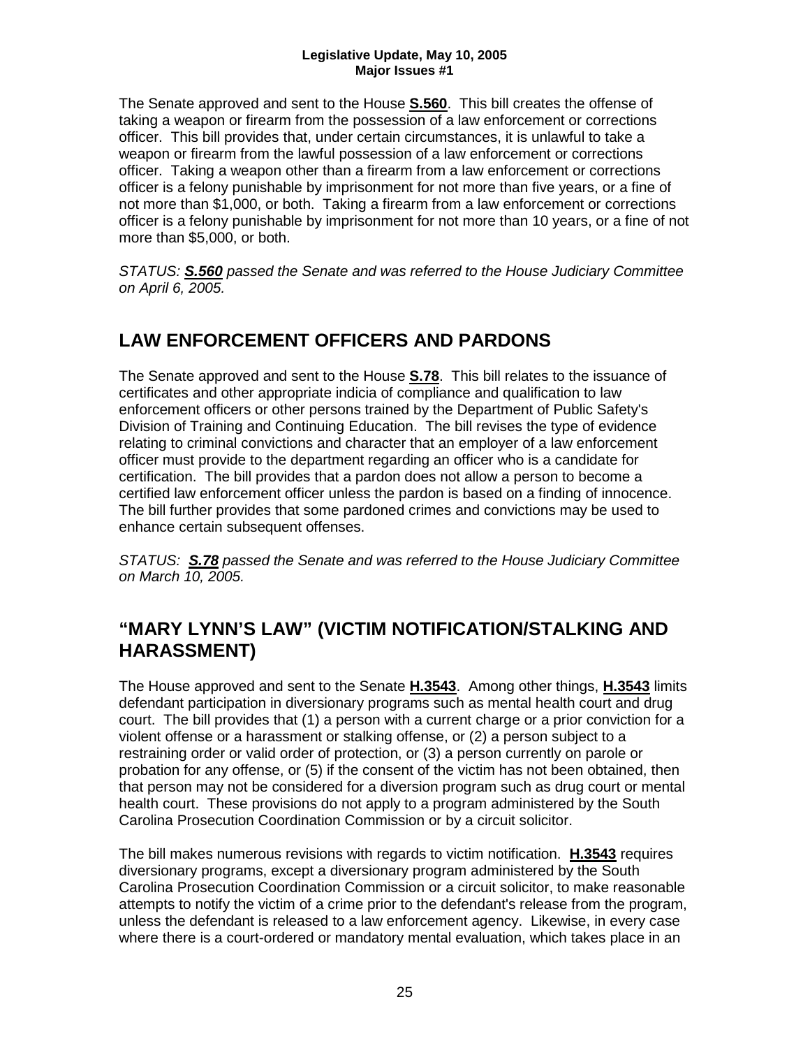The Senate approved and sent to the House **S.560**. This bill creates the offense of taking a weapon or firearm from the possession of a law enforcement or corrections officer. This bill provides that, under certain circumstances, it is unlawful to take a weapon or firearm from the lawful possession of a law enforcement or corrections officer. Taking a weapon other than a firearm from a law enforcement or corrections officer is a felony punishable by imprisonment for not more than five years, or a fine of not more than $1,000, or both. Taking a firearm from a law enforcement or corrections officer is a felony punishable by imprisonment for not more than 10 years, or a fine of not more than $5,000, or both.

*STATUS: **S.560** passed the Senate and was referred to the House Judiciary Committee on April 6, 2005.*

## LAW ENFORCEMENT OFFICERS AND PARDONS

The Senate approved and sent to the House **S.78**. This bill relates to the issuance of certificates and other appropriate indicia of compliance and qualification to law enforcement officers or other persons trained by the Department of Public Safety's Division of Training and Continuing Education. The bill revises the type of evidence relating to criminal convictions and character that an employer of a law enforcement officer must provide to the department regarding an officer who is a candidate for certification. The bill provides that a pardon does not allow a person to become a certified law enforcement officer unless the pardon is based on a finding of innocence. The bill further provides that some pardoned crimes and convictions may be used to enhance certain subsequent offenses.

*STATUS: **S.78** passed the Senate and was referred to the House Judiciary Committee on March 10, 2005.*

## "MARY LYNN'S LAW" (VICTIM NOTIFICATION/STALKING AND HARASSMENT)

The House approved and sent to the Senate **H.3543**. Among other things, **H.3543** limits defendant participation in diversionary programs such as mental health court and drug court. The bill provides that (1) a person with a current charge or a prior conviction for a violent offense or a harassment or stalking offense, or (2) a person subject to a restraining order or valid order of protection, or (3) a person currently on parole or probation for any offense, or (5) if the consent of the victim has not been obtained, then that person may not be considered for a diversion program such as drug court or mental health court. These provisions do not apply to a program administered by the South Carolina Prosecution Coordination Commission or by a circuit solicitor.

The bill makes numerous revisions with regards to victim notification. **H.3543** requires diversionary programs, except a diversionary program administered by the South Carolina Prosecution Coordination Commission or a circuit solicitor, to make reasonable attempts to notify the victim of a crime prior to the defendant's release from the program, unless the defendant is released to a law enforcement agency. Likewise, in every case where there is a court-ordered or mandatory mental evaluation, which takes place in an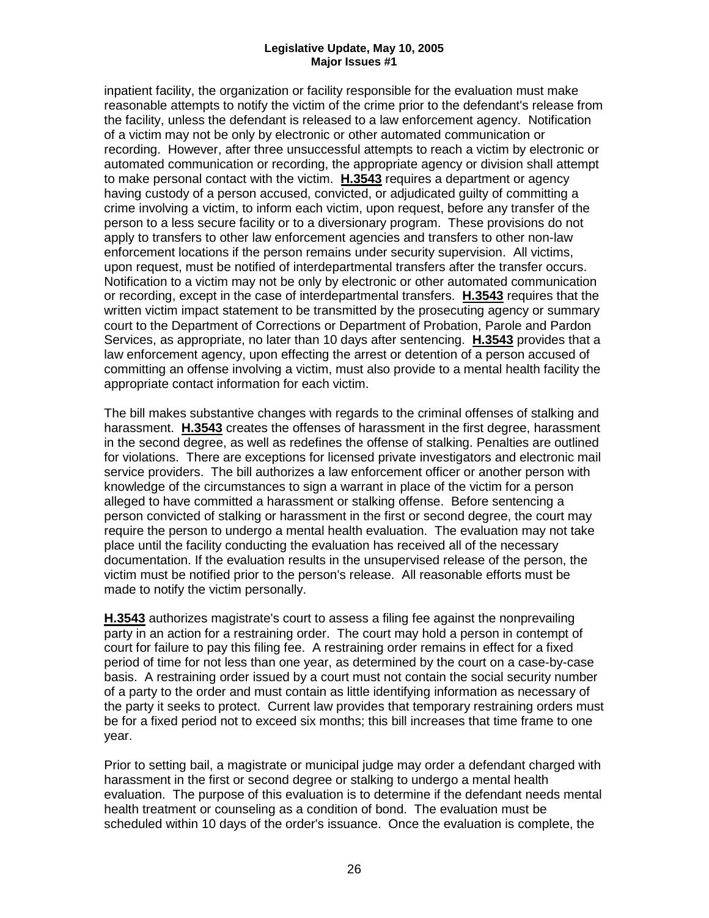inpatient facility, the organization or facility responsible for the evaluation must make reasonable attempts to notify the victim of the crime prior to the defendant's release from the facility, unless the defendant is released to a law enforcement agency. Notification of a victim may not be only by electronic or other automated communication or recording. However, after three unsuccessful attempts to reach a victim by electronic or automated communication or recording, the appropriate agency or division shall attempt to make personal contact with the victim. **H.3543** requires a department or agency having custody of a person accused, convicted, or adjudicated guilty of committing a crime involving a victim, to inform each victim, upon request, before any transfer of the person to a less secure facility or to a diversionary program. These provisions do not apply to transfers to other law enforcement agencies and transfers to other non-law enforcement locations if the person remains under security supervision. All victims, upon request, must be notified of interdepartmental transfers after the transfer occurs. Notification to a victim may not be only by electronic or other automated communication or recording, except in the case of interdepartmental transfers. **H.3543** requires that the written victim impact statement to be transmitted by the prosecuting agency or summary court to the Department of Corrections or Department of Probation, Parole and Pardon Services, as appropriate, no later than 10 days after sentencing. **H.3543** provides that a law enforcement agency, upon effecting the arrest or detention of a person accused of committing an offense involving a victim, must also provide to a mental health facility the appropriate contact information for each victim.

The bill makes substantive changes with regards to the criminal offenses of stalking and harassment. **H.3543** creates the offenses of harassment in the first degree, harassment in the second degree, as well as redefines the offense of stalking. Penalties are outlined for violations. There are exceptions for licensed private investigators and electronic mail service providers. The bill authorizes a law enforcement officer or another person with knowledge of the circumstances to sign a warrant in place of the victim for a person alleged to have committed a harassment or stalking offense. Before sentencing a person convicted of stalking or harassment in the first or second degree, the court may require the person to undergo a mental health evaluation. The evaluation may not take place until the facility conducting the evaluation has received all of the necessary documentation. If the evaluation results in the unsupervised release of the person, the victim must be notified prior to the person's release. All reasonable efforts must be made to notify the victim personally.

**H.3543** authorizes magistrate's court to assess a filing fee against the nonprevailing party in an action for a restraining order. The court may hold a person in contempt of court for failure to pay this filing fee. A restraining order remains in effect for a fixed period of time for not less than one year, as determined by the court on a case-by-case basis. A restraining order issued by a court must not contain the social security number of a party to the order and must contain as little identifying information as necessary of the party it seeks to protect. Current law provides that temporary restraining orders must be for a fixed period not to exceed six months; this bill increases that time frame to one year.

Prior to setting bail, a magistrate or municipal judge may order a defendant charged with harassment in the first or second degree or stalking to undergo a mental health evaluation. The purpose of this evaluation is to determine if the defendant needs mental health treatment or counseling as a condition of bond. The evaluation must be scheduled within 10 days of the order's issuance. Once the evaluation is complete, the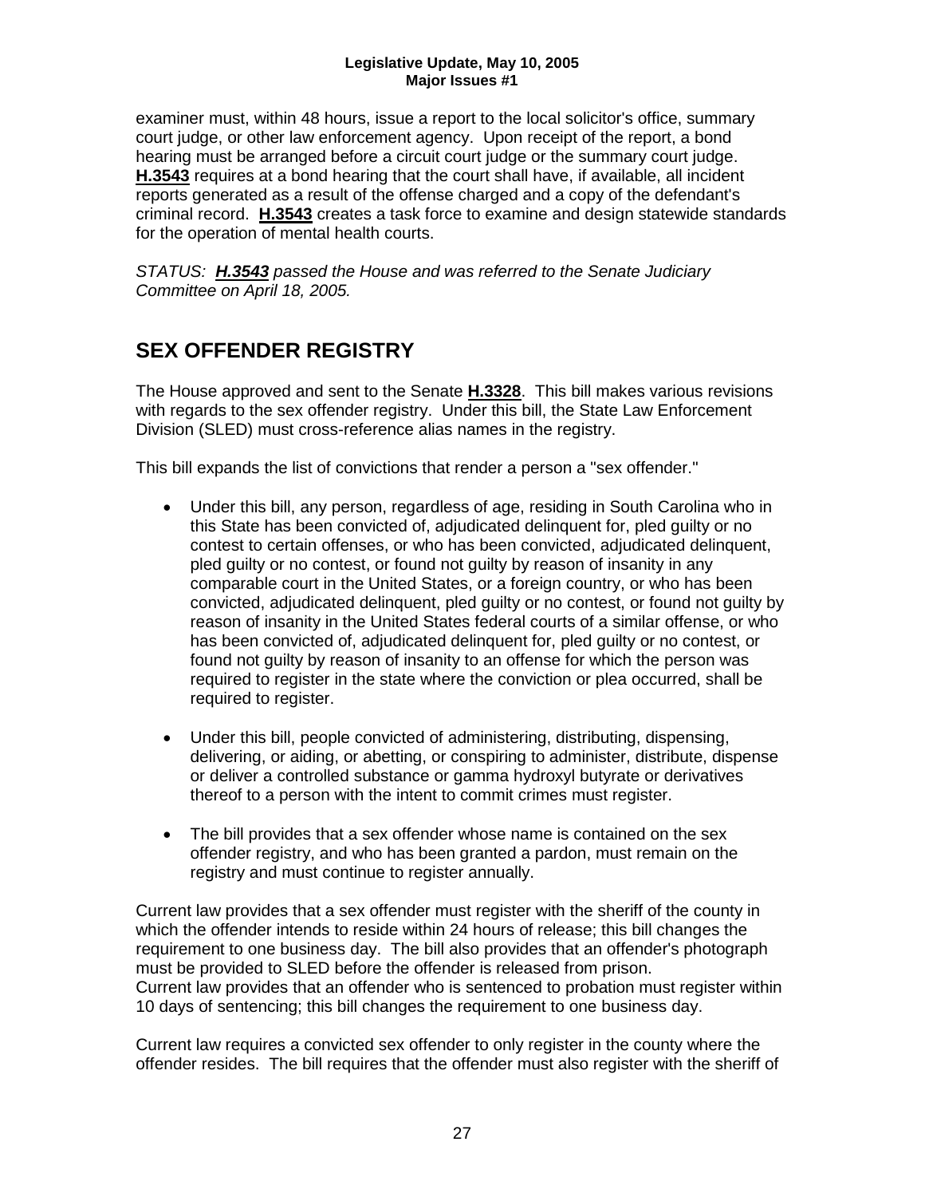examiner must, within 48 hours, issue a report to the local solicitor's office, summary court judge, or other law enforcement agency. Upon receipt of the report, a bond hearing must be arranged before a circuit court judge or the summary court judge. **H.3543** requires at a bond hearing that the court shall have, if available, all incident reports generated as a result of the offense charged and a copy of the defendant's criminal record. **H.3543** creates a task force to examine and design statewide standards for the operation of mental health courts.

*STATUS: **H.3543** passed the House and was referred to the Senate Judiciary Committee on April 18, 2005.*

## SEX OFFENDER REGISTRY

The House approved and sent to the Senate **H.3328**. This bill makes various revisions with regards to the sex offender registry. Under this bill, the State Law Enforcement Division (SLED) must cross-reference alias names in the registry.

This bill expands the list of convictions that render a person a "sex offender."

- Under this bill, any person, regardless of age, residing in South Carolina who in this State has been convicted of, adjudicated delinquent for, pled guilty or no contest to certain offenses, or who has been convicted, adjudicated delinquent, pled guilty or no contest, or found not guilty by reason of insanity in any comparable court in the United States, or a foreign country, or who has been convicted, adjudicated delinquent, pled guilty or no contest, or found not guilty by reason of insanity in the United States federal courts of a similar offense, or who has been convicted of, adjudicated delinquent for, pled guilty or no contest, or found not guilty by reason of insanity to an offense for which the person was required to register in the state where the conviction or plea occurred, shall be required to register.
- Under this bill, people convicted of administering, distributing, dispensing, delivering, or aiding, or abetting, or conspiring to administer, distribute, dispense or deliver a controlled substance or gamma hydroxyl butyrate or derivatives thereof to a person with the intent to commit crimes must register.
- The bill provides that a sex offender whose name is contained on the sex offender registry, and who has been granted a pardon, must remain on the registry and must continue to register annually.

Current law provides that a sex offender must register with the sheriff of the county in which the offender intends to reside within 24 hours of release; this bill changes the requirement to one business day. The bill also provides that an offender's photograph must be provided to SLED before the offender is released from prison.
Current law provides that an offender who is sentenced to probation must register within 10 days of sentencing; this bill changes the requirement to one business day.

Current law requires a convicted sex offender to only register in the county where the offender resides. The bill requires that the offender must also register with the sheriff of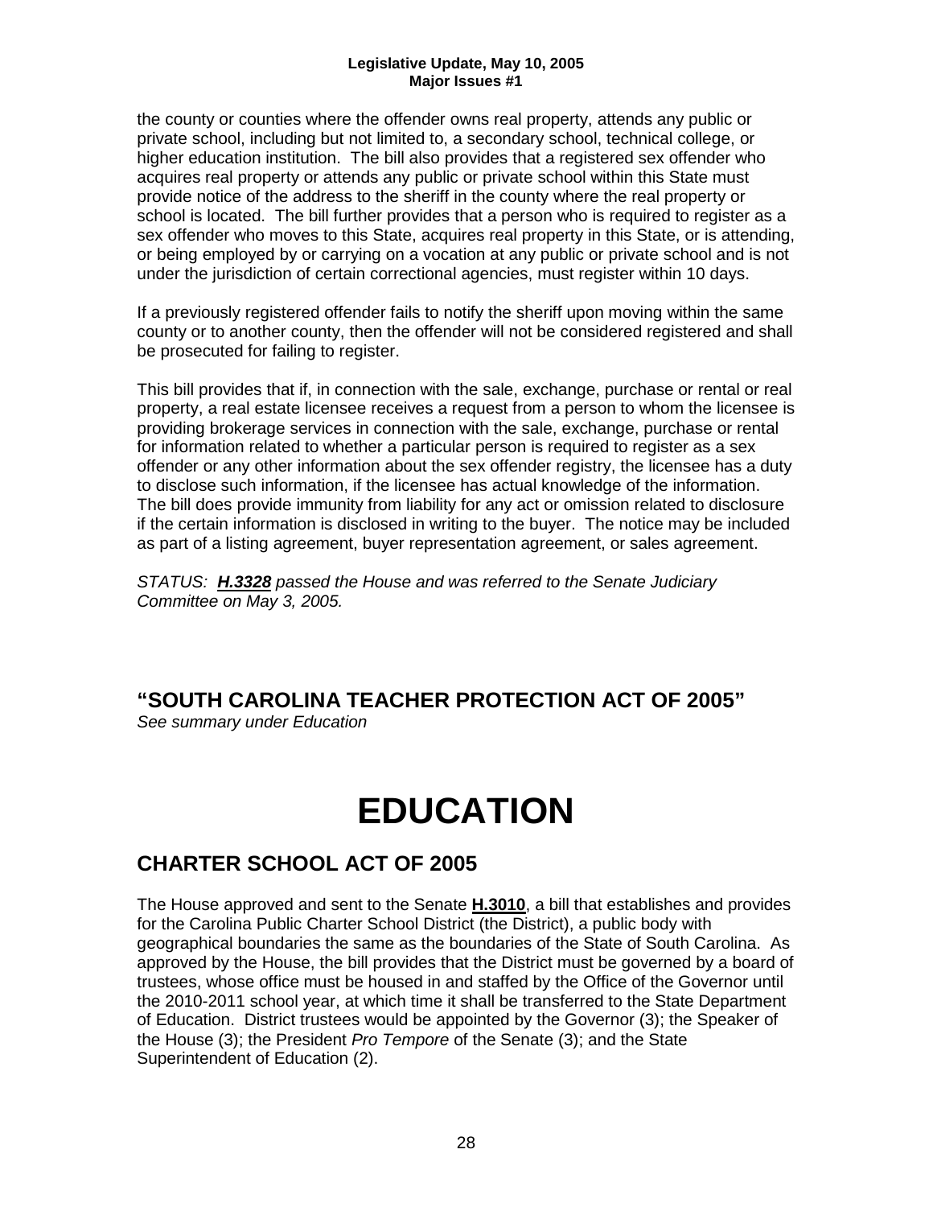the county or counties where the offender owns real property, attends any public or private school, including but not limited to, a secondary school, technical college, or higher education institution. The bill also provides that a registered sex offender who acquires real property or attends any public or private school within this State must provide notice of the address to the sheriff in the county where the real property or school is located. The bill further provides that a person who is required to register as a sex offender who moves to this State, acquires real property in this State, or is attending, or being employed by or carrying on a vocation at any public or private school and is not under the jurisdiction of certain correctional agencies, must register within 10 days.

If a previously registered offender fails to notify the sheriff upon moving within the same county or to another county, then the offender will not be considered registered and shall be prosecuted for failing to register.

This bill provides that if, in connection with the sale, exchange, purchase or rental or real property, a real estate licensee receives a request from a person to whom the licensee is providing brokerage services in connection with the sale, exchange, purchase or rental for information related to whether a particular person is required to register as a sex offender or any other information about the sex offender registry, the licensee has a duty to disclose such information, if the licensee has actual knowledge of the information. The bill does provide immunity from liability for any act or omission related to disclosure if the certain information is disclosed in writing to the buyer. The notice may be included as part of a listing agreement, buyer representation agreement, or sales agreement.

*STATUS: **H.3328** passed the House and was referred to the Senate Judiciary Committee on May 3, 2005.*

## "SOUTH CAROLINA TEACHER PROTECTION ACT OF 2005"

*See summary under Education*

# EDUCATION

## CHARTER SCHOOL ACT OF 2005

The House approved and sent to the Senate **H.3010**, a bill that establishes and provides for the Carolina Public Charter School District (the District), a public body with geographical boundaries the same as the boundaries of the State of South Carolina. As approved by the House, the bill provides that the District must be governed by a board of trustees, whose office must be housed in and staffed by the Office of the Governor until the 2010-2011 school year, at which time it shall be transferred to the State Department of Education. District trustees would be appointed by the Governor (3); the Speaker of the House (3); the President *Pro Tempore* of the Senate (3); and the State Superintendent of Education (2).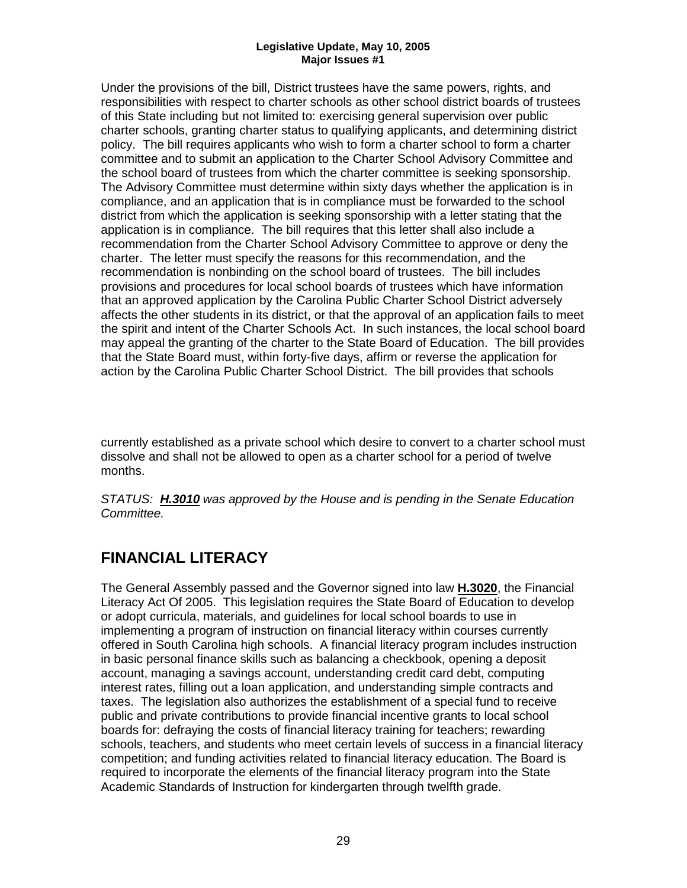Under the provisions of the bill, District trustees have the same powers, rights, and responsibilities with respect to charter schools as other school district boards of trustees of this State including but not limited to: exercising general supervision over public charter schools, granting charter status to qualifying applicants, and determining district policy. The bill requires applicants who wish to form a charter school to form a charter committee and to submit an application to the Charter School Advisory Committee and the school board of trustees from which the charter committee is seeking sponsorship. The Advisory Committee must determine within sixty days whether the application is in compliance, and an application that is in compliance must be forwarded to the school district from which the application is seeking sponsorship with a letter stating that the application is in compliance. The bill requires that this letter shall also include a recommendation from the Charter School Advisory Committee to approve or deny the charter. The letter must specify the reasons for this recommendation, and the recommendation is nonbinding on the school board of trustees. The bill includes provisions and procedures for local school boards of trustees which have information that an approved application by the Carolina Public Charter School District adversely affects the other students in its district, or that the approval of an application fails to meet the spirit and intent of the Charter Schools Act. In such instances, the local school board may appeal the granting of the charter to the State Board of Education. The bill provides that the State Board must, within forty-five days, affirm or reverse the application for action by the Carolina Public Charter School District. The bill provides that schools currently established as a private school which desire to convert to a charter school must dissolve and shall not be allowed to open as a charter school for a period of twelve months.

*STATUS: **H.3010** was approved by the House and is pending in the Senate Education Committee.*

## FINANCIAL LITERACY

The General Assembly passed and the Governor signed into law **H.3020**, the Financial Literacy Act Of 2005. This legislation requires the State Board of Education to develop or adopt curricula, materials, and guidelines for local school boards to use in implementing a program of instruction on financial literacy within courses currently offered in South Carolina high schools. A financial literacy program includes instruction in basic personal finance skills such as balancing a checkbook, opening a deposit account, managing a savings account, understanding credit card debt, computing interest rates, filling out a loan application, and understanding simple contracts and taxes. The legislation also authorizes the establishment of a special fund to receive public and private contributions to provide financial incentive grants to local school boards for: defraying the costs of financial literacy training for teachers; rewarding schools, teachers, and students who meet certain levels of success in a financial literacy competition; and funding activities related to financial literacy education. The Board is required to incorporate the elements of the financial literacy program into the State Academic Standards of Instruction for kindergarten through twelfth grade.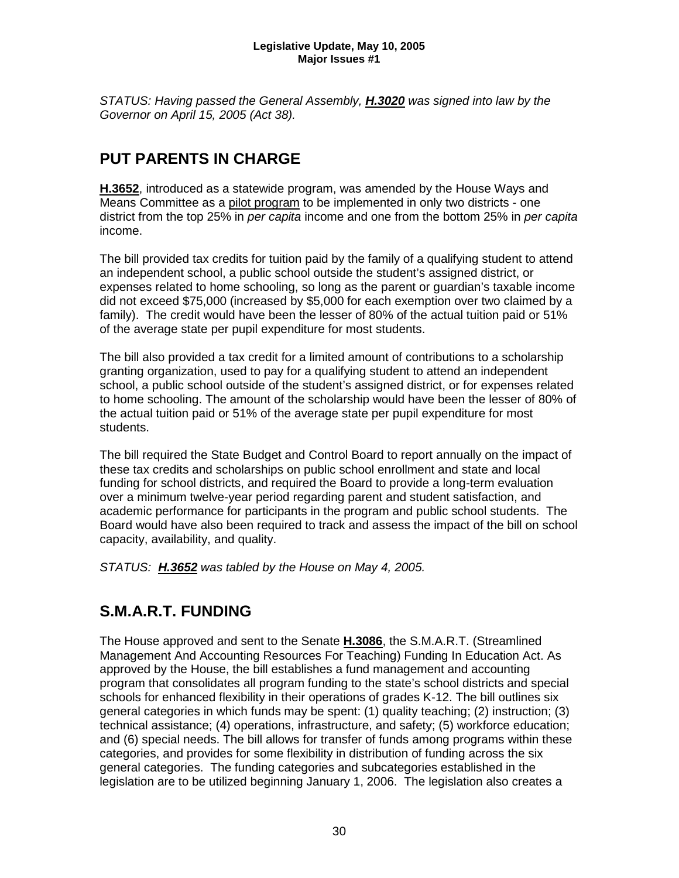*STATUS: Having passed the General Assembly, **H.3020** was signed into law by the Governor on April 15, 2005 (Act 38).*

## PUT PARENTS IN CHARGE

**H.3652**, introduced as a statewide program, was amended by the House Ways and Means Committee as a pilot program to be implemented in only two districts - one district from the top 25% in *per capita* income and one from the bottom 25% in *per capita* income.

The bill provided tax credits for tuition paid by the family of a qualifying student to attend an independent school, a public school outside the student's assigned district, or expenses related to home schooling, so long as the parent or guardian's taxable income did not exceed $75,000 (increased by $5,000 for each exemption over two claimed by a family). The credit would have been the lesser of 80% of the actual tuition paid or 51% of the average state per pupil expenditure for most students.

The bill also provided a tax credit for a limited amount of contributions to a scholarship granting organization, used to pay for a qualifying student to attend an independent school, a public school outside of the student's assigned district, or for expenses related to home schooling. The amount of the scholarship would have been the lesser of 80% of the actual tuition paid or 51% of the average state per pupil expenditure for most students.

The bill required the State Budget and Control Board to report annually on the impact of these tax credits and scholarships on public school enrollment and state and local funding for school districts, and required the Board to provide a long-term evaluation over a minimum twelve-year period regarding parent and student satisfaction, and academic performance for participants in the program and public school students. The Board would have also been required to track and assess the impact of the bill on school capacity, availability, and quality.

*STATUS: **H.3652** was tabled by the House on May 4, 2005.*

## S.M.A.R.T. FUNDING

The House approved and sent to the Senate **H.3086**, the S.M.A.R.T. (Streamlined Management And Accounting Resources For Teaching) Funding In Education Act. As approved by the House, the bill establishes a fund management and accounting program that consolidates all program funding to the state's school districts and special schools for enhanced flexibility in their operations of grades K-12. The bill outlines six general categories in which funds may be spent: (1) quality teaching; (2) instruction; (3) technical assistance; (4) operations, infrastructure, and safety; (5) workforce education; and (6) special needs. The bill allows for transfer of funds among programs within these categories, and provides for some flexibility in distribution of funding across the six general categories. The funding categories and subcategories established in the legislation are to be utilized beginning January 1, 2006. The legislation also creates a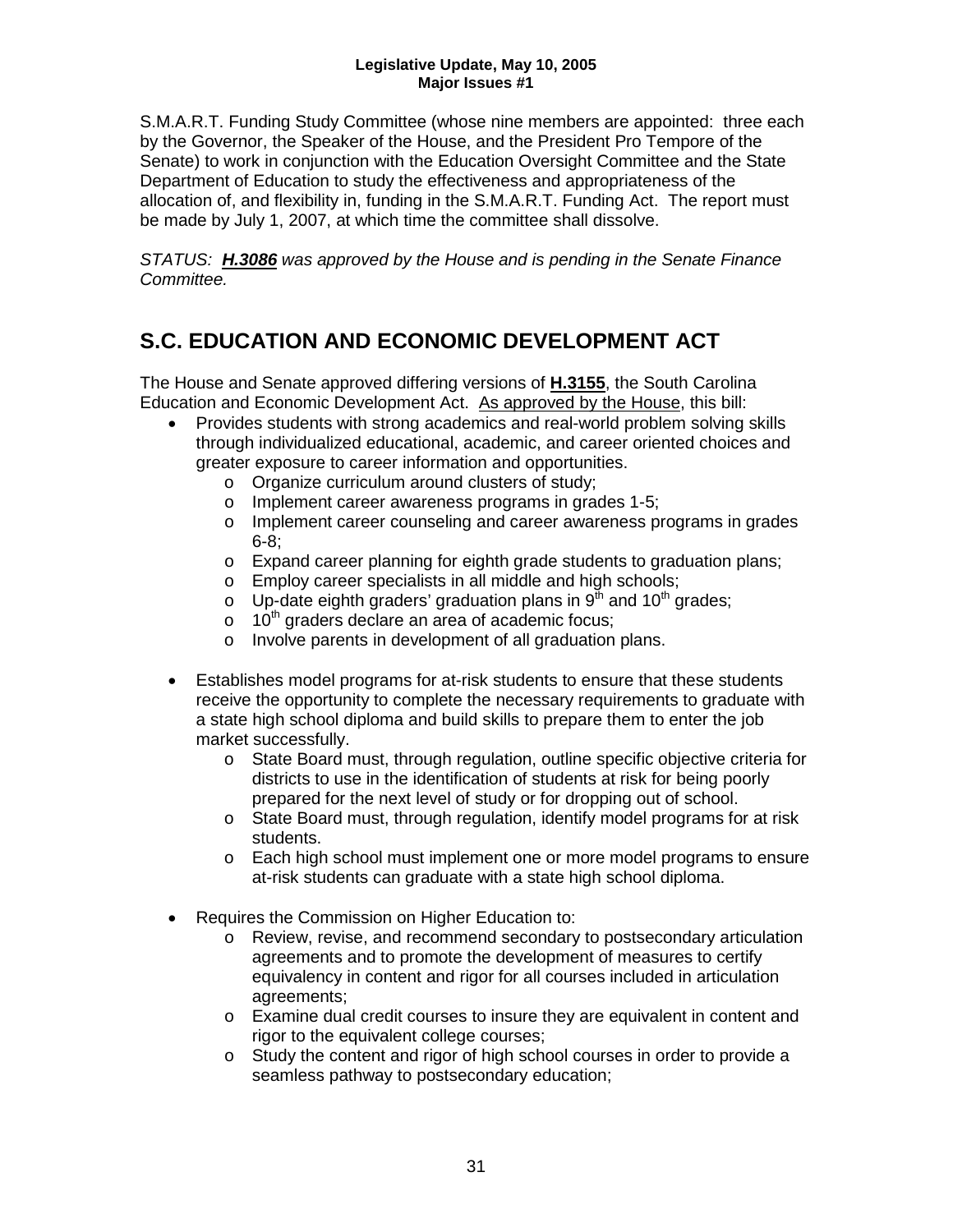S.M.A.R.T. Funding Study Committee (whose nine members are appointed: three each by the Governor, the Speaker of the House, and the President Pro Tempore of the Senate) to work in conjunction with the Education Oversight Committee and the State Department of Education to study the effectiveness and appropriateness of the allocation of, and flexibility in, funding in the S.M.A.R.T. Funding Act. The report must be made by July 1, 2007, at which time the committee shall dissolve.

*STATUS: **H.3086** was approved by the House and is pending in the Senate Finance Committee.*

## S.C. EDUCATION AND ECONOMIC DEVELOPMENT ACT

The House and Senate approved differing versions of **H.3155**, the South Carolina Education and Economic Development Act. As approved by the House, this bill:

- Provides students with strong academics and real-world problem solving skills through individualized educational, academic, and career oriented choices and greater exposure to career information and opportunities.
  - Organize curriculum around clusters of study;
  - Implement career awareness programs in grades 1-5;
  - Implement career counseling and career awareness programs in grades 6-8;
  - Expand career planning for eighth grade students to graduation plans;
  - Employ career specialists in all middle and high schools;
  - Up-date eighth graders' graduation plans in 9th and 10th grades;
  - 10th graders declare an area of academic focus;
  - Involve parents in development of all graduation plans.

- Establishes model programs for at-risk students to ensure that these students receive the opportunity to complete the necessary requirements to graduate with a state high school diploma and build skills to prepare them to enter the job market successfully.
  - State Board must, through regulation, outline specific objective criteria for districts to use in the identification of students at risk for being poorly prepared for the next level of study or for dropping out of school.
  - State Board must, through regulation, identify model programs for at risk students.
  - Each high school must implement one or more model programs to ensure at-risk students can graduate with a state high school diploma.

- Requires the Commission on Higher Education to:
  - Review, revise, and recommend secondary to postsecondary articulation agreements and to promote the development of measures to certify equivalency in content and rigor for all courses included in articulation agreements;
  - Examine dual credit courses to insure they are equivalent in content and rigor to the equivalent college courses;
  - Study the content and rigor of high school courses in order to provide a seamless pathway to postsecondary education;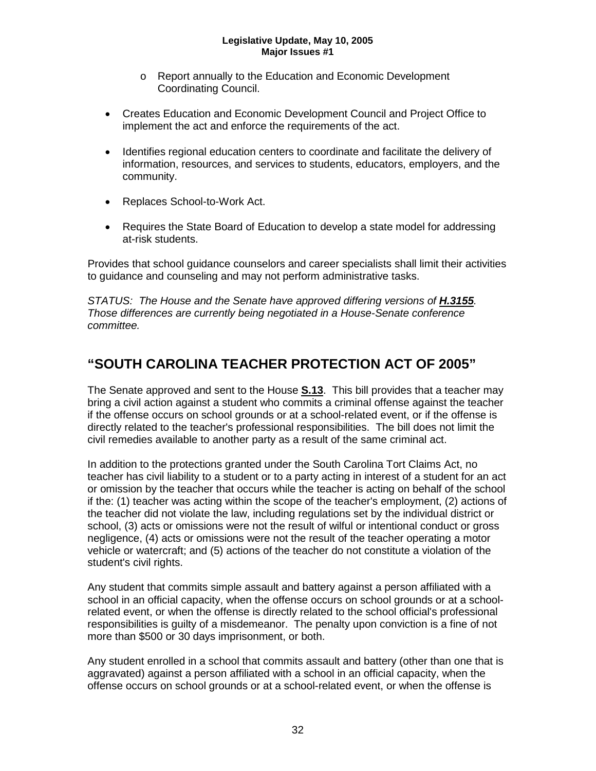- Report annually to the Education and Economic Development Coordinating Council.

- Creates Education and Economic Development Council and Project Office to implement the act and enforce the requirements of the act.

- Identifies regional education centers to coordinate and facilitate the delivery of information, resources, and services to students, educators, employers, and the community.

- Replaces School-to-Work Act.

- Requires the State Board of Education to develop a state model for addressing at-risk students.

Provides that school guidance counselors and career specialists shall limit their activities to guidance and counseling and may not perform administrative tasks.

*STATUS: The House and the Senate have approved differing versions of* ***H.3155****. Those differences are currently being negotiated in a House-Senate conference committee.*

## "SOUTH CAROLINA TEACHER PROTECTION ACT OF 2005"

The Senate approved and sent to the House **S.13**. This bill provides that a teacher may bring a civil action against a student who commits a criminal offense against the teacher if the offense occurs on school grounds or at a school-related event, or if the offense is directly related to the teacher's professional responsibilities. The bill does not limit the civil remedies available to another party as a result of the same criminal act.

In addition to the protections granted under the South Carolina Tort Claims Act, no teacher has civil liability to a student or to a party acting in interest of a student for an act or omission by the teacher that occurs while the teacher is acting on behalf of the school if the: (1) teacher was acting within the scope of the teacher's employment, (2) actions of the teacher did not violate the law, including regulations set by the individual district or school, (3) acts or omissions were not the result of wilful or intentional conduct or gross negligence, (4) acts or omissions were not the result of the teacher operating a motor vehicle or watercraft; and (5) actions of the teacher do not constitute a violation of the student's civil rights.

Any student that commits simple assault and battery against a person affiliated with a school in an official capacity, when the offense occurs on school grounds or at a school-related event, or when the offense is directly related to the school official's professional responsibilities is guilty of a misdemeanor. The penalty upon conviction is a fine of not more than $500 or 30 days imprisonment, or both.

Any student enrolled in a school that commits assault and battery (other than one that is aggravated) against a person affiliated with a school in an official capacity, when the offense occurs on school grounds or at a school-related event, or when the offense is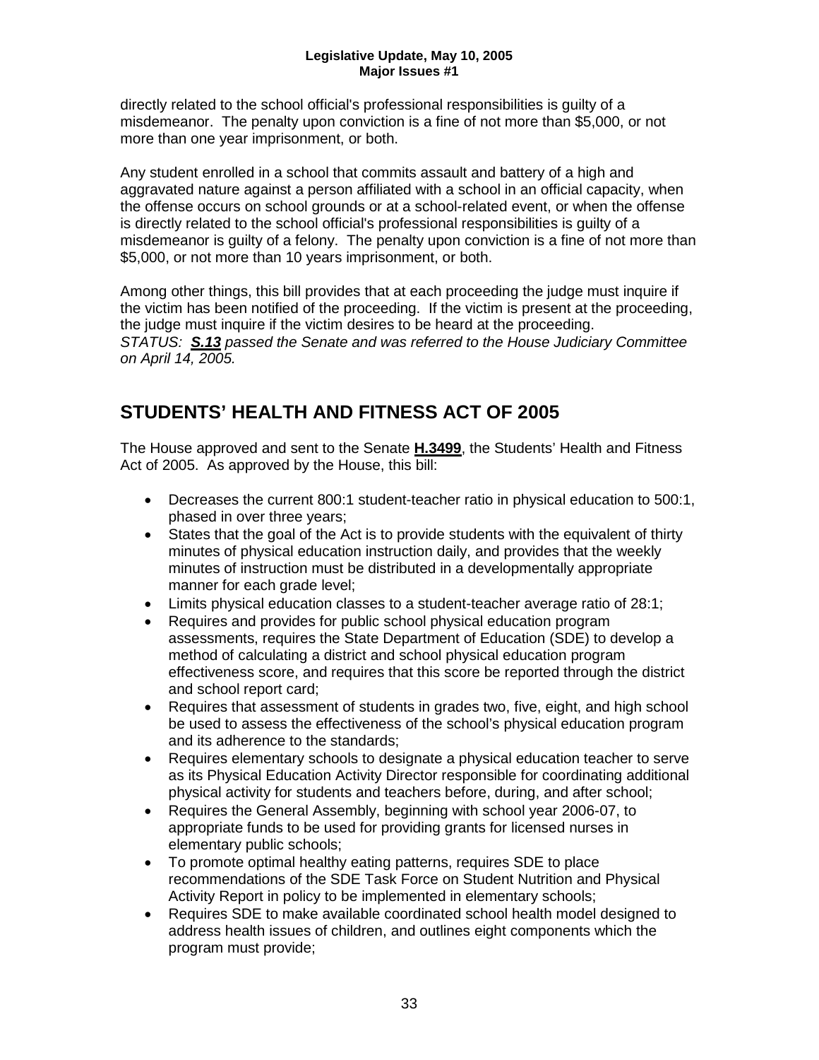directly related to the school official's professional responsibilities is guilty of a misdemeanor. The penalty upon conviction is a fine of not more than $5,000, or not more than one year imprisonment, or both.

Any student enrolled in a school that commits assault and battery of a high and aggravated nature against a person affiliated with a school in an official capacity, when the offense occurs on school grounds or at a school-related event, or when the offense is directly related to the school official's professional responsibilities is guilty of a misdemeanor is guilty of a felony. The penalty upon conviction is a fine of not more than $5,000, or not more than 10 years imprisonment, or both.

Among other things, this bill provides that at each proceeding the judge must inquire if the victim has been notified of the proceeding. If the victim is present at the proceeding, the judge must inquire if the victim desires to be heard at the proceeding.
*STATUS: **S.13** passed the Senate and was referred to the House Judiciary Committee on April 14, 2005.*

## STUDENTS' HEALTH AND FITNESS ACT OF 2005

The House approved and sent to the Senate **H.3499**, the Students' Health and Fitness Act of 2005. As approved by the House, this bill:

- Decreases the current 800:1 student-teacher ratio in physical education to 500:1, phased in over three years;
- States that the goal of the Act is to provide students with the equivalent of thirty minutes of physical education instruction daily, and provides that the weekly minutes of instruction must be distributed in a developmentally appropriate manner for each grade level;
- Limits physical education classes to a student-teacher average ratio of 28:1;
- Requires and provides for public school physical education program assessments, requires the State Department of Education (SDE) to develop a method of calculating a district and school physical education program effectiveness score, and requires that this score be reported through the district and school report card;
- Requires that assessment of students in grades two, five, eight, and high school be used to assess the effectiveness of the school's physical education program and its adherence to the standards;
- Requires elementary schools to designate a physical education teacher to serve as its Physical Education Activity Director responsible for coordinating additional physical activity for students and teachers before, during, and after school;
- Requires the General Assembly, beginning with school year 2006-07, to appropriate funds to be used for providing grants for licensed nurses in elementary public schools;
- To promote optimal healthy eating patterns, requires SDE to place recommendations of the SDE Task Force on Student Nutrition and Physical Activity Report in policy to be implemented in elementary schools;
- Requires SDE to make available coordinated school health model designed to address health issues of children, and outlines eight components which the program must provide;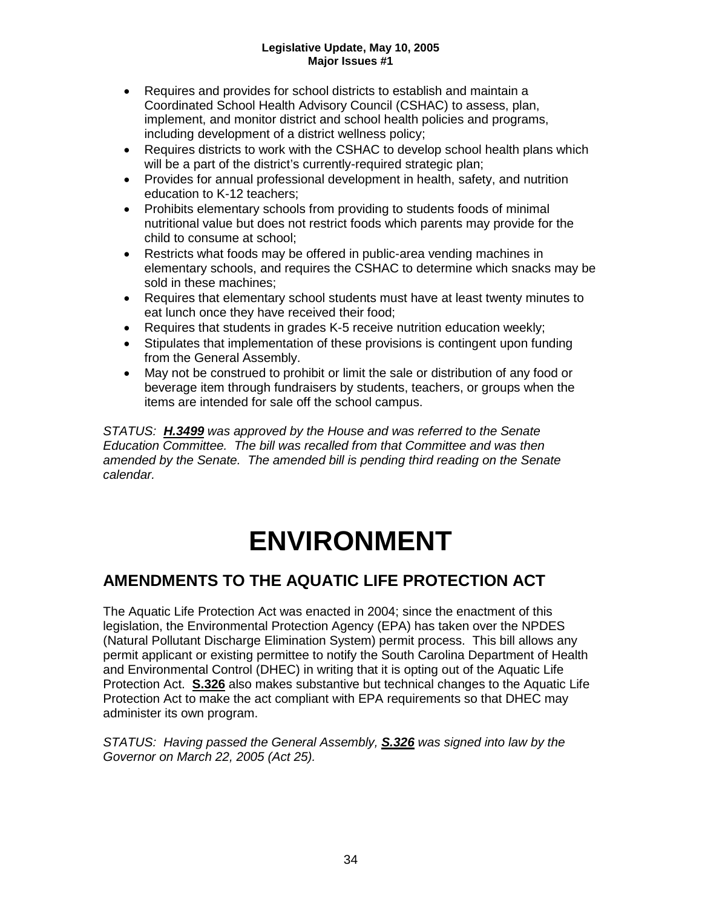- Requires and provides for school districts to establish and maintain a Coordinated School Health Advisory Council (CSHAC) to assess, plan, implement, and monitor district and school health policies and programs, including development of a district wellness policy;
- Requires districts to work with the CSHAC to develop school health plans which will be a part of the district's currently-required strategic plan;
- Provides for annual professional development in health, safety, and nutrition education to K-12 teachers;
- Prohibits elementary schools from providing to students foods of minimal nutritional value but does not restrict foods which parents may provide for the child to consume at school;
- Restricts what foods may be offered in public-area vending machines in elementary schools, and requires the CSHAC to determine which snacks may be sold in these machines;
- Requires that elementary school students must have at least twenty minutes to eat lunch once they have received their food;
- Requires that students in grades K-5 receive nutrition education weekly;
- Stipulates that implementation of these provisions is contingent upon funding from the General Assembly.
- May not be construed to prohibit or limit the sale or distribution of any food or beverage item through fundraisers by students, teachers, or groups when the items are intended for sale off the school campus.

*STATUS: **H.3499** was approved by the House and was referred to the Senate Education Committee. The bill was recalled from that Committee and was then amended by the Senate. The amended bill is pending third reading on the Senate calendar.*

# ENVIRONMENT

## AMENDMENTS TO THE AQUATIC LIFE PROTECTION ACT

The Aquatic Life Protection Act was enacted in 2004; since the enactment of this legislation, the Environmental Protection Agency (EPA) has taken over the NPDES (Natural Pollutant Discharge Elimination System) permit process. This bill allows any permit applicant or existing permittee to notify the South Carolina Department of Health and Environmental Control (DHEC) in writing that it is opting out of the Aquatic Life Protection Act. **S.326** also makes substantive but technical changes to the Aquatic Life Protection Act to make the act compliant with EPA requirements so that DHEC may administer its own program.

*STATUS: Having passed the General Assembly, **S.326** was signed into law by the Governor on March 22, 2005 (Act 25).*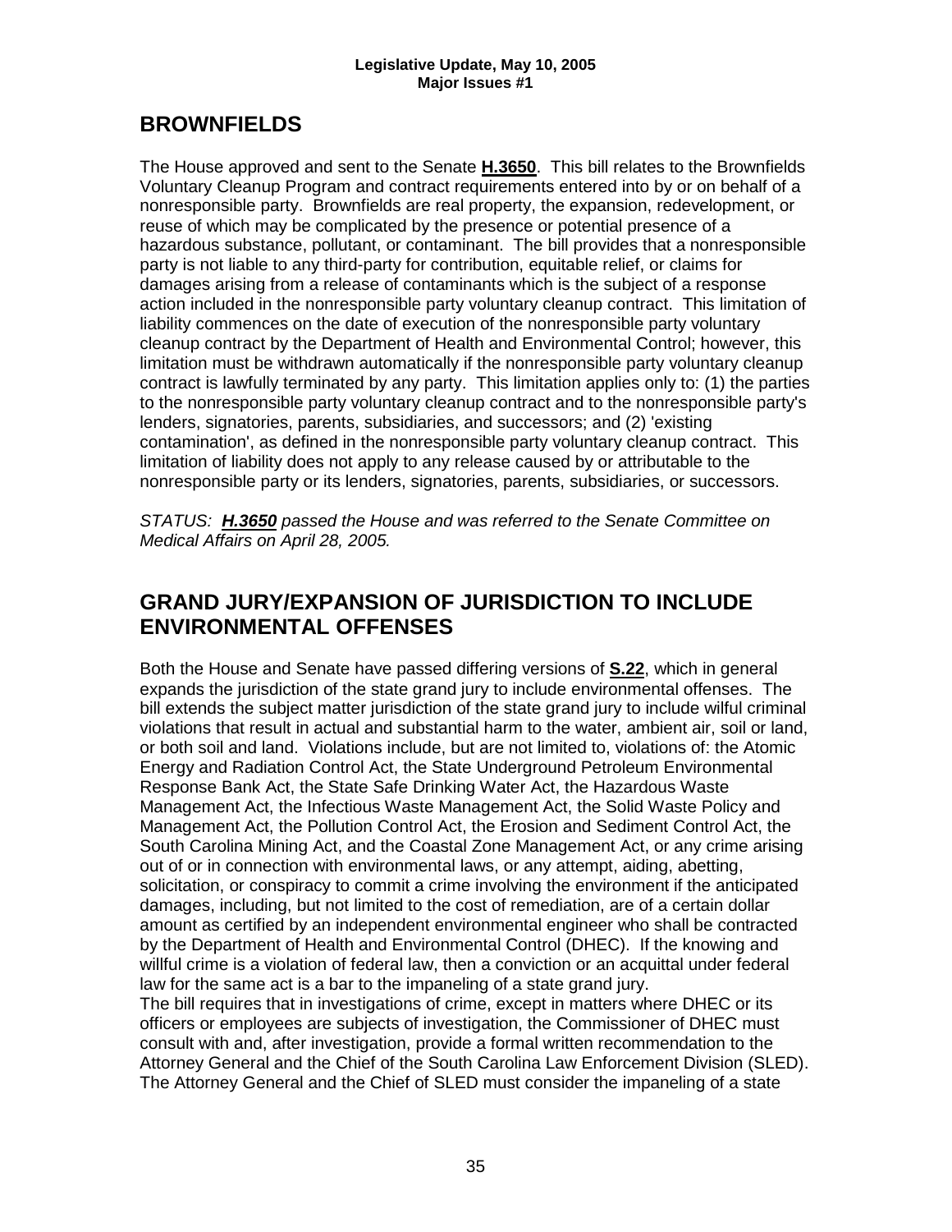## BROWNFIELDS

The House approved and sent to the Senate **H.3650**. This bill relates to the Brownfields Voluntary Cleanup Program and contract requirements entered into by or on behalf of a nonresponsible party. Brownfields are real property, the expansion, redevelopment, or reuse of which may be complicated by the presence or potential presence of a hazardous substance, pollutant, or contaminant. The bill provides that a nonresponsible party is not liable to any third-party for contribution, equitable relief, or claims for damages arising from a release of contaminants which is the subject of a response action included in the nonresponsible party voluntary cleanup contract. This limitation of liability commences on the date of execution of the nonresponsible party voluntary cleanup contract by the Department of Health and Environmental Control; however, this limitation must be withdrawn automatically if the nonresponsible party voluntary cleanup contract is lawfully terminated by any party. This limitation applies only to: (1) the parties to the nonresponsible party voluntary cleanup contract and to the nonresponsible party's lenders, signatories, parents, subsidiaries, and successors; and (2) 'existing contamination', as defined in the nonresponsible party voluntary cleanup contract. This limitation of liability does not apply to any release caused by or attributable to the nonresponsible party or its lenders, signatories, parents, subsidiaries, or successors.

*STATUS: **H.3650** passed the House and was referred to the Senate Committee on Medical Affairs on April 28, 2005.*

## GRAND JURY/EXPANSION OF JURISDICTION TO INCLUDE ENVIRONMENTAL OFFENSES

Both the House and Senate have passed differing versions of **S.22**, which in general expands the jurisdiction of the state grand jury to include environmental offenses. The bill extends the subject matter jurisdiction of the state grand jury to include wilful criminal violations that result in actual and substantial harm to the water, ambient air, soil or land, or both soil and land. Violations include, but are not limited to, violations of: the Atomic Energy and Radiation Control Act, the State Underground Petroleum Environmental Response Bank Act, the State Safe Drinking Water Act, the Hazardous Waste Management Act, the Infectious Waste Management Act, the Solid Waste Policy and Management Act, the Pollution Control Act, the Erosion and Sediment Control Act, the South Carolina Mining Act, and the Coastal Zone Management Act, or any crime arising out of or in connection with environmental laws, or any attempt, aiding, abetting, solicitation, or conspiracy to commit a crime involving the environment if the anticipated damages, including, but not limited to the cost of remediation, are of a certain dollar amount as certified by an independent environmental engineer who shall be contracted by the Department of Health and Environmental Control (DHEC). If the knowing and willful crime is a violation of federal law, then a conviction or an acquittal under federal law for the same act is a bar to the impaneling of a state grand jury.

The bill requires that in investigations of crime, except in matters where DHEC or its officers or employees are subjects of investigation, the Commissioner of DHEC must consult with and, after investigation, provide a formal written recommendation to the Attorney General and the Chief of the South Carolina Law Enforcement Division (SLED). The Attorney General and the Chief of SLED must consider the impaneling of a state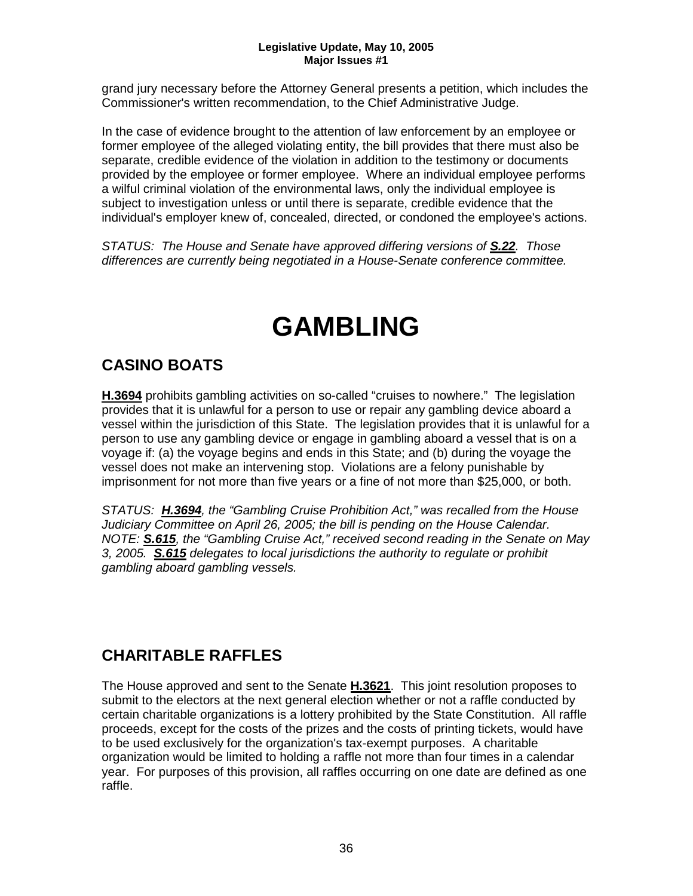grand jury necessary before the Attorney General presents a petition, which includes the Commissioner's written recommendation, to the Chief Administrative Judge.

In the case of evidence brought to the attention of law enforcement by an employee or former employee of the alleged violating entity, the bill provides that there must also be separate, credible evidence of the violation in addition to the testimony or documents provided by the employee or former employee. Where an individual employee performs a wilful criminal violation of the environmental laws, only the individual employee is subject to investigation unless or until there is separate, credible evidence that the individual's employer knew of, concealed, directed, or condoned the employee's actions.

*STATUS: The House and Senate have approved differing versions of **S.22**. Those differences are currently being negotiated in a House-Senate conference committee.*

# GAMBLING

## CASINO BOATS

**H.3694** prohibits gambling activities on so-called "cruises to nowhere." The legislation provides that it is unlawful for a person to use or repair any gambling device aboard a vessel within the jurisdiction of this State. The legislation provides that it is unlawful for a person to use any gambling device or engage in gambling aboard a vessel that is on a voyage if: (a) the voyage begins and ends in this State; and (b) during the voyage the vessel does not make an intervening stop. Violations are a felony punishable by imprisonment for not more than five years or a fine of not more than $25,000, or both.

*STATUS: **H.3694**, the "Gambling Cruise Prohibition Act," was recalled from the House Judiciary Committee on April 26, 2005; the bill is pending on the House Calendar. NOTE: **S.615**, the "Gambling Cruise Act," received second reading in the Senate on May 3, 2005. **S.615** delegates to local jurisdictions the authority to regulate or prohibit gambling aboard gambling vessels.*

## CHARITABLE RAFFLES

The House approved and sent to the Senate **H.3621**. This joint resolution proposes to submit to the electors at the next general election whether or not a raffle conducted by certain charitable organizations is a lottery prohibited by the State Constitution. All raffle proceeds, except for the costs of the prizes and the costs of printing tickets, would have to be used exclusively for the organization's tax-exempt purposes. A charitable organization would be limited to holding a raffle not more than four times in a calendar year. For purposes of this provision, all raffles occurring on one date are defined as one raffle.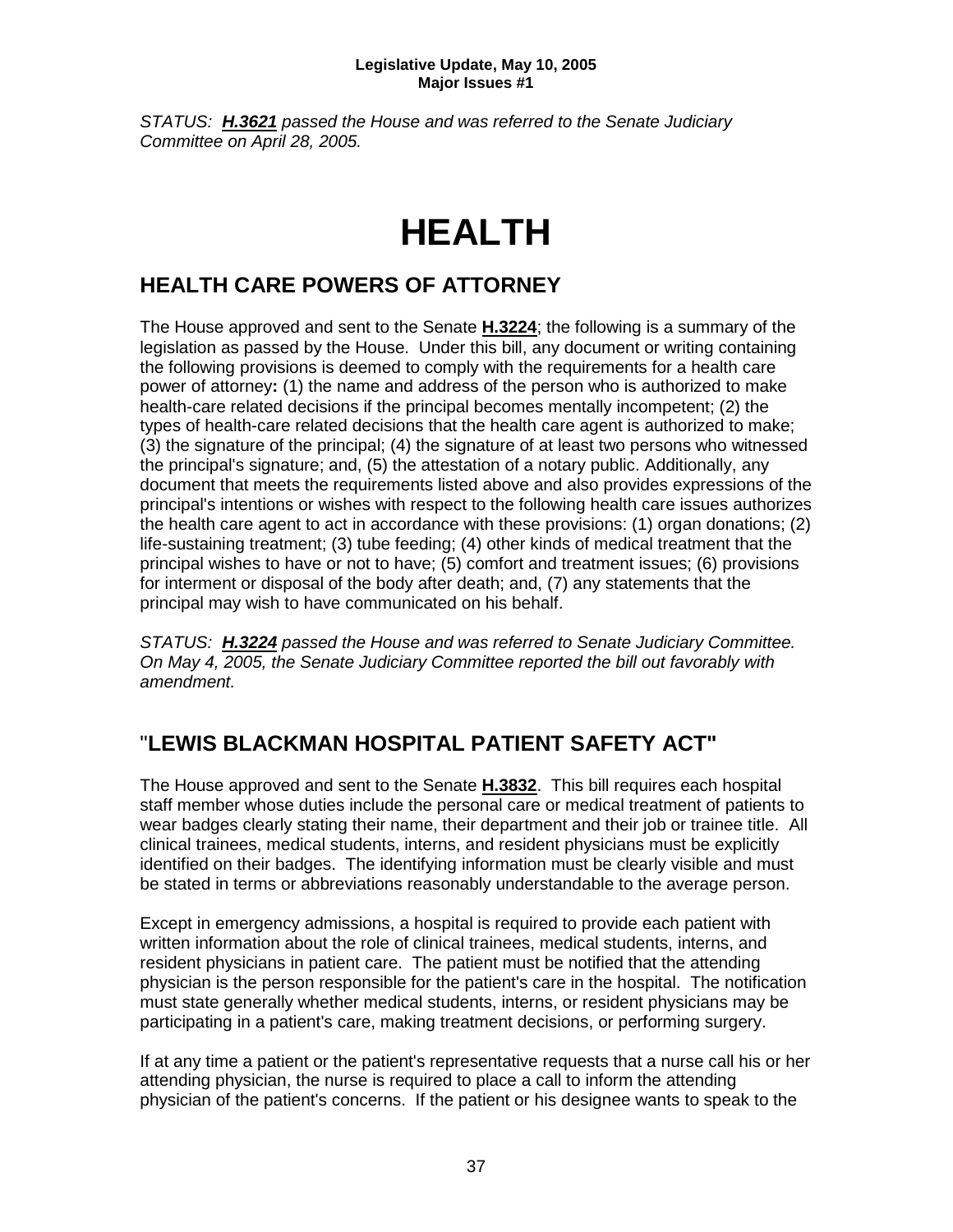*STATUS: **H.3621** passed the House and was referred to the Senate Judiciary Committee on April 28, 2005.*

# HEALTH

## HEALTH CARE POWERS OF ATTORNEY

The House approved and sent to the Senate **H.3224**; the following is a summary of the legislation as passed by the House. Under this bill, any document or writing containing the following provisions is deemed to comply with the requirements for a health care power of attorney**:** (1) the name and address of the person who is authorized to make health-care related decisions if the principal becomes mentally incompetent; (2) the types of health-care related decisions that the health care agent is authorized to make; (3) the signature of the principal; (4) the signature of at least two persons who witnessed the principal's signature; and, (5) the attestation of a notary public. Additionally, any document that meets the requirements listed above and also provides expressions of the principal's intentions or wishes with respect to the following health care issues authorizes the health care agent to act in accordance with these provisions: (1) organ donations; (2) life-sustaining treatment; (3) tube feeding; (4) other kinds of medical treatment that the principal wishes to have or not to have; (5) comfort and treatment issues; (6) provisions for interment or disposal of the body after death; and, (7) any statements that the principal may wish to have communicated on his behalf.

*STATUS: **H.3224** passed the House and was referred to Senate Judiciary Committee. On May 4, 2005, the Senate Judiciary Committee reported the bill out favorably with amendment.*

## "LEWIS BLACKMAN HOSPITAL PATIENT SAFETY ACT"

The House approved and sent to the Senate **H.3832**. This bill requires each hospital staff member whose duties include the personal care or medical treatment of patients to wear badges clearly stating their name, their department and their job or trainee title. All clinical trainees, medical students, interns, and resident physicians must be explicitly identified on their badges. The identifying information must be clearly visible and must be stated in terms or abbreviations reasonably understandable to the average person.

Except in emergency admissions, a hospital is required to provide each patient with written information about the role of clinical trainees, medical students, interns, and resident physicians in patient care. The patient must be notified that the attending physician is the person responsible for the patient's care in the hospital. The notification must state generally whether medical students, interns, or resident physicians may be participating in a patient's care, making treatment decisions, or performing surgery.

If at any time a patient or the patient's representative requests that a nurse call his or her attending physician, the nurse is required to place a call to inform the attending physician of the patient's concerns. If the patient or his designee wants to speak to the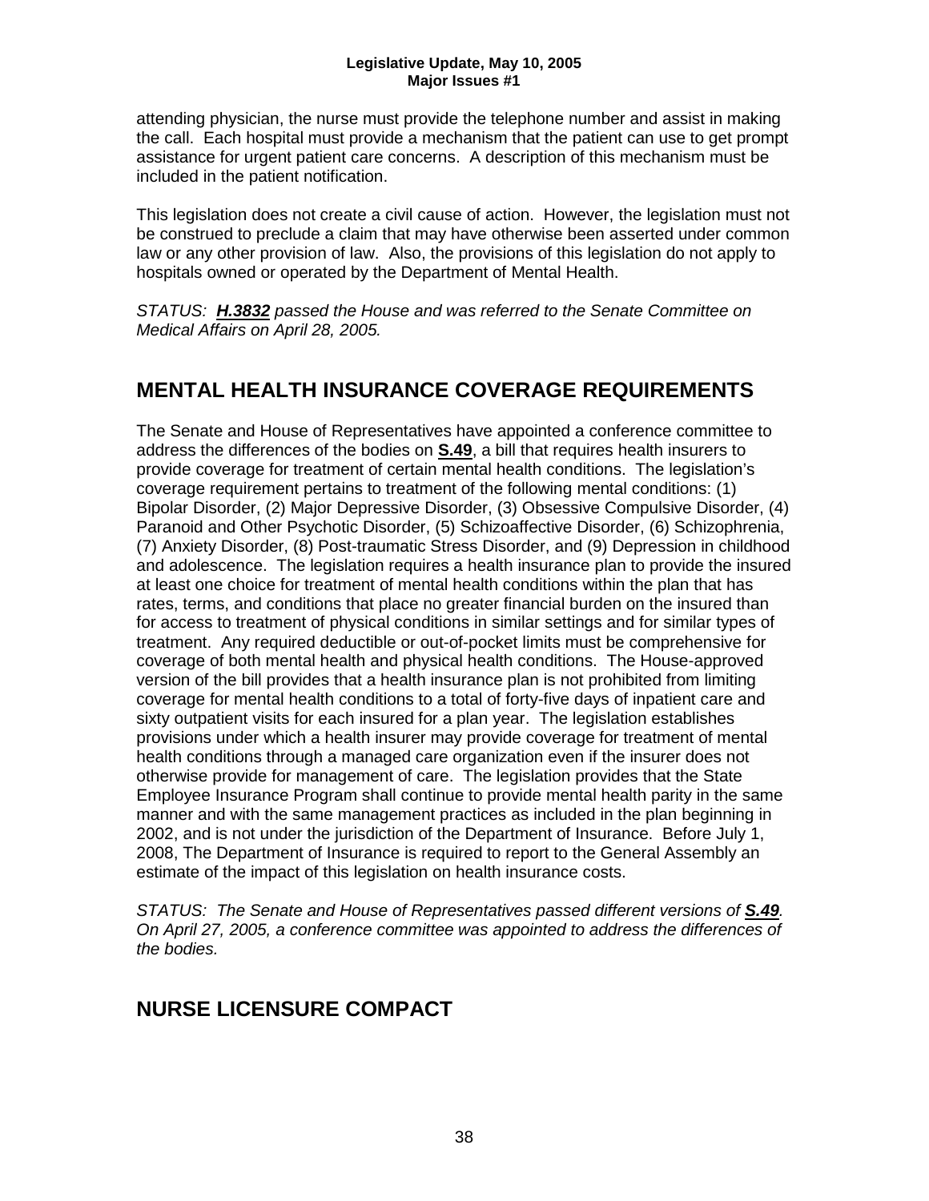attending physician, the nurse must provide the telephone number and assist in making the call. Each hospital must provide a mechanism that the patient can use to get prompt assistance for urgent patient care concerns. A description of this mechanism must be included in the patient notification.

This legislation does not create a civil cause of action. However, the legislation must not be construed to preclude a claim that may have otherwise been asserted under common law or any other provision of law. Also, the provisions of this legislation do not apply to hospitals owned or operated by the Department of Mental Health.

*STATUS: **H.3832** passed the House and was referred to the Senate Committee on Medical Affairs on April 28, 2005.*

## MENTAL HEALTH INSURANCE COVERAGE REQUIREMENTS

The Senate and House of Representatives have appointed a conference committee to address the differences of the bodies on **S.49**, a bill that requires health insurers to provide coverage for treatment of certain mental health conditions. The legislation's coverage requirement pertains to treatment of the following mental conditions: (1) Bipolar Disorder, (2) Major Depressive Disorder, (3) Obsessive Compulsive Disorder, (4) Paranoid and Other Psychotic Disorder, (5) Schizoaffective Disorder, (6) Schizophrenia, (7) Anxiety Disorder, (8) Post-traumatic Stress Disorder, and (9) Depression in childhood and adolescence. The legislation requires a health insurance plan to provide the insured at least one choice for treatment of mental health conditions within the plan that has rates, terms, and conditions that place no greater financial burden on the insured than for access to treatment of physical conditions in similar settings and for similar types of treatment. Any required deductible or out-of-pocket limits must be comprehensive for coverage of both mental health and physical health conditions. The House-approved version of the bill provides that a health insurance plan is not prohibited from limiting coverage for mental health conditions to a total of forty-five days of inpatient care and sixty outpatient visits for each insured for a plan year. The legislation establishes provisions under which a health insurer may provide coverage for treatment of mental health conditions through a managed care organization even if the insurer does not otherwise provide for management of care. The legislation provides that the State Employee Insurance Program shall continue to provide mental health parity in the same manner and with the same management practices as included in the plan beginning in 2002, and is not under the jurisdiction of the Department of Insurance. Before July 1, 2008, The Department of Insurance is required to report to the General Assembly an estimate of the impact of this legislation on health insurance costs.

*STATUS: The Senate and House of Representatives passed different versions of **S.49**. On April 27, 2005, a conference committee was appointed to address the differences of the bodies.*

## NURSE LICENSURE COMPACT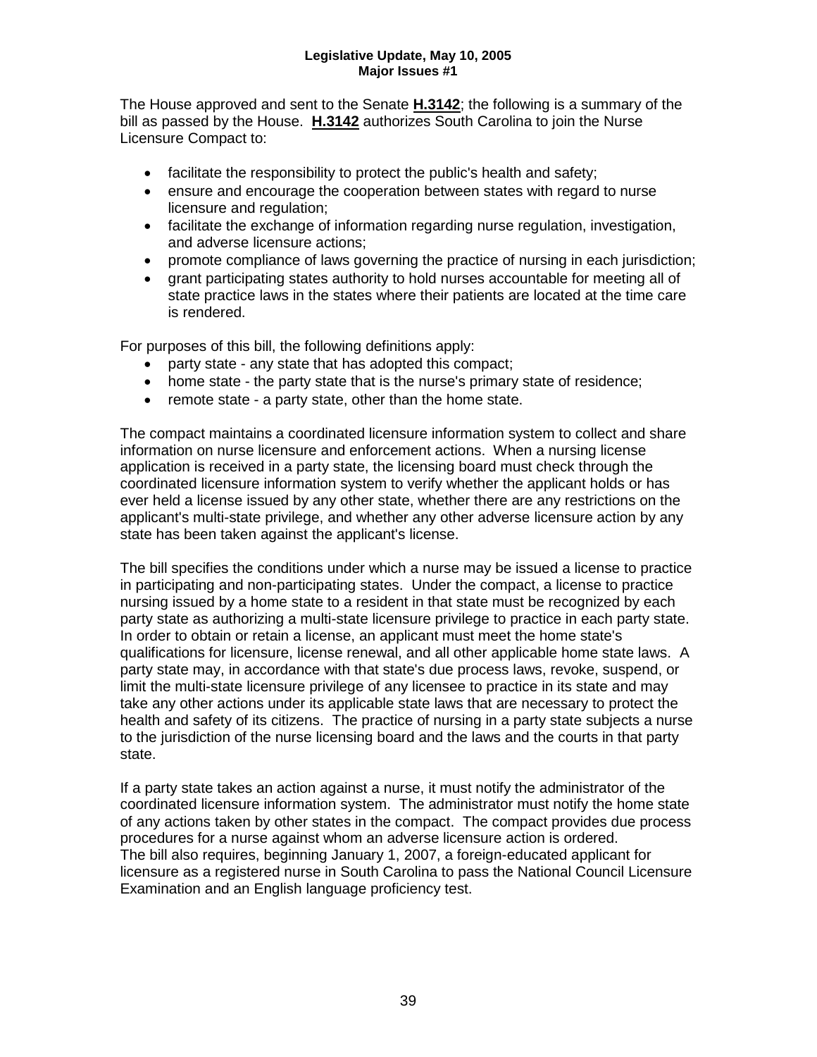**Legislative Update, May 10, 2005**
**Major Issues #1**

The House approved and sent to the Senate **H.3142**; the following is a summary of the bill as passed by the House. **H.3142** authorizes South Carolina to join the Nurse Licensure Compact to:

- facilitate the responsibility to protect the public's health and safety;
- ensure and encourage the cooperation between states with regard to nurse licensure and regulation;
- facilitate the exchange of information regarding nurse regulation, investigation, and adverse licensure actions;
- promote compliance of laws governing the practice of nursing in each jurisdiction;
- grant participating states authority to hold nurses accountable for meeting all of state practice laws in the states where their patients are located at the time care is rendered.

For purposes of this bill, the following definitions apply:

- party state - any state that has adopted this compact;
- home state - the party state that is the nurse's primary state of residence;
- remote state - a party state, other than the home state.

The compact maintains a coordinated licensure information system to collect and share information on nurse licensure and enforcement actions. When a nursing license application is received in a party state, the licensing board must check through the coordinated licensure information system to verify whether the applicant holds or has ever held a license issued by any other state, whether there are any restrictions on the applicant's multi-state privilege, and whether any other adverse licensure action by any state has been taken against the applicant's license.

The bill specifies the conditions under which a nurse may be issued a license to practice in participating and non-participating states. Under the compact, a license to practice nursing issued by a home state to a resident in that state must be recognized by each party state as authorizing a multi-state licensure privilege to practice in each party state. In order to obtain or retain a license, an applicant must meet the home state's qualifications for licensure, license renewal, and all other applicable home state laws. A party state may, in accordance with that state's due process laws, revoke, suspend, or limit the multi-state licensure privilege of any licensee to practice in its state and may take any other actions under its applicable state laws that are necessary to protect the health and safety of its citizens. The practice of nursing in a party state subjects a nurse to the jurisdiction of the nurse licensing board and the laws and the courts in that party state.

If a party state takes an action against a nurse, it must notify the administrator of the coordinated licensure information system. The administrator must notify the home state of any actions taken by other states in the compact. The compact provides due process procedures for a nurse against whom an adverse licensure action is ordered.
The bill also requires, beginning January 1, 2007, a foreign-educated applicant for licensure as a registered nurse in South Carolina to pass the National Council Licensure Examination and an English language proficiency test.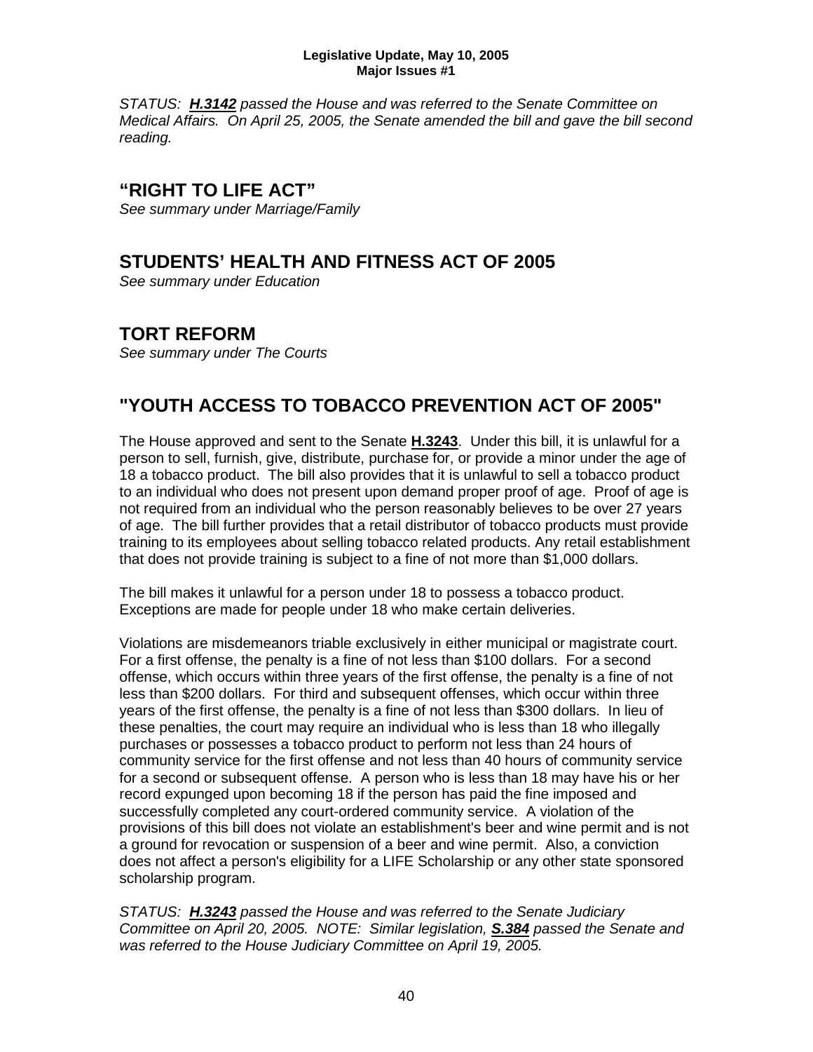*STATUS: **H.3142** passed the House and was referred to the Senate Committee on Medical Affairs. On April 25, 2005, the Senate amended the bill and gave the bill second reading.*

## "RIGHT TO LIFE ACT"

*See summary under Marriage/Family*

## STUDENTS' HEALTH AND FITNESS ACT OF 2005

*See summary under Education*

## TORT REFORM

*See summary under The Courts*

## "YOUTH ACCESS TO TOBACCO PREVENTION ACT OF 2005"

The House approved and sent to the Senate **H.3243**. Under this bill, it is unlawful for a person to sell, furnish, give, distribute, purchase for, or provide a minor under the age of 18 a tobacco product. The bill also provides that it is unlawful to sell a tobacco product to an individual who does not present upon demand proper proof of age. Proof of age is not required from an individual who the person reasonably believes to be over 27 years of age. The bill further provides that a retail distributor of tobacco products must provide training to its employees about selling tobacco related products. Any retail establishment that does not provide training is subject to a fine of not more than $1,000 dollars.

The bill makes it unlawful for a person under 18 to possess a tobacco product. Exceptions are made for people under 18 who make certain deliveries.

Violations are misdemeanors triable exclusively in either municipal or magistrate court. For a first offense, the penalty is a fine of not less than $100 dollars. For a second offense, which occurs within three years of the first offense, the penalty is a fine of not less than $200 dollars. For third and subsequent offenses, which occur within three years of the first offense, the penalty is a fine of not less than $300 dollars. In lieu of these penalties, the court may require an individual who is less than 18 who illegally purchases or possesses a tobacco product to perform not less than 24 hours of community service for the first offense and not less than 40 hours of community service for a second or subsequent offense. A person who is less than 18 may have his or her record expunged upon becoming 18 if the person has paid the fine imposed and successfully completed any court-ordered community service. A violation of the provisions of this bill does not violate an establishment's beer and wine permit and is not a ground for revocation or suspension of a beer and wine permit. Also, a conviction does not affect a person's eligibility for a LIFE Scholarship or any other state sponsored scholarship program.

*STATUS: **H.3243** passed the House and was referred to the Senate Judiciary Committee on April 20, 2005. NOTE: Similar legislation, **S.384** passed the Senate and was referred to the House Judiciary Committee on April 19, 2005.*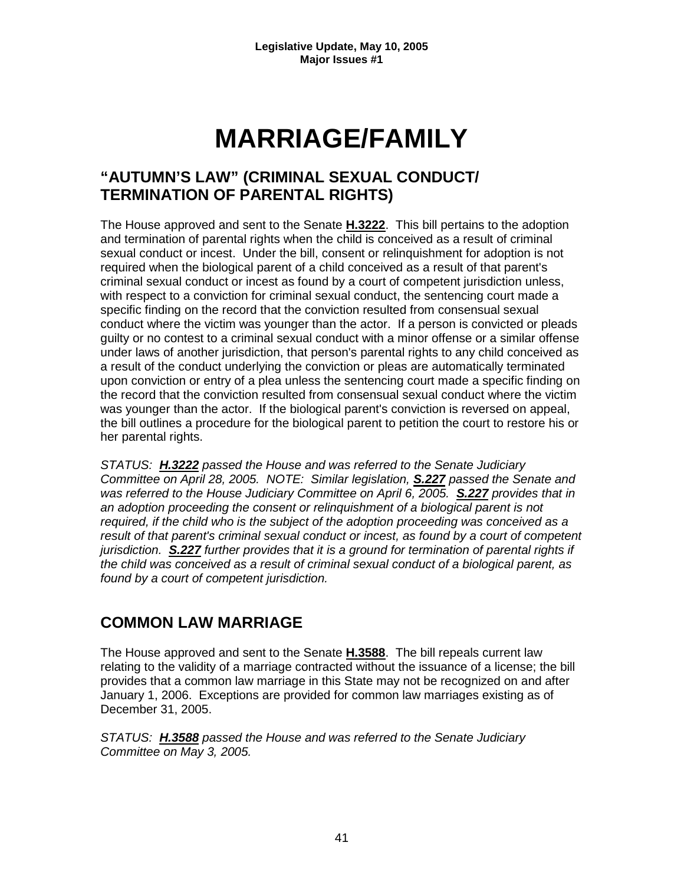# MARRIAGE/FAMILY

## "AUTUMN'S LAW" (CRIMINAL SEXUAL CONDUCT/ TERMINATION OF PARENTAL RIGHTS)

The House approved and sent to the Senate **H.3222**. This bill pertains to the adoption and termination of parental rights when the child is conceived as a result of criminal sexual conduct or incest. Under the bill, consent or relinquishment for adoption is not required when the biological parent of a child conceived as a result of that parent's criminal sexual conduct or incest as found by a court of competent jurisdiction unless, with respect to a conviction for criminal sexual conduct, the sentencing court made a specific finding on the record that the conviction resulted from consensual sexual conduct where the victim was younger than the actor. If a person is convicted or pleads guilty or no contest to a criminal sexual conduct with a minor offense or a similar offense under laws of another jurisdiction, that person's parental rights to any child conceived as a result of the conduct underlying the conviction or pleas are automatically terminated upon conviction or entry of a plea unless the sentencing court made a specific finding on the record that the conviction resulted from consensual sexual conduct where the victim was younger than the actor. If the biological parent's conviction is reversed on appeal, the bill outlines a procedure for the biological parent to petition the court to restore his or her parental rights.

*STATUS: **H.3222** passed the House and was referred to the Senate Judiciary Committee on April 28, 2005. NOTE: Similar legislation, **S.227** passed the Senate and was referred to the House Judiciary Committee on April 6, 2005. **S.227** provides that in an adoption proceeding the consent or relinquishment of a biological parent is not required, if the child who is the subject of the adoption proceeding was conceived as a result of that parent's criminal sexual conduct or incest, as found by a court of competent jurisdiction. **S.227** further provides that it is a ground for termination of parental rights if the child was conceived as a result of criminal sexual conduct of a biological parent, as found by a court of competent jurisdiction.*

## COMMON LAW MARRIAGE

The House approved and sent to the Senate **H.3588**. The bill repeals current law relating to the validity of a marriage contracted without the issuance of a license; the bill provides that a common law marriage in this State may not be recognized on and after January 1, 2006. Exceptions are provided for common law marriages existing as of December 31, 2005.

*STATUS: **H.3588** passed the House and was referred to the Senate Judiciary Committee on May 3, 2005.*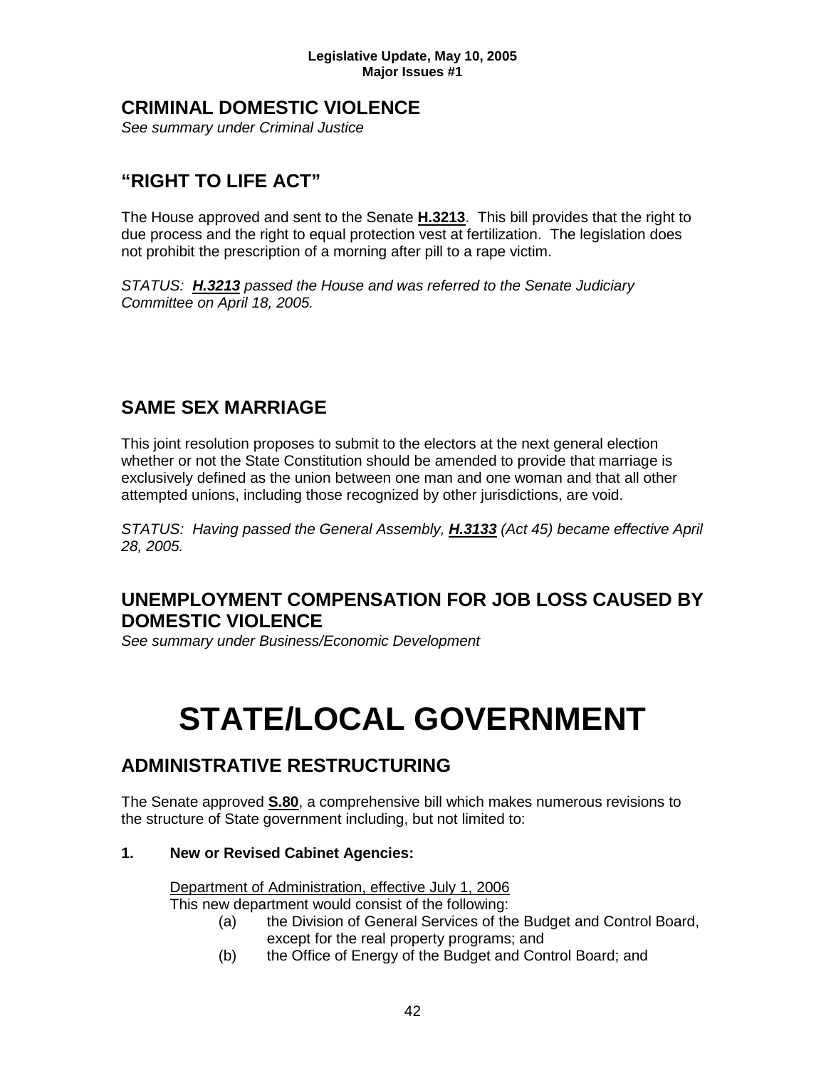## CRIMINAL DOMESTIC VIOLENCE

*See summary under Criminal Justice*

## "RIGHT TO LIFE ACT"

The House approved and sent to the Senate **H.3213**. This bill provides that the right to due process and the right to equal protection vest at fertilization. The legislation does not prohibit the prescription of a morning after pill to a rape victim.

*STATUS: **H.3213** passed the House and was referred to the Senate Judiciary Committee on April 18, 2005.*

## SAME SEX MARRIAGE

This joint resolution proposes to submit to the electors at the next general election whether or not the State Constitution should be amended to provide that marriage is exclusively defined as the union between one man and one woman and that all other attempted unions, including those recognized by other jurisdictions, are void.

*STATUS: Having passed the General Assembly, **H.3133** (Act 45) became effective April 28, 2005.*

## UNEMPLOYMENT COMPENSATION FOR JOB LOSS CAUSED BY DOMESTIC VIOLENCE

*See summary under Business/Economic Development*

# STATE/LOCAL GOVERNMENT

## ADMINISTRATIVE RESTRUCTURING

The Senate approved **S.80**, a comprehensive bill which makes numerous revisions to the structure of State government including, but not limited to:

**1. New or Revised Cabinet Agencies:**

Department of Administration, effective July 1, 2006
This new department would consist of the following:

(a) the Division of General Services of the Budget and Control Board, except for the real property programs; and

(b) the Office of Energy of the Budget and Control Board; and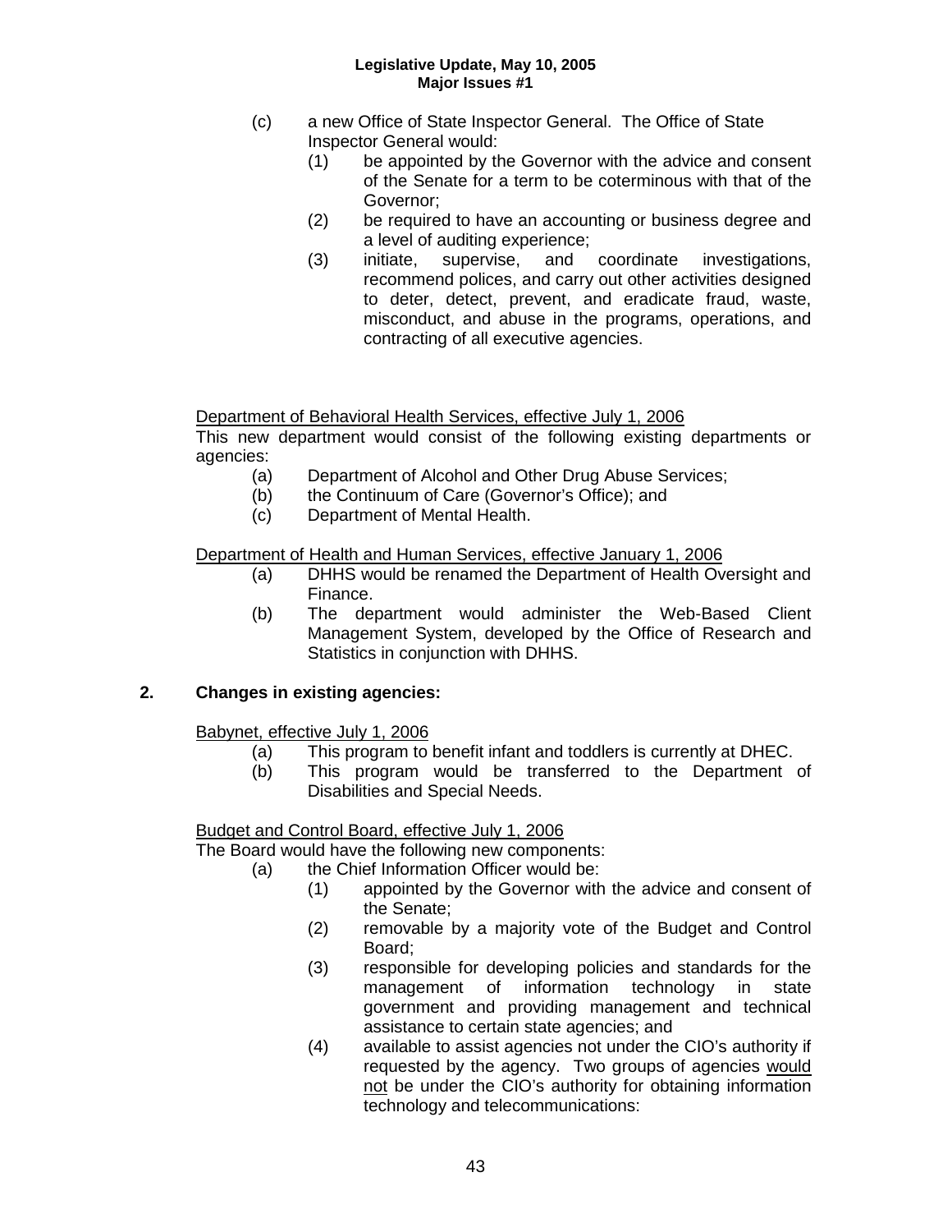(c) a new Office of State Inspector General. The Office of State Inspector General would:
   - (1) be appointed by the Governor with the advice and consent of the Senate for a term to be coterminous with that of the Governor;
   - (2) be required to have an accounting or business degree and a level of auditing experience;
   - (3) initiate, supervise, and coordinate investigations, recommend polices, and carry out other activities designed to deter, detect, prevent, and eradicate fraud, waste, misconduct, and abuse in the programs, operations, and contracting of all executive agencies.

<u>Department of Behavioral Health Services, effective July 1, 2006</u>

This new department would consist of the following existing departments or agencies:

- (a) Department of Alcohol and Other Drug Abuse Services;
- (b) the Continuum of Care (Governor's Office); and
- (c) Department of Mental Health.

<u>Department of Health and Human Services, effective January 1, 2006</u>

- (a) DHHS would be renamed the Department of Health Oversight and Finance.
- (b) The department would administer the Web-Based Client Management System, developed by the Office of Research and Statistics in conjunction with DHHS.

## 2. Changes in existing agencies:

<u>Babynet, effective July 1, 2006</u>

- (a) This program to benefit infant and toddlers is currently at DHEC.
- (b) This program would be transferred to the Department of Disabilities and Special Needs.

<u>Budget and Control Board, effective July 1, 2006</u>

The Board would have the following new components:

- (a) the Chief Information Officer would be:
   - (1) appointed by the Governor with the advice and consent of the Senate;
   - (2) removable by a majority vote of the Budget and Control Board;
   - (3) responsible for developing policies and standards for the management of information technology in state government and providing management and technical assistance to certain state agencies; and
   - (4) available to assist agencies not under the CIO's authority if requested by the agency. Two groups of agencies <u>would not</u> be under the CIO's authority for obtaining information technology and telecommunications: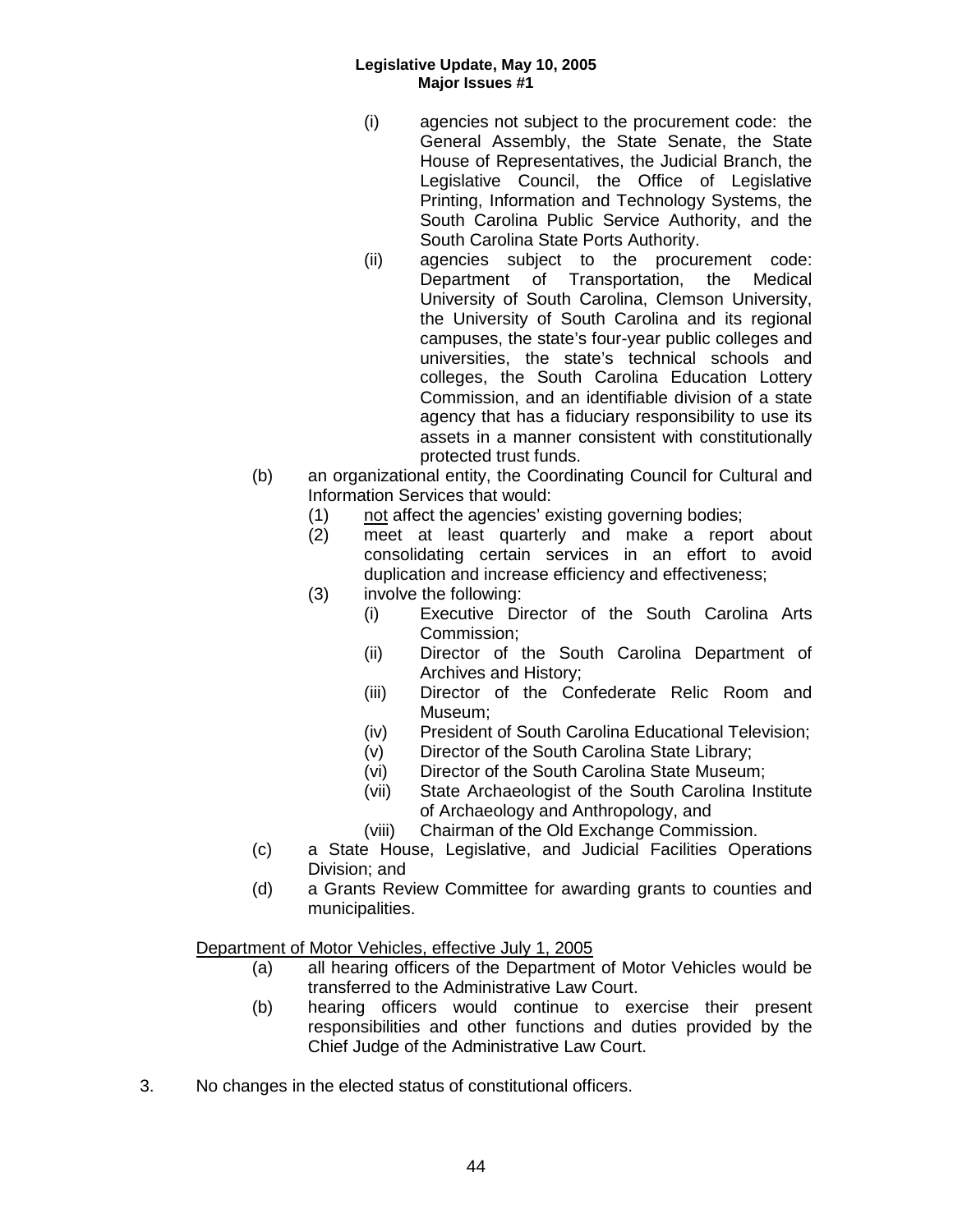- (i) agencies not subject to the procurement code: the General Assembly, the State Senate, the State House of Representatives, the Judicial Branch, the Legislative Council, the Office of Legislative Printing, Information and Technology Systems, the South Carolina Public Service Authority, and the South Carolina State Ports Authority.
- (ii) agencies subject to the procurement code: Department of Transportation, the Medical University of South Carolina, Clemson University, the University of South Carolina and its regional campuses, the state's four-year public colleges and universities, the state's technical schools and colleges, the South Carolina Education Lottery Commission, and an identifiable division of a state agency that has a fiduciary responsibility to use its assets in a manner consistent with constitutionally protected trust funds.

(b) an organizational entity, the Coordinating Council for Cultural and Information Services that would:

- (1) <u>not</u> affect the agencies' existing governing bodies;
- (2) meet at least quarterly and make a report about consolidating certain services in an effort to avoid duplication and increase efficiency and effectiveness;
- (3) involve the following:
  - (i) Executive Director of the South Carolina Arts Commission;
  - (ii) Director of the South Carolina Department of Archives and History;
  - (iii) Director of the Confederate Relic Room and Museum;
  - (iv) President of South Carolina Educational Television;
  - (v) Director of the South Carolina State Library;
  - (vi) Director of the South Carolina State Museum;
  - (vii) State Archaeologist of the South Carolina Institute of Archaeology and Anthropology, and
  - (viii) Chairman of the Old Exchange Commission.

(c) a State House, Legislative, and Judicial Facilities Operations Division; and

(d) a Grants Review Committee for awarding grants to counties and municipalities.

<u>Department of Motor Vehicles, effective July 1, 2005</u>

(a) all hearing officers of the Department of Motor Vehicles would be transferred to the Administrative Law Court.

(b) hearing officers would continue to exercise their present responsibilities and other functions and duties provided by the Chief Judge of the Administrative Law Court.

3. No changes in the elected status of constitutional officers.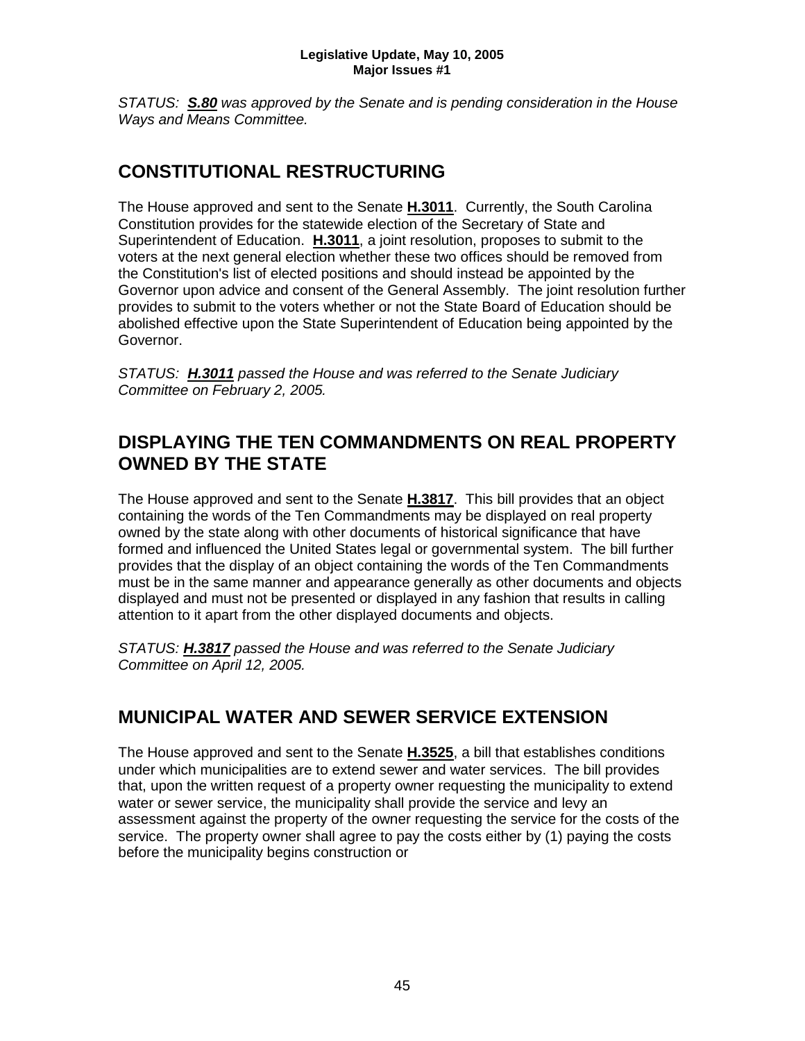*STATUS:* ***S.80*** *was approved by the Senate and is pending consideration in the House Ways and Means Committee.*

## CONSTITUTIONAL RESTRUCTURING

The House approved and sent to the Senate **H.3011**. Currently, the South Carolina Constitution provides for the statewide election of the Secretary of State and Superintendent of Education. **H.3011**, a joint resolution, proposes to submit to the voters at the next general election whether these two offices should be removed from the Constitution's list of elected positions and should instead be appointed by the Governor upon advice and consent of the General Assembly. The joint resolution further provides to submit to the voters whether or not the State Board of Education should be abolished effective upon the State Superintendent of Education being appointed by the Governor.

*STATUS:* ***H.3011*** *passed the House and was referred to the Senate Judiciary Committee on February 2, 2005.*

## DISPLAYING THE TEN COMMANDMENTS ON REAL PROPERTY OWNED BY THE STATE

The House approved and sent to the Senate **H.3817**. This bill provides that an object containing the words of the Ten Commandments may be displayed on real property owned by the state along with other documents of historical significance that have formed and influenced the United States legal or governmental system. The bill further provides that the display of an object containing the words of the Ten Commandments must be in the same manner and appearance generally as other documents and objects displayed and must not be presented or displayed in any fashion that results in calling attention to it apart from the other displayed documents and objects.

*STATUS:* ***H.3817*** *passed the House and was referred to the Senate Judiciary Committee on April 12, 2005.*

## MUNICIPAL WATER AND SEWER SERVICE EXTENSION

The House approved and sent to the Senate **H.3525**, a bill that establishes conditions under which municipalities are to extend sewer and water services. The bill provides that, upon the written request of a property owner requesting the municipality to extend water or sewer service, the municipality shall provide the service and levy an assessment against the property of the owner requesting the service for the costs of the service. The property owner shall agree to pay the costs either by (1) paying the costs before the municipality begins construction or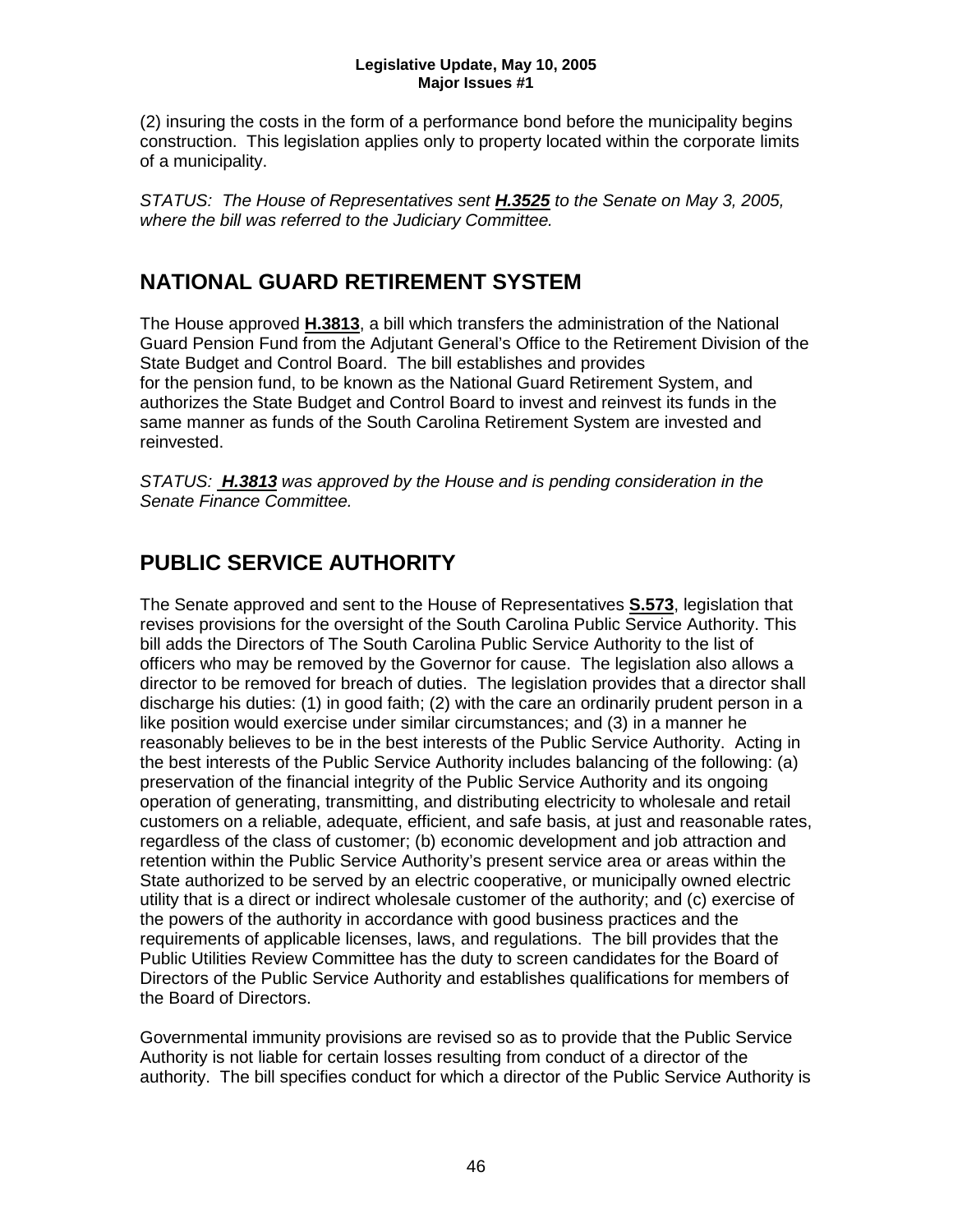(2) insuring the costs in the form of a performance bond before the municipality begins construction. This legislation applies only to property located within the corporate limits of a municipality.

*STATUS: The House of Representatives sent **H.3525** to the Senate on May 3, 2005, where the bill was referred to the Judiciary Committee.*

## NATIONAL GUARD RETIREMENT SYSTEM

The House approved **H.3813**, a bill which transfers the administration of the National Guard Pension Fund from the Adjutant General's Office to the Retirement Division of the State Budget and Control Board. The bill establishes and provides for the pension fund, to be known as the National Guard Retirement System, and authorizes the State Budget and Control Board to invest and reinvest its funds in the same manner as funds of the South Carolina Retirement System are invested and reinvested.

*STATUS: **H.3813** was approved by the House and is pending consideration in the Senate Finance Committee.*

## PUBLIC SERVICE AUTHORITY

The Senate approved and sent to the House of Representatives **S.573**, legislation that revises provisions for the oversight of the South Carolina Public Service Authority. This bill adds the Directors of The South Carolina Public Service Authority to the list of officers who may be removed by the Governor for cause. The legislation also allows a director to be removed for breach of duties. The legislation provides that a director shall discharge his duties: (1) in good faith; (2) with the care an ordinarily prudent person in a like position would exercise under similar circumstances; and (3) in a manner he reasonably believes to be in the best interests of the Public Service Authority. Acting in the best interests of the Public Service Authority includes balancing of the following: (a) preservation of the financial integrity of the Public Service Authority and its ongoing operation of generating, transmitting, and distributing electricity to wholesale and retail customers on a reliable, adequate, efficient, and safe basis, at just and reasonable rates, regardless of the class of customer; (b) economic development and job attraction and retention within the Public Service Authority's present service area or areas within the State authorized to be served by an electric cooperative, or municipally owned electric utility that is a direct or indirect wholesale customer of the authority; and (c) exercise of the powers of the authority in accordance with good business practices and the requirements of applicable licenses, laws, and regulations. The bill provides that the Public Utilities Review Committee has the duty to screen candidates for the Board of Directors of the Public Service Authority and establishes qualifications for members of the Board of Directors.

Governmental immunity provisions are revised so as to provide that the Public Service Authority is not liable for certain losses resulting from conduct of a director of the authority. The bill specifies conduct for which a director of the Public Service Authority is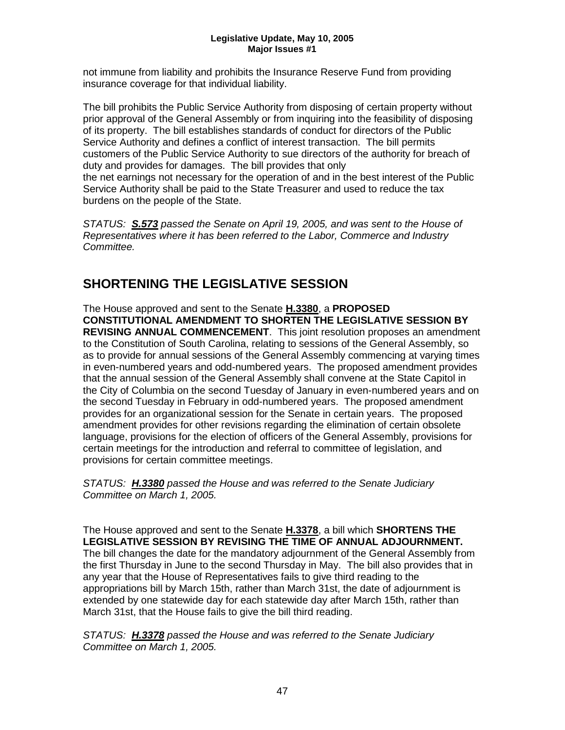not immune from liability and prohibits the Insurance Reserve Fund from providing insurance coverage for that individual liability.

The bill prohibits the Public Service Authority from disposing of certain property without prior approval of the General Assembly or from inquiring into the feasibility of disposing of its property. The bill establishes standards of conduct for directors of the Public Service Authority and defines a conflict of interest transaction. The bill permits customers of the Public Service Authority to sue directors of the authority for breach of duty and provides for damages. The bill provides that only the net earnings not necessary for the operation of and in the best interest of the Public Service Authority shall be paid to the State Treasurer and used to reduce the tax burdens on the people of the State.

*STATUS: **S.573** passed the Senate on April 19, 2005, and was sent to the House of Representatives where it has been referred to the Labor, Commerce and Industry Committee.*

## SHORTENING THE LEGISLATIVE SESSION

The House approved and sent to the Senate **H.3380**, a **PROPOSED CONSTITUTIONAL AMENDMENT TO SHORTEN THE LEGISLATIVE SESSION BY REVISING ANNUAL COMMENCEMENT**. This joint resolution proposes an amendment to the Constitution of South Carolina, relating to sessions of the General Assembly, so as to provide for annual sessions of the General Assembly commencing at varying times in even-numbered years and odd-numbered years. The proposed amendment provides that the annual session of the General Assembly shall convene at the State Capitol in the City of Columbia on the second Tuesday of January in even-numbered years and on the second Tuesday in February in odd-numbered years. The proposed amendment provides for an organizational session for the Senate in certain years. The proposed amendment provides for other revisions regarding the elimination of certain obsolete language, provisions for the election of officers of the General Assembly, provisions for certain meetings for the introduction and referral to committee of legislation, and provisions for certain committee meetings.

*STATUS: **H.3380** passed the House and was referred to the Senate Judiciary Committee on March 1, 2005.*

The House approved and sent to the Senate **H.3378**, a bill which **SHORTENS THE LEGISLATIVE SESSION BY REVISING THE TIME OF ANNUAL ADJOURNMENT.** The bill changes the date for the mandatory adjournment of the General Assembly from the first Thursday in June to the second Thursday in May. The bill also provides that in any year that the House of Representatives fails to give third reading to the appropriations bill by March 15th, rather than March 31st, the date of adjournment is extended by one statewide day for each statewide day after March 15th, rather than March 31st, that the House fails to give the bill third reading.

*STATUS: **H.3378** passed the House and was referred to the Senate Judiciary Committee on March 1, 2005.*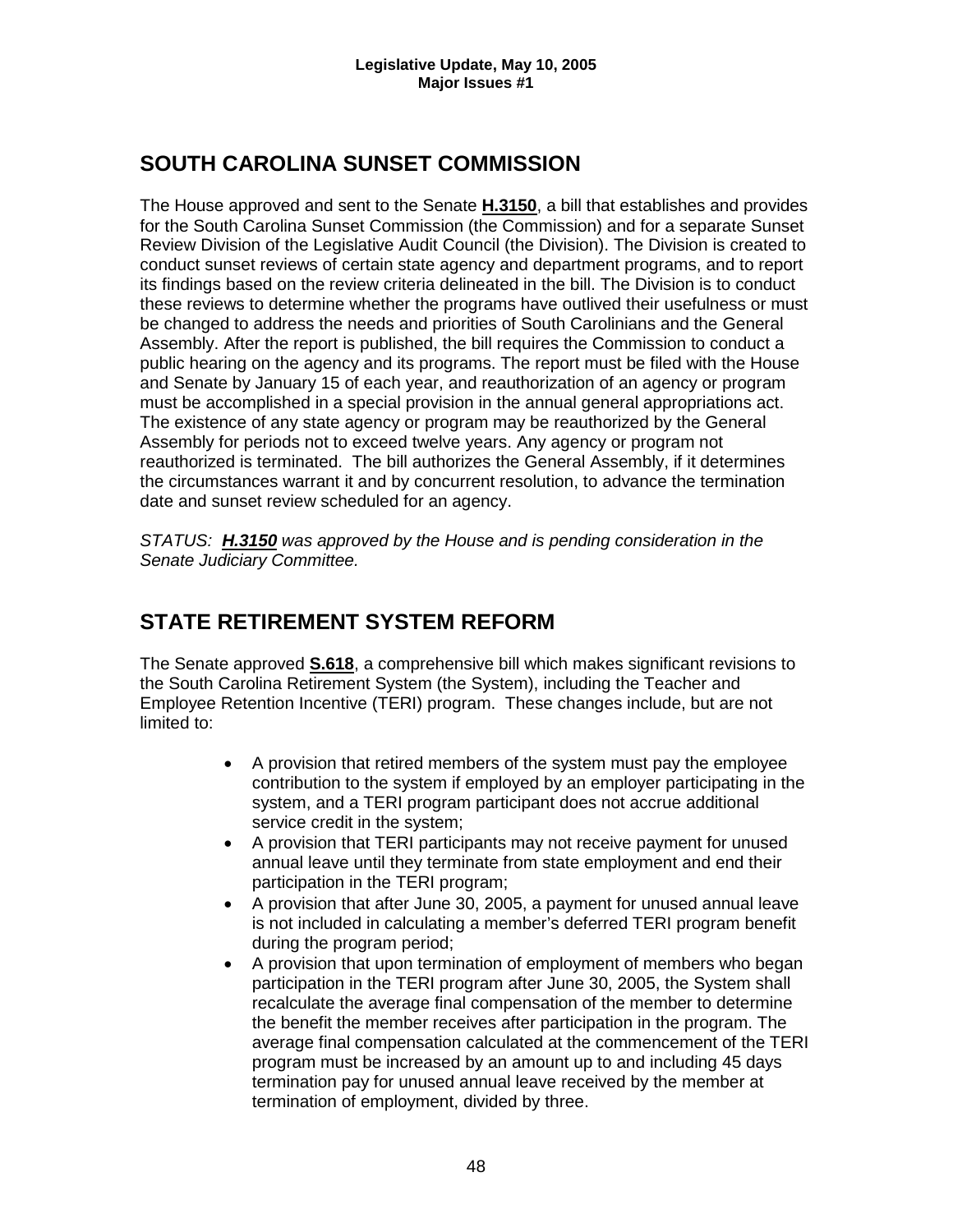## SOUTH CAROLINA SUNSET COMMISSION

The House approved and sent to the Senate **H.3150**, a bill that establishes and provides for the South Carolina Sunset Commission (the Commission) and for a separate Sunset Review Division of the Legislative Audit Council (the Division). The Division is created to conduct sunset reviews of certain state agency and department programs, and to report its findings based on the review criteria delineated in the bill. The Division is to conduct these reviews to determine whether the programs have outlived their usefulness or must be changed to address the needs and priorities of South Carolinians and the General Assembly. After the report is published, the bill requires the Commission to conduct a public hearing on the agency and its programs. The report must be filed with the House and Senate by January 15 of each year, and reauthorization of an agency or program must be accomplished in a special provision in the annual general appropriations act. The existence of any state agency or program may be reauthorized by the General Assembly for periods not to exceed twelve years. Any agency or program not reauthorized is terminated. The bill authorizes the General Assembly, if it determines the circumstances warrant it and by concurrent resolution, to advance the termination date and sunset review scheduled for an agency.

*STATUS: **H.3150** was approved by the House and is pending consideration in the Senate Judiciary Committee.*

## STATE RETIREMENT SYSTEM REFORM

The Senate approved **S.618**, a comprehensive bill which makes significant revisions to the South Carolina Retirement System (the System), including the Teacher and Employee Retention Incentive (TERI) program. These changes include, but are not limited to:

- A provision that retired members of the system must pay the employee contribution to the system if employed by an employer participating in the system, and a TERI program participant does not accrue additional service credit in the system;
- A provision that TERI participants may not receive payment for unused annual leave until they terminate from state employment and end their participation in the TERI program;
- A provision that after June 30, 2005, a payment for unused annual leave is not included in calculating a member's deferred TERI program benefit during the program period;
- A provision that upon termination of employment of members who began participation in the TERI program after June 30, 2005, the System shall recalculate the average final compensation of the member to determine the benefit the member receives after participation in the program. The average final compensation calculated at the commencement of the TERI program must be increased by an amount up to and including 45 days termination pay for unused annual leave received by the member at termination of employment, divided by three.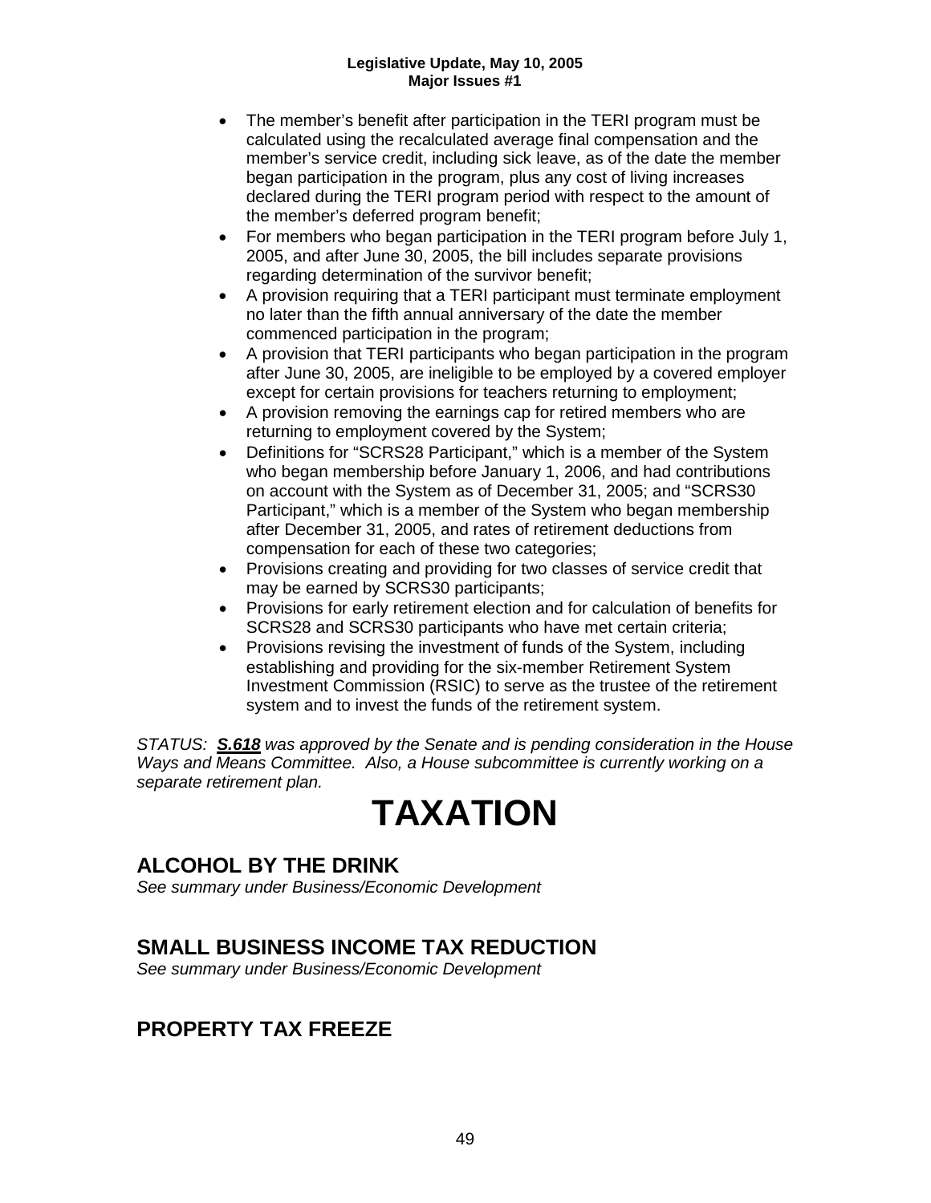- The member's benefit after participation in the TERI program must be calculated using the recalculated average final compensation and the member's service credit, including sick leave, as of the date the member began participation in the program, plus any cost of living increases declared during the TERI program period with respect to the amount of the member's deferred program benefit;
- For members who began participation in the TERI program before July 1, 2005, and after June 30, 2005, the bill includes separate provisions regarding determination of the survivor benefit;
- A provision requiring that a TERI participant must terminate employment no later than the fifth annual anniversary of the date the member commenced participation in the program;
- A provision that TERI participants who began participation in the program after June 30, 2005, are ineligible to be employed by a covered employer except for certain provisions for teachers returning to employment;
- A provision removing the earnings cap for retired members who are returning to employment covered by the System;
- Definitions for "SCRS28 Participant," which is a member of the System who began membership before January 1, 2006, and had contributions on account with the System as of December 31, 2005; and "SCRS30 Participant," which is a member of the System who began membership after December 31, 2005, and rates of retirement deductions from compensation for each of these two categories;
- Provisions creating and providing for two classes of service credit that may be earned by SCRS30 participants;
- Provisions for early retirement election and for calculation of benefits for SCRS28 and SCRS30 participants who have met certain criteria;
- Provisions revising the investment of funds of the System, including establishing and providing for the six-member Retirement System Investment Commission (RSIC) to serve as the trustee of the retirement system and to invest the funds of the retirement system.

*STATUS: **S.618** was approved by the Senate and is pending consideration in the House Ways and Means Committee. Also, a House subcommittee is currently working on a separate retirement plan.*

# TAXATION

## ALCOHOL BY THE DRINK

*See summary under Business/Economic Development*

## SMALL BUSINESS INCOME TAX REDUCTION

*See summary under Business/Economic Development*

## PROPERTY TAX FREEZE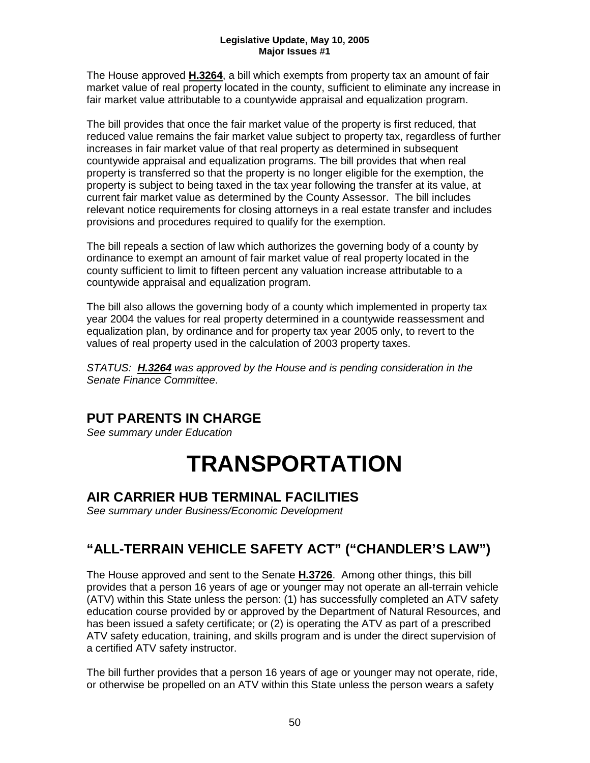The House approved **H.3264**, a bill which exempts from property tax an amount of fair market value of real property located in the county, sufficient to eliminate any increase in fair market value attributable to a countywide appraisal and equalization program.

The bill provides that once the fair market value of the property is first reduced, that reduced value remains the fair market value subject to property tax, regardless of further increases in fair market value of that real property as determined in subsequent countywide appraisal and equalization programs. The bill provides that when real property is transferred so that the property is no longer eligible for the exemption, the property is subject to being taxed in the tax year following the transfer at its value, at current fair market value as determined by the County Assessor. The bill includes relevant notice requirements for closing attorneys in a real estate transfer and includes provisions and procedures required to qualify for the exemption.

The bill repeals a section of law which authorizes the governing body of a county by ordinance to exempt an amount of fair market value of real property located in the county sufficient to limit to fifteen percent any valuation increase attributable to a countywide appraisal and equalization program.

The bill also allows the governing body of a county which implemented in property tax year 2004 the values for real property determined in a countywide reassessment and equalization plan, by ordinance and for property tax year 2005 only, to revert to the values of real property used in the calculation of 2003 property taxes.

*STATUS: **H.3264** was approved by the House and is pending consideration in the Senate Finance Committee*.

## PUT PARENTS IN CHARGE

*See summary under Education*

# TRANSPORTATION

## AIR CARRIER HUB TERMINAL FACILITIES

*See summary under Business/Economic Development*

## "ALL-TERRAIN VEHICLE SAFETY ACT" ("CHANDLER'S LAW")

The House approved and sent to the Senate **H.3726**. Among other things, this bill provides that a person 16 years of age or younger may not operate an all-terrain vehicle (ATV) within this State unless the person: (1) has successfully completed an ATV safety education course provided by or approved by the Department of Natural Resources, and has been issued a safety certificate; or (2) is operating the ATV as part of a prescribed ATV safety education, training, and skills program and is under the direct supervision of a certified ATV safety instructor.

The bill further provides that a person 16 years of age or younger may not operate, ride, or otherwise be propelled on an ATV within this State unless the person wears a safety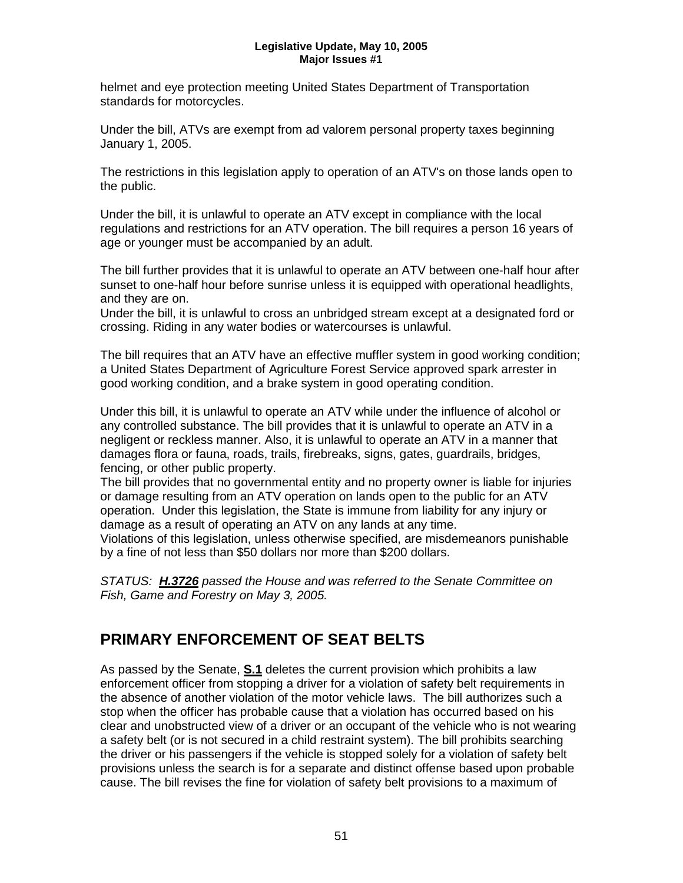helmet and eye protection meeting United States Department of Transportation standards for motorcycles.

Under the bill, ATVs are exempt from ad valorem personal property taxes beginning January 1, 2005.

The restrictions in this legislation apply to operation of an ATV's on those lands open to the public.

Under the bill, it is unlawful to operate an ATV except in compliance with the local regulations and restrictions for an ATV operation. The bill requires a person 16 years of age or younger must be accompanied by an adult.

The bill further provides that it is unlawful to operate an ATV between one-half hour after sunset to one-half hour before sunrise unless it is equipped with operational headlights, and they are on.
Under the bill, it is unlawful to cross an unbridged stream except at a designated ford or crossing. Riding in any water bodies or watercourses is unlawful.

The bill requires that an ATV have an effective muffler system in good working condition; a United States Department of Agriculture Forest Service approved spark arrester in good working condition, and a brake system in good operating condition.

Under this bill, it is unlawful to operate an ATV while under the influence of alcohol or any controlled substance. The bill provides that it is unlawful to operate an ATV in a negligent or reckless manner. Also, it is unlawful to operate an ATV in a manner that damages flora or fauna, roads, trails, firebreaks, signs, gates, guardrails, bridges, fencing, or other public property.
The bill provides that no governmental entity and no property owner is liable for injuries or damage resulting from an ATV operation on lands open to the public for an ATV operation. Under this legislation, the State is immune from liability for any injury or damage as a result of operating an ATV on any lands at any time.
Violations of this legislation, unless otherwise specified, are misdemeanors punishable by a fine of not less than $50 dollars nor more than $200 dollars.

*STATUS: **H.3726** passed the House and was referred to the Senate Committee on Fish, Game and Forestry on May 3, 2005.*

## PRIMARY ENFORCEMENT OF SEAT BELTS

As passed by the Senate, **S.1** deletes the current provision which prohibits a law enforcement officer from stopping a driver for a violation of safety belt requirements in the absence of another violation of the motor vehicle laws. The bill authorizes such a stop when the officer has probable cause that a violation has occurred based on his clear and unobstructed view of a driver or an occupant of the vehicle who is not wearing a safety belt (or is not secured in a child restraint system). The bill prohibits searching the driver or his passengers if the vehicle is stopped solely for a violation of safety belt provisions unless the search is for a separate and distinct offense based upon probable cause. The bill revises the fine for violation of safety belt provisions to a maximum of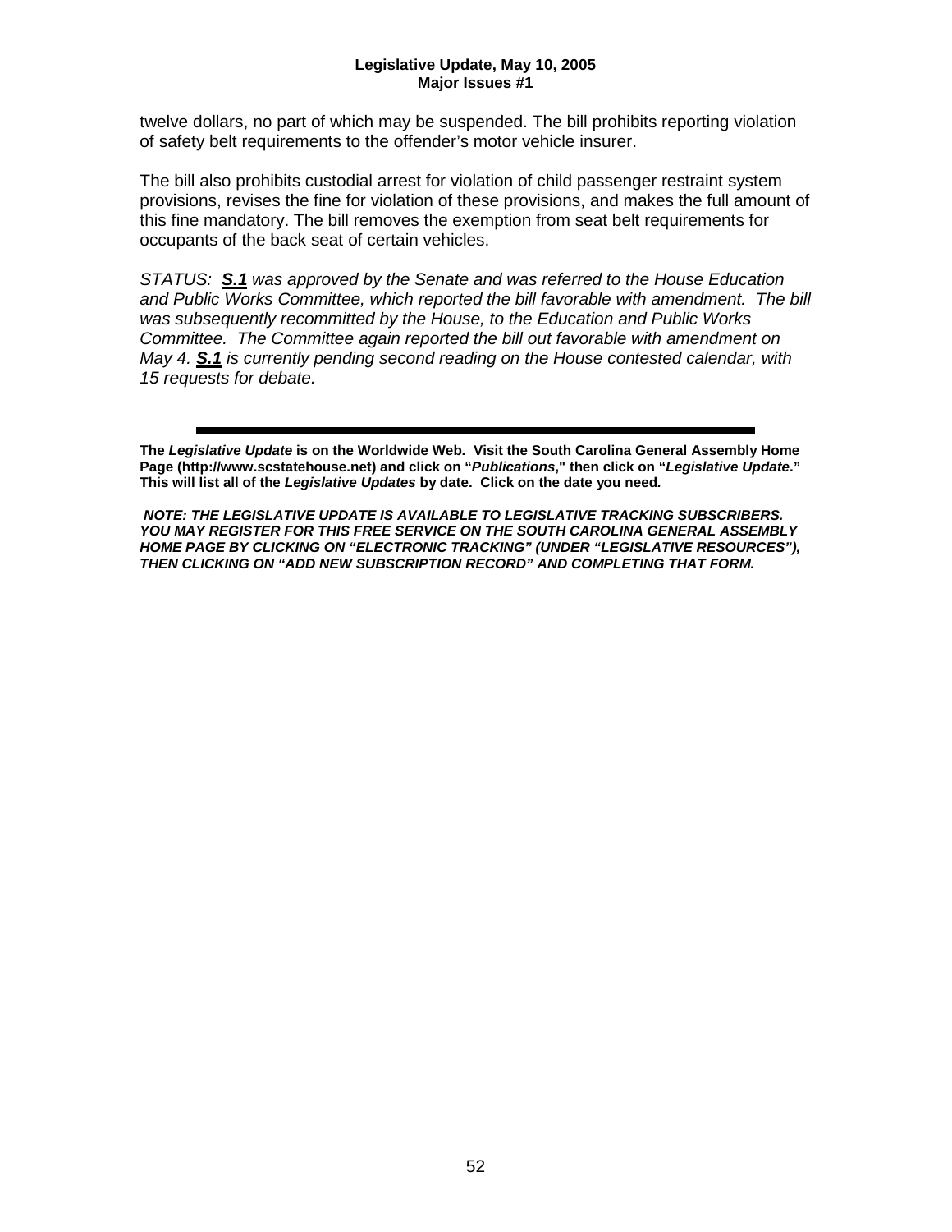twelve dollars, no part of which may be suspended. The bill prohibits reporting violation of safety belt requirements to the offender's motor vehicle insurer.

The bill also prohibits custodial arrest for violation of child passenger restraint system provisions, revises the fine for violation of these provisions, and makes the full amount of this fine mandatory. The bill removes the exemption from seat belt requirements for occupants of the back seat of certain vehicles.

*STATUS: **S.1** was approved by the Senate and was referred to the House Education and Public Works Committee, which reported the bill favorable with amendment. The bill was subsequently recommitted by the House, to the Education and Public Works Committee. The Committee again reported the bill out favorable with amendment on May 4. **S.1** is currently pending second reading on the House contested calendar, with 15 requests for debate.*

---

**The *Legislative Update* is on the Worldwide Web. Visit the South Carolina General Assembly Home Page (http://www.scstatehouse.net) and click on "*Publications*," then click on "*Legislative Update*." This will list all of the *Legislative Updates* by date. Click on the date you need.**

***NOTE: THE LEGISLATIVE UPDATE IS AVAILABLE TO LEGISLATIVE TRACKING SUBSCRIBERS. YOU MAY REGISTER FOR THIS FREE SERVICE ON THE SOUTH CAROLINA GENERAL ASSEMBLY HOME PAGE BY CLICKING ON "ELECTRONIC TRACKING" (UNDER "LEGISLATIVE RESOURCES"), THEN CLICKING ON "ADD NEW SUBSCRIPTION RECORD" AND COMPLETING THAT FORM.***